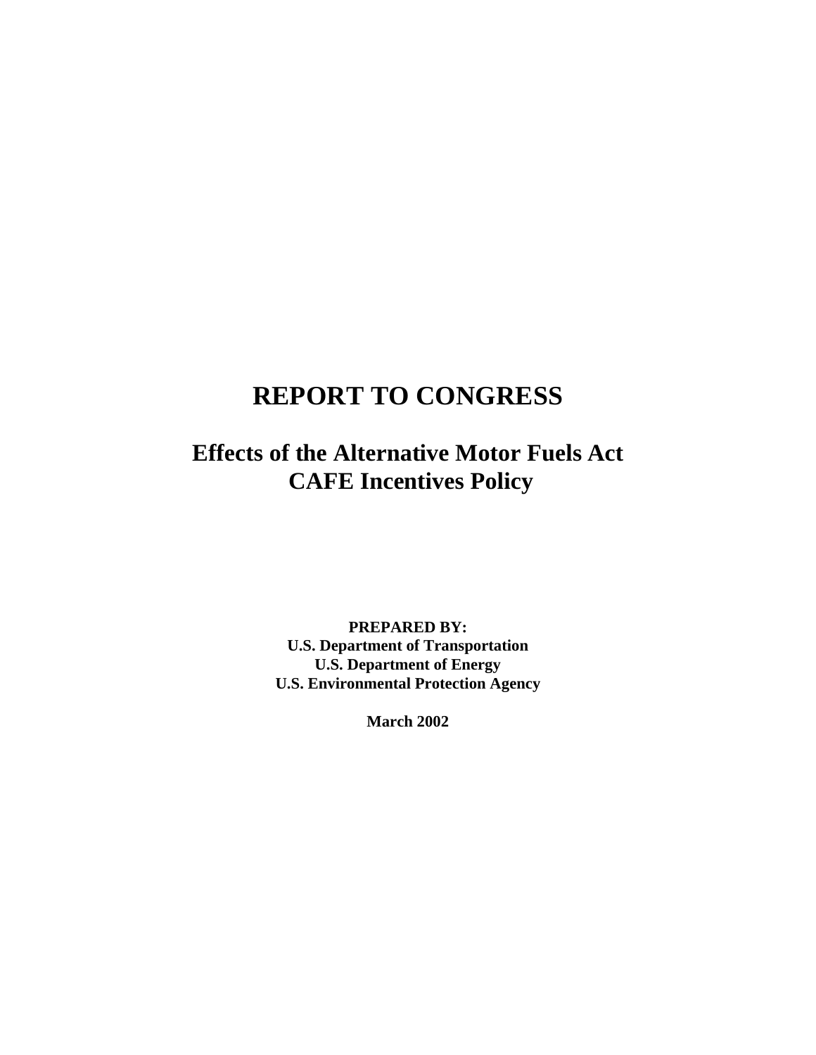# REPORT TO CONGRESS

## Effects of the Alternative Motor Fuels Act CAFE Incentives Policy

**PREPARED BY:**
**U.S. Department of Transportation**
**U.S. Department of Energy**
**U.S. Environmental Protection Agency**

**March 2002**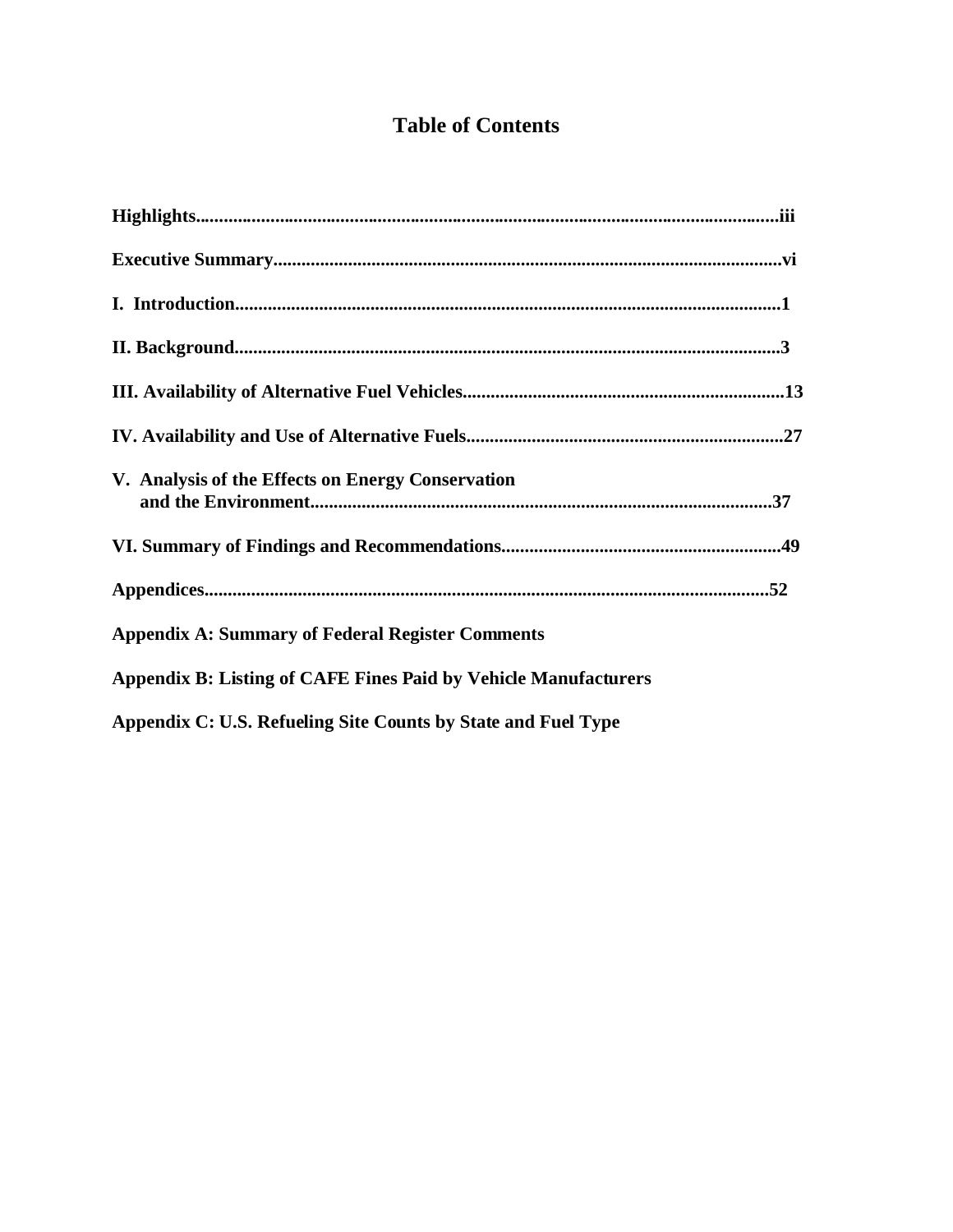# Table of Contents

**Highlights............................................................................................................iii**

**Executive Summary...............................................................................................vi**

**I. Introduction.........................................................................................................1**

**II. Background.........................................................................................................3**

**III. Availability of Alternative Fuel Vehicles........................................................13**

**IV. Availability and Use of Alternative Fuels.......................................................27**

**V. Analysis of the Effects on Energy Conservation and the Environment.............................................................................................37**

**VI. Summary of Findings and Recommendations...............................................49**

**Appendices...........................................................................................................52**

**Appendix A: Summary of Federal Register Comments**

**Appendix B: Listing of CAFE Fines Paid by Vehicle Manufacturers**

**Appendix C: U.S. Refueling Site Counts by State and Fuel Type**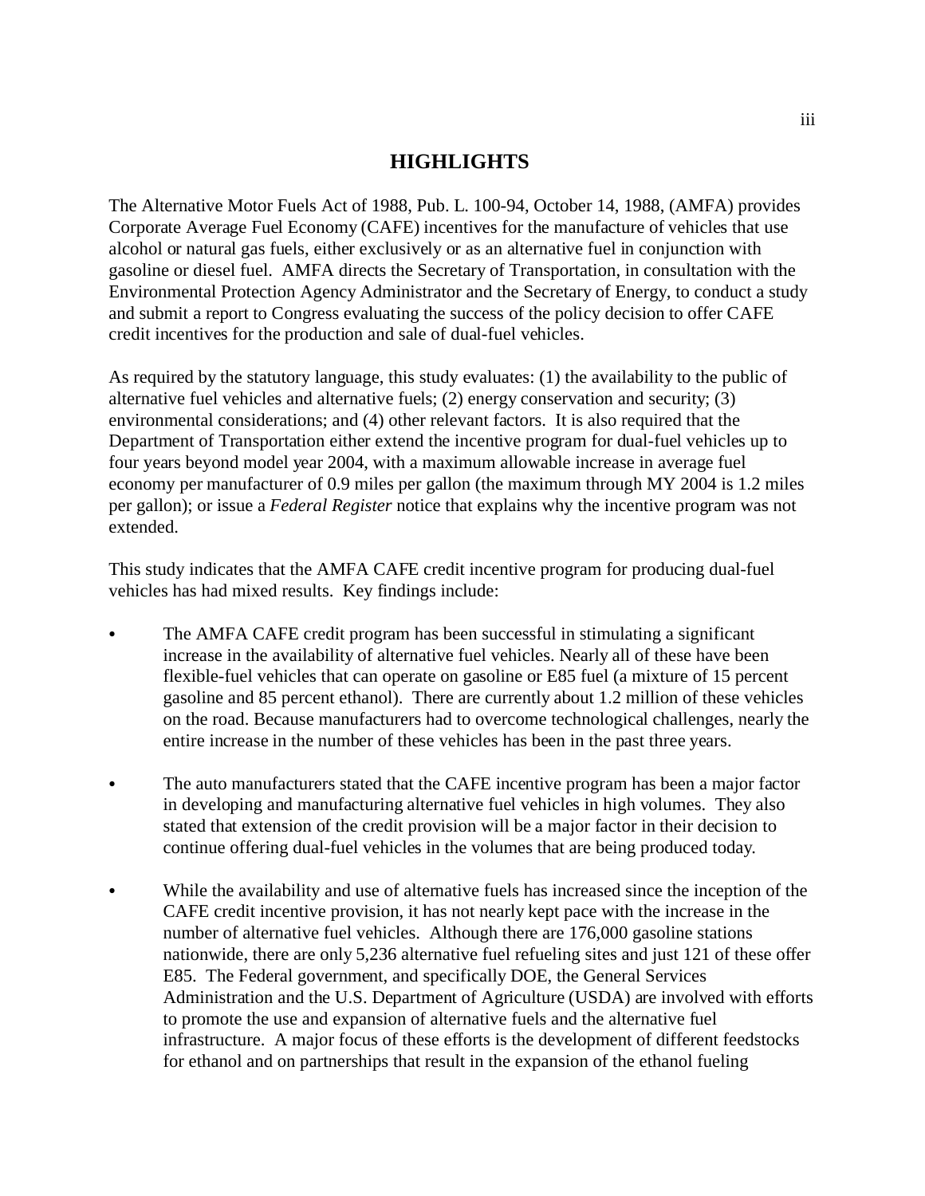# HIGHLIGHTS

The Alternative Motor Fuels Act of 1988, Pub. L. 100-94, October 14, 1988, (AMFA) provides Corporate Average Fuel Economy (CAFE) incentives for the manufacture of vehicles that use alcohol or natural gas fuels, either exclusively or as an alternative fuel in conjunction with gasoline or diesel fuel. AMFA directs the Secretary of Transportation, in consultation with the Environmental Protection Agency Administrator and the Secretary of Energy, to conduct a study and submit a report to Congress evaluating the success of the policy decision to offer CAFE credit incentives for the production and sale of dual-fuel vehicles.

As required by the statutory language, this study evaluates: (1) the availability to the public of alternative fuel vehicles and alternative fuels; (2) energy conservation and security; (3) environmental considerations; and (4) other relevant factors. It is also required that the Department of Transportation either extend the incentive program for dual-fuel vehicles up to four years beyond model year 2004, with a maximum allowable increase in average fuel economy per manufacturer of 0.9 miles per gallon (the maximum through MY 2004 is 1.2 miles per gallon); or issue a *Federal Register* notice that explains why the incentive program was not extended.

This study indicates that the AMFA CAFE credit incentive program for producing dual-fuel vehicles has had mixed results. Key findings include:

- The AMFA CAFE credit program has been successful in stimulating a significant increase in the availability of alternative fuel vehicles. Nearly all of these have been flexible-fuel vehicles that can operate on gasoline or E85 fuel (a mixture of 15 percent gasoline and 85 percent ethanol). There are currently about 1.2 million of these vehicles on the road. Because manufacturers had to overcome technological challenges, nearly the entire increase in the number of these vehicles has been in the past three years.

- The auto manufacturers stated that the CAFE incentive program has been a major factor in developing and manufacturing alternative fuel vehicles in high volumes. They also stated that extension of the credit provision will be a major factor in their decision to continue offering dual-fuel vehicles in the volumes that are being produced today.

- While the availability and use of alternative fuels has increased since the inception of the CAFE credit incentive provision, it has not nearly kept pace with the increase in the number of alternative fuel vehicles. Although there are 176,000 gasoline stations nationwide, there are only 5,236 alternative fuel refueling sites and just 121 of these offer E85. The Federal government, and specifically DOE, the General Services Administration and the U.S. Department of Agriculture (USDA) are involved with efforts to promote the use and expansion of alternative fuels and the alternative fuel infrastructure. A major focus of these efforts is the development of different feedstocks for ethanol and on partnerships that result in the expansion of the ethanol fueling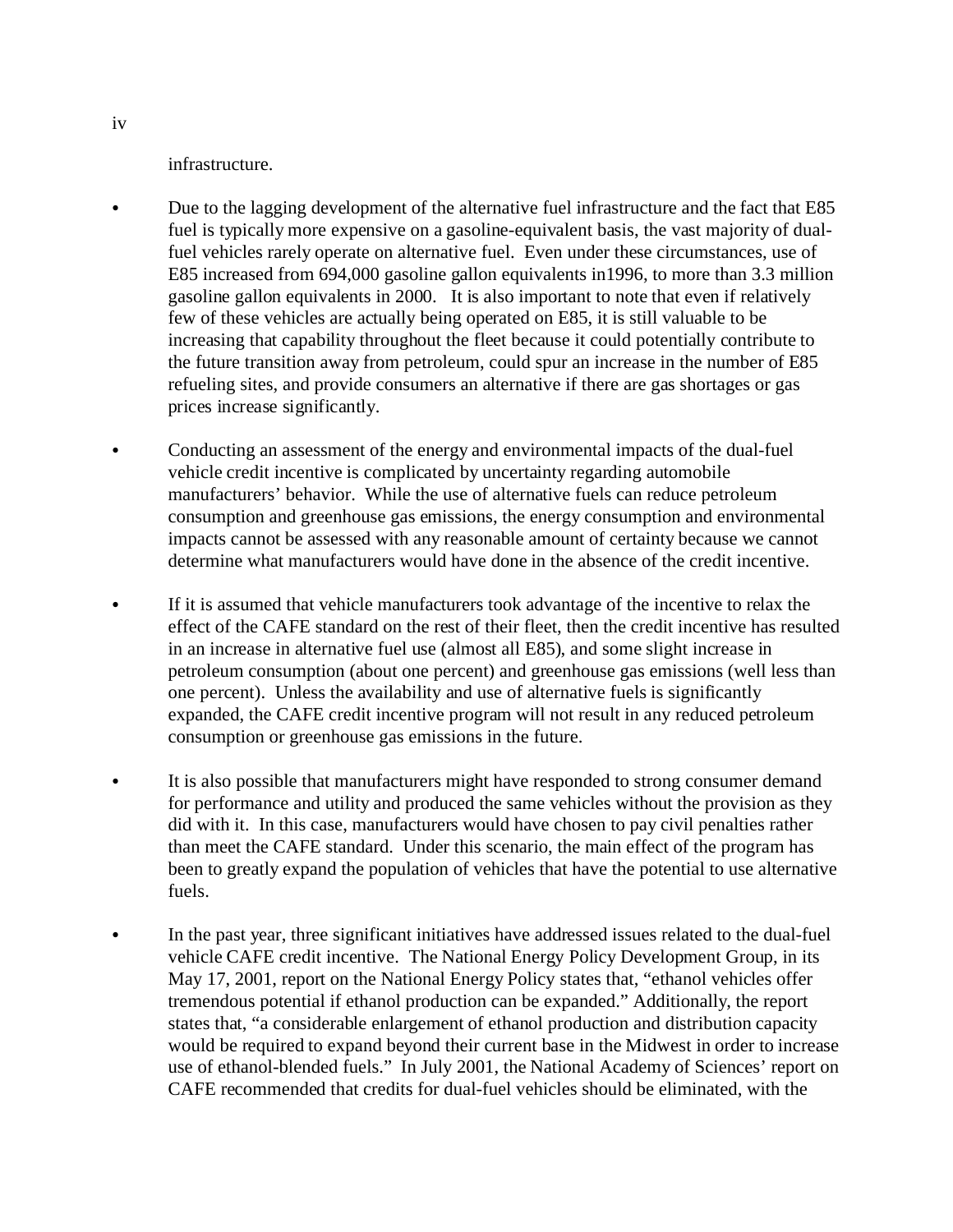infrastructure.

- Due to the lagging development of the alternative fuel infrastructure and the fact that E85 fuel is typically more expensive on a gasoline-equivalent basis, the vast majority of dual-fuel vehicles rarely operate on alternative fuel. Even under these circumstances, use of E85 increased from 694,000 gasoline gallon equivalents in1996, to more than 3.3 million gasoline gallon equivalents in 2000. It is also important to note that even if relatively few of these vehicles are actually being operated on E85, it is still valuable to be increasing that capability throughout the fleet because it could potentially contribute to the future transition away from petroleum, could spur an increase in the number of E85 refueling sites, and provide consumers an alternative if there are gas shortages or gas prices increase significantly.

- Conducting an assessment of the energy and environmental impacts of the dual-fuel vehicle credit incentive is complicated by uncertainty regarding automobile manufacturers' behavior. While the use of alternative fuels can reduce petroleum consumption and greenhouse gas emissions, the energy consumption and environmental impacts cannot be assessed with any reasonable amount of certainty because we cannot determine what manufacturers would have done in the absence of the credit incentive.

- If it is assumed that vehicle manufacturers took advantage of the incentive to relax the effect of the CAFE standard on the rest of their fleet, then the credit incentive has resulted in an increase in alternative fuel use (almost all E85), and some slight increase in petroleum consumption (about one percent) and greenhouse gas emissions (well less than one percent). Unless the availability and use of alternative fuels is significantly expanded, the CAFE credit incentive program will not result in any reduced petroleum consumption or greenhouse gas emissions in the future.

- It is also possible that manufacturers might have responded to strong consumer demand for performance and utility and produced the same vehicles without the provision as they did with it. In this case, manufacturers would have chosen to pay civil penalties rather than meet the CAFE standard. Under this scenario, the main effect of the program has been to greatly expand the population of vehicles that have the potential to use alternative fuels.

- In the past year, three significant initiatives have addressed issues related to the dual-fuel vehicle CAFE credit incentive. The National Energy Policy Development Group, in its May 17, 2001, report on the National Energy Policy states that, "ethanol vehicles offer tremendous potential if ethanol production can be expanded." Additionally, the report states that, "a considerable enlargement of ethanol production and distribution capacity would be required to expand beyond their current base in the Midwest in order to increase use of ethanol-blended fuels." In July 2001, the National Academy of Sciences' report on CAFE recommended that credits for dual-fuel vehicles should be eliminated, with the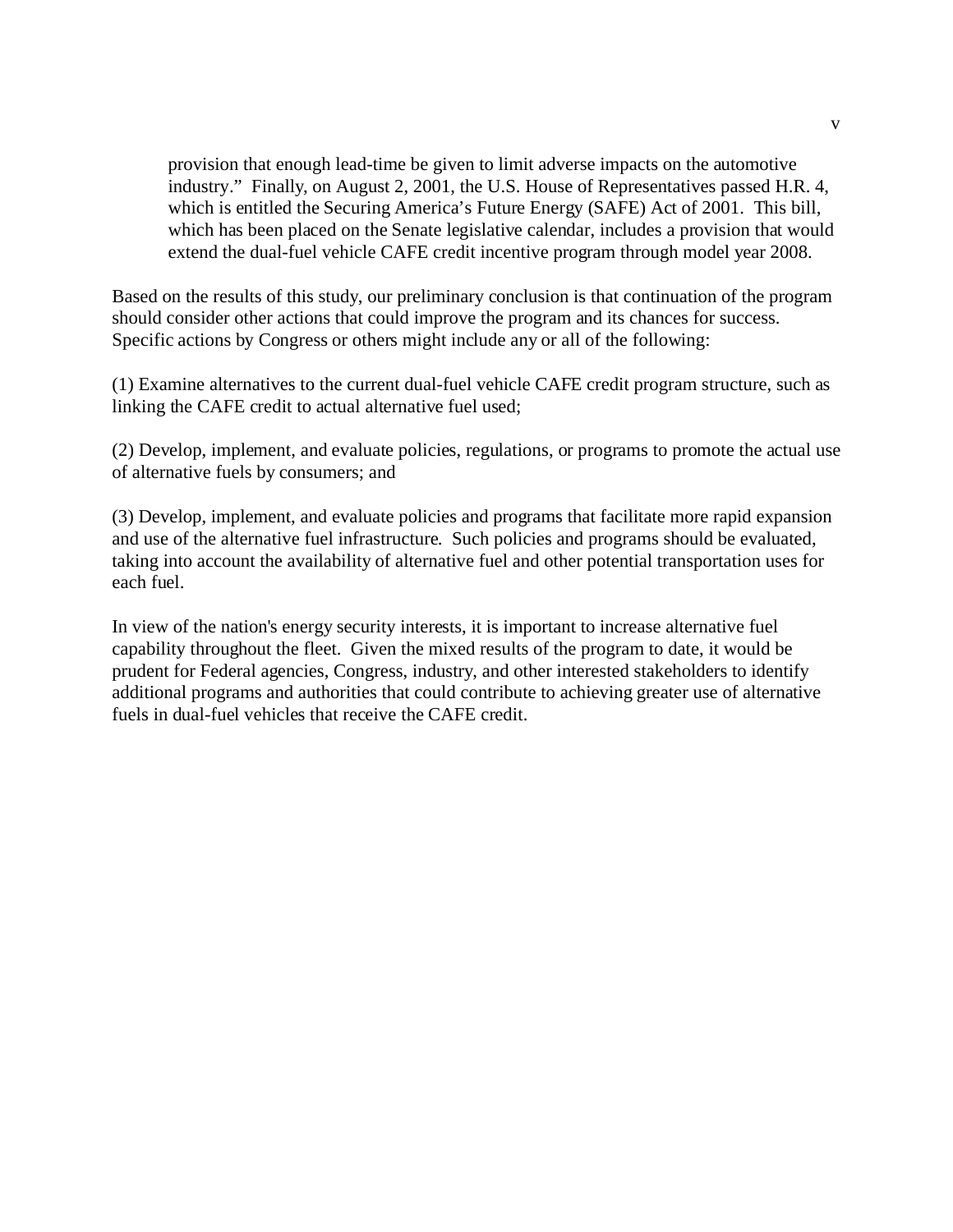provision that enough lead-time be given to limit adverse impacts on the automotive industry." Finally, on August 2, 2001, the U.S. House of Representatives passed H.R. 4, which is entitled the Securing America's Future Energy (SAFE) Act of 2001. This bill, which has been placed on the Senate legislative calendar, includes a provision that would extend the dual-fuel vehicle CAFE credit incentive program through model year 2008.

Based on the results of this study, our preliminary conclusion is that continuation of the program should consider other actions that could improve the program and its chances for success. Specific actions by Congress or others might include any or all of the following:

(1) Examine alternatives to the current dual-fuel vehicle CAFE credit program structure, such as linking the CAFE credit to actual alternative fuel used;

(2) Develop, implement, and evaluate policies, regulations, or programs to promote the actual use of alternative fuels by consumers; and

(3) Develop, implement, and evaluate policies and programs that facilitate more rapid expansion and use of the alternative fuel infrastructure. Such policies and programs should be evaluated, taking into account the availability of alternative fuel and other potential transportation uses for each fuel.

In view of the nation's energy security interests, it is important to increase alternative fuel capability throughout the fleet. Given the mixed results of the program to date, it would be prudent for Federal agencies, Congress, industry, and other interested stakeholders to identify additional programs and authorities that could contribute to achieving greater use of alternative fuels in dual-fuel vehicles that receive the CAFE credit.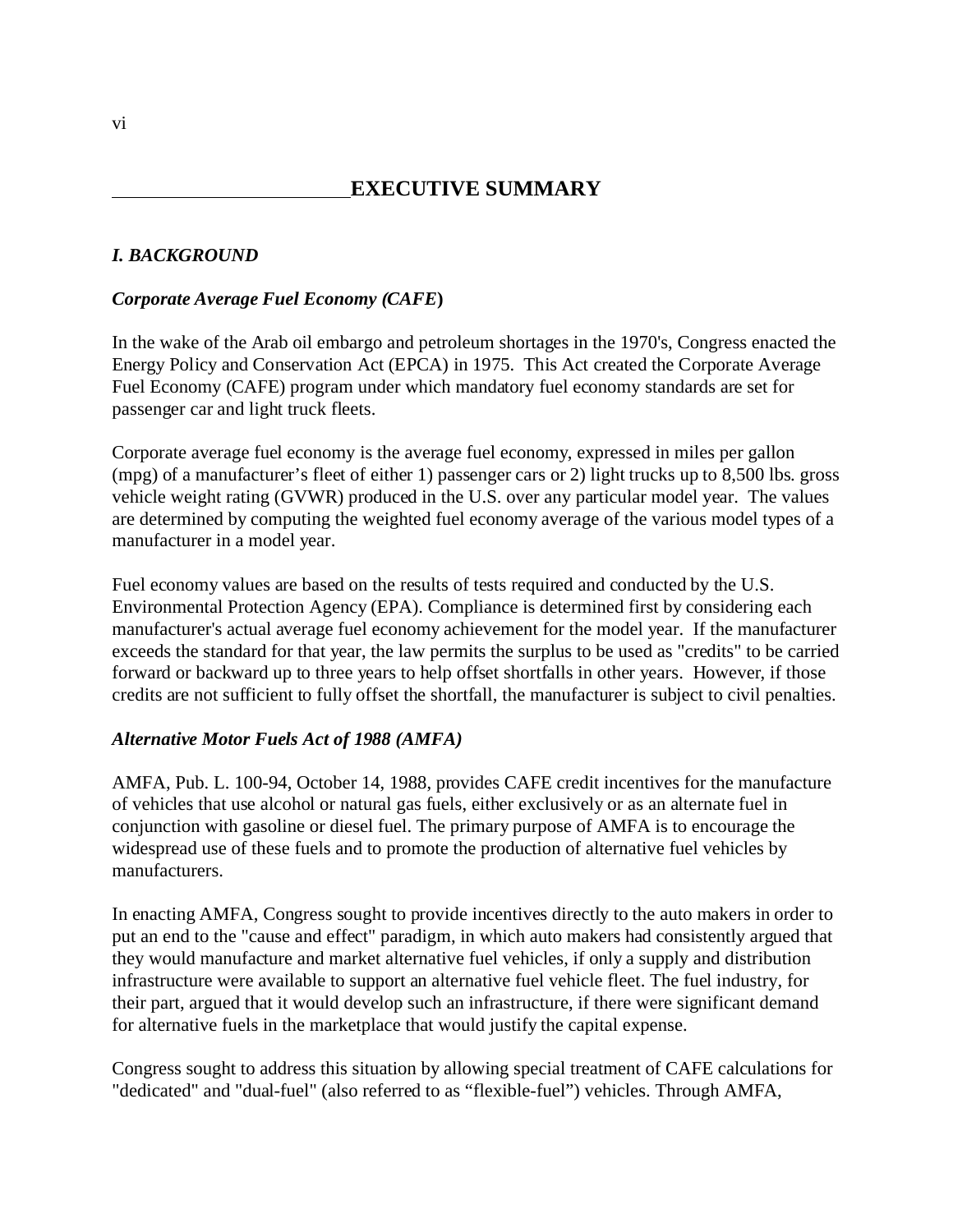# EXECUTIVE SUMMARY

## *I. BACKGROUND*

### *Corporate Average Fuel Economy (CAFE)*

In the wake of the Arab oil embargo and petroleum shortages in the 1970's, Congress enacted the Energy Policy and Conservation Act (EPCA) in 1975. This Act created the Corporate Average Fuel Economy (CAFE) program under which mandatory fuel economy standards are set for passenger car and light truck fleets.

Corporate average fuel economy is the average fuel economy, expressed in miles per gallon (mpg) of a manufacturer's fleet of either 1) passenger cars or 2) light trucks up to 8,500 lbs. gross vehicle weight rating (GVWR) produced in the U.S. over any particular model year. The values are determined by computing the weighted fuel economy average of the various model types of a manufacturer in a model year.

Fuel economy values are based on the results of tests required and conducted by the U.S. Environmental Protection Agency (EPA). Compliance is determined first by considering each manufacturer's actual average fuel economy achievement for the model year. If the manufacturer exceeds the standard for that year, the law permits the surplus to be used as "credits" to be carried forward or backward up to three years to help offset shortfalls in other years. However, if those credits are not sufficient to fully offset the shortfall, the manufacturer is subject to civil penalties.

### *Alternative Motor Fuels Act of 1988 (AMFA)*

AMFA, Pub. L. 100-94, October 14, 1988, provides CAFE credit incentives for the manufacture of vehicles that use alcohol or natural gas fuels, either exclusively or as an alternate fuel in conjunction with gasoline or diesel fuel. The primary purpose of AMFA is to encourage the widespread use of these fuels and to promote the production of alternative fuel vehicles by manufacturers.

In enacting AMFA, Congress sought to provide incentives directly to the auto makers in order to put an end to the "cause and effect" paradigm, in which auto makers had consistently argued that they would manufacture and market alternative fuel vehicles, if only a supply and distribution infrastructure were available to support an alternative fuel vehicle fleet. The fuel industry, for their part, argued that it would develop such an infrastructure, if there were significant demand for alternative fuels in the marketplace that would justify the capital expense.

Congress sought to address this situation by allowing special treatment of CAFE calculations for "dedicated" and "dual-fuel" (also referred to as "flexible-fuel") vehicles. Through AMFA,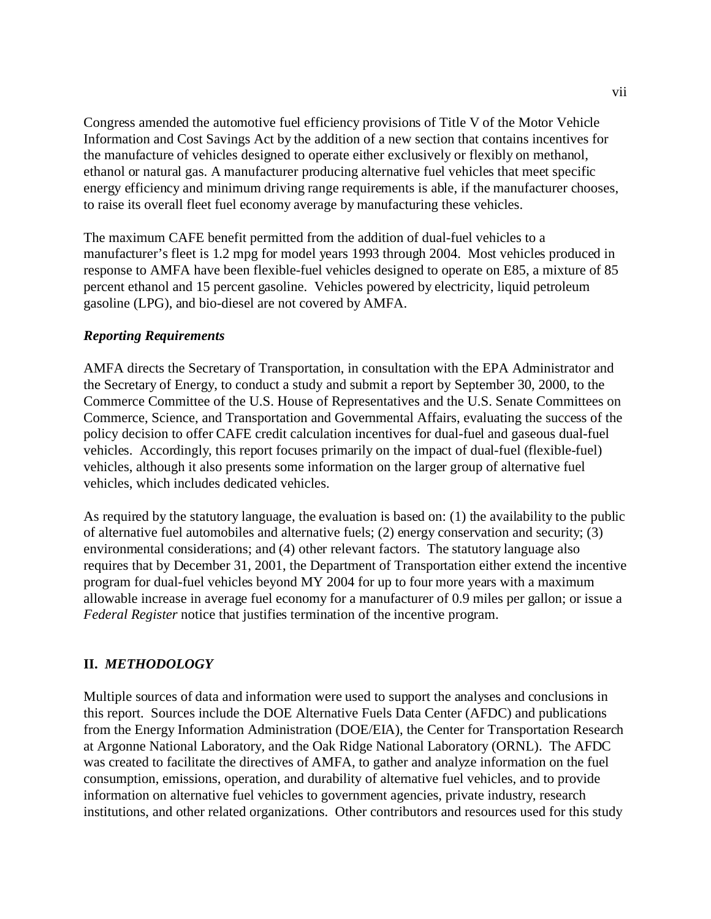Congress amended the automotive fuel efficiency provisions of Title V of the Motor Vehicle Information and Cost Savings Act by the addition of a new section that contains incentives for the manufacture of vehicles designed to operate either exclusively or flexibly on methanol, ethanol or natural gas. A manufacturer producing alternative fuel vehicles that meet specific energy efficiency and minimum driving range requirements is able, if the manufacturer chooses, to raise its overall fleet fuel economy average by manufacturing these vehicles.

The maximum CAFE benefit permitted from the addition of dual-fuel vehicles to a manufacturer's fleet is 1.2 mpg for model years 1993 through 2004. Most vehicles produced in response to AMFA have been flexible-fuel vehicles designed to operate on E85, a mixture of 85 percent ethanol and 15 percent gasoline. Vehicles powered by electricity, liquid petroleum gasoline (LPG), and bio-diesel are not covered by AMFA.

### *Reporting Requirements*

AMFA directs the Secretary of Transportation, in consultation with the EPA Administrator and the Secretary of Energy, to conduct a study and submit a report by September 30, 2000, to the Commerce Committee of the U.S. House of Representatives and the U.S. Senate Committees on Commerce, Science, and Transportation and Governmental Affairs, evaluating the success of the policy decision to offer CAFE credit calculation incentives for dual-fuel and gaseous dual-fuel vehicles. Accordingly, this report focuses primarily on the impact of dual-fuel (flexible-fuel) vehicles, although it also presents some information on the larger group of alternative fuel vehicles, which includes dedicated vehicles.

As required by the statutory language, the evaluation is based on: (1) the availability to the public of alternative fuel automobiles and alternative fuels; (2) energy conservation and security; (3) environmental considerations; and (4) other relevant factors. The statutory language also requires that by December 31, 2001, the Department of Transportation either extend the incentive program for dual-fuel vehicles beyond MY 2004 for up to four more years with a maximum allowable increase in average fuel economy for a manufacturer of 0.9 miles per gallon; or issue a *Federal Register* notice that justifies termination of the incentive program.

## II. *METHODOLOGY*

Multiple sources of data and information were used to support the analyses and conclusions in this report. Sources include the DOE Alternative Fuels Data Center (AFDC) and publications from the Energy Information Administration (DOE/EIA), the Center for Transportation Research at Argonne National Laboratory, and the Oak Ridge National Laboratory (ORNL). The AFDC was created to facilitate the directives of AMFA, to gather and analyze information on the fuel consumption, emissions, operation, and durability of alternative fuel vehicles, and to provide information on alternative fuel vehicles to government agencies, private industry, research institutions, and other related organizations. Other contributors and resources used for this study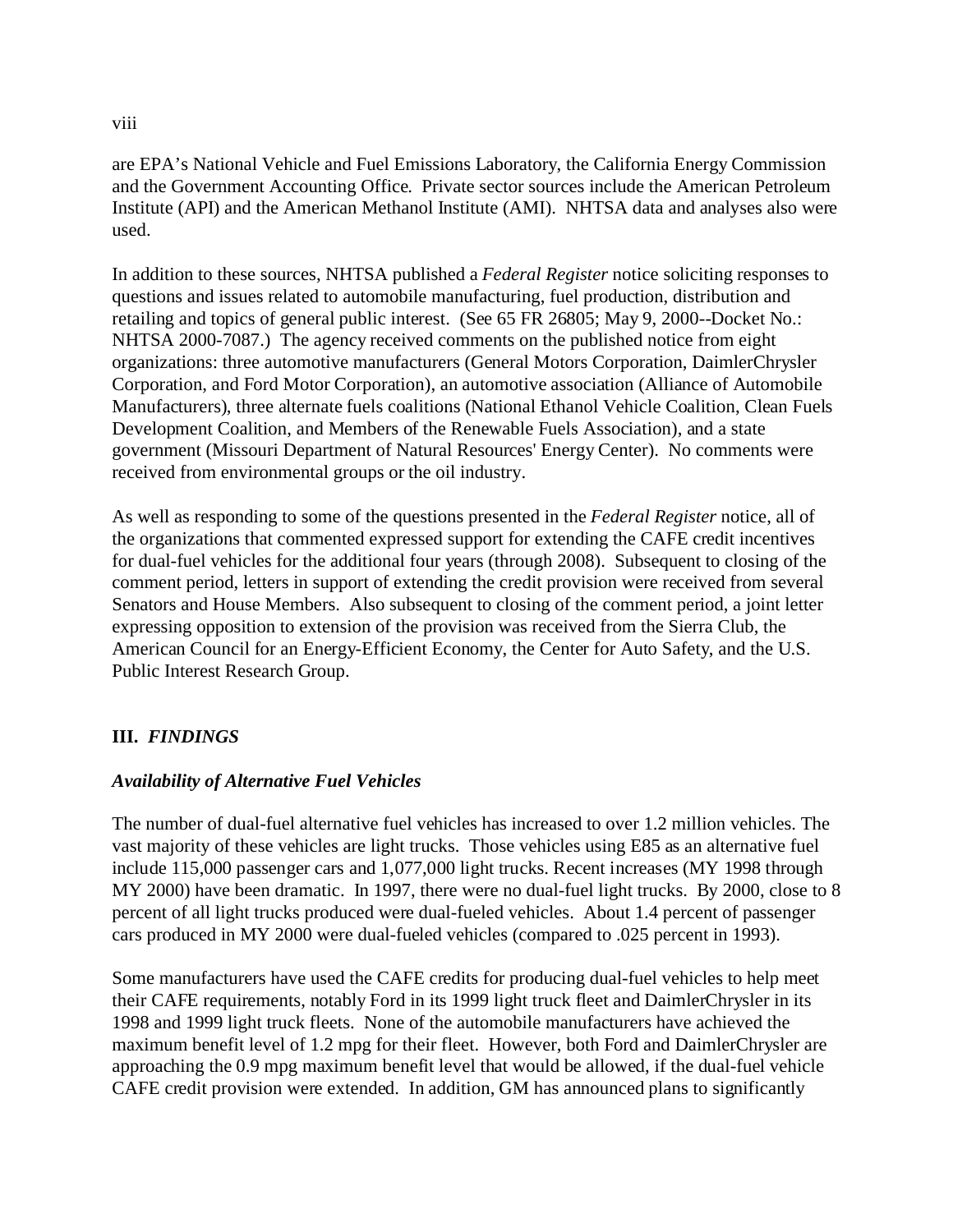are EPA's National Vehicle and Fuel Emissions Laboratory, the California Energy Commission and the Government Accounting Office. Private sector sources include the American Petroleum Institute (API) and the American Methanol Institute (AMI). NHTSA data and analyses also were used.

In addition to these sources, NHTSA published a *Federal Register* notice soliciting responses to questions and issues related to automobile manufacturing, fuel production, distribution and retailing and topics of general public interest. (See 65 FR 26805; May 9, 2000--Docket No.: NHTSA 2000-7087.) The agency received comments on the published notice from eight organizations: three automotive manufacturers (General Motors Corporation, DaimlerChrysler Corporation, and Ford Motor Corporation), an automotive association (Alliance of Automobile Manufacturers), three alternate fuels coalitions (National Ethanol Vehicle Coalition, Clean Fuels Development Coalition, and Members of the Renewable Fuels Association), and a state government (Missouri Department of Natural Resources' Energy Center). No comments were received from environmental groups or the oil industry.

As well as responding to some of the questions presented in the *Federal Register* notice, all of the organizations that commented expressed support for extending the CAFE credit incentives for dual-fuel vehicles for the additional four years (through 2008). Subsequent to closing of the comment period, letters in support of extending the credit provision were received from several Senators and House Members. Also subsequent to closing of the comment period, a joint letter expressing opposition to extension of the provision was received from the Sierra Club, the American Council for an Energy-Efficient Economy, the Center for Auto Safety, and the U.S. Public Interest Research Group.

## III. *FINDINGS*

### *Availability of Alternative Fuel Vehicles*

The number of dual-fuel alternative fuel vehicles has increased to over 1.2 million vehicles. The vast majority of these vehicles are light trucks. Those vehicles using E85 as an alternative fuel include 115,000 passenger cars and 1,077,000 light trucks. Recent increases (MY 1998 through MY 2000) have been dramatic. In 1997, there were no dual-fuel light trucks. By 2000, close to 8 percent of all light trucks produced were dual-fueled vehicles. About 1.4 percent of passenger cars produced in MY 2000 were dual-fueled vehicles (compared to .025 percent in 1993).

Some manufacturers have used the CAFE credits for producing dual-fuel vehicles to help meet their CAFE requirements, notably Ford in its 1999 light truck fleet and DaimlerChrysler in its 1998 and 1999 light truck fleets. None of the automobile manufacturers have achieved the maximum benefit level of 1.2 mpg for their fleet. However, both Ford and DaimlerChrysler are approaching the 0.9 mpg maximum benefit level that would be allowed, if the dual-fuel vehicle CAFE credit provision were extended. In addition, GM has announced plans to significantly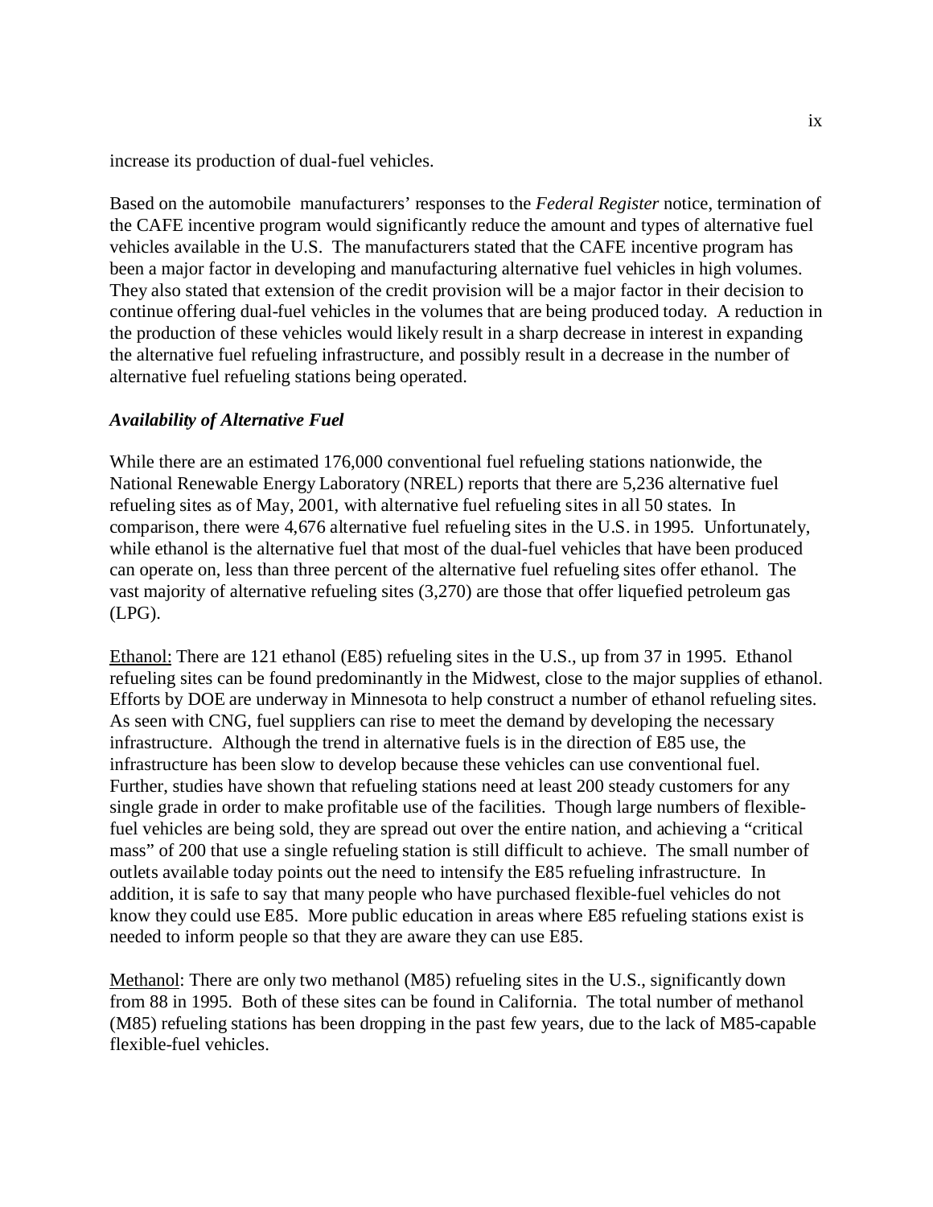increase its production of dual-fuel vehicles.

Based on the automobile manufacturers' responses to the *Federal Register* notice, termination of the CAFE incentive program would significantly reduce the amount and types of alternative fuel vehicles available in the U.S. The manufacturers stated that the CAFE incentive program has been a major factor in developing and manufacturing alternative fuel vehicles in high volumes. They also stated that extension of the credit provision will be a major factor in their decision to continue offering dual-fuel vehicles in the volumes that are being produced today. A reduction in the production of these vehicles would likely result in a sharp decrease in interest in expanding the alternative fuel refueling infrastructure, and possibly result in a decrease in the number of alternative fuel refueling stations being operated.

***Availability of Alternative Fuel***

While there are an estimated 176,000 conventional fuel refueling stations nationwide, the National Renewable Energy Laboratory (NREL) reports that there are 5,236 alternative fuel refueling sites as of May, 2001, with alternative fuel refueling sites in all 50 states. In comparison, there were 4,676 alternative fuel refueling sites in the U.S. in 1995. Unfortunately, while ethanol is the alternative fuel that most of the dual-fuel vehicles that have been produced can operate on, less than three percent of the alternative fuel refueling sites offer ethanol. The vast majority of alternative refueling sites (3,270) are those that offer liquefied petroleum gas (LPG).

Ethanol: There are 121 ethanol (E85) refueling sites in the U.S., up from 37 in 1995. Ethanol refueling sites can be found predominantly in the Midwest, close to the major supplies of ethanol. Efforts by DOE are underway in Minnesota to help construct a number of ethanol refueling sites. As seen with CNG, fuel suppliers can rise to meet the demand by developing the necessary infrastructure. Although the trend in alternative fuels is in the direction of E85 use, the infrastructure has been slow to develop because these vehicles can use conventional fuel. Further, studies have shown that refueling stations need at least 200 steady customers for any single grade in order to make profitable use of the facilities. Though large numbers of flexible-fuel vehicles are being sold, they are spread out over the entire nation, and achieving a "critical mass" of 200 that use a single refueling station is still difficult to achieve. The small number of outlets available today points out the need to intensify the E85 refueling infrastructure. In addition, it is safe to say that many people who have purchased flexible-fuel vehicles do not know they could use E85. More public education in areas where E85 refueling stations exist is needed to inform people so that they are aware they can use E85.

Methanol: There are only two methanol (M85) refueling sites in the U.S., significantly down from 88 in 1995. Both of these sites can be found in California. The total number of methanol (M85) refueling stations has been dropping in the past few years, due to the lack of M85-capable flexible-fuel vehicles.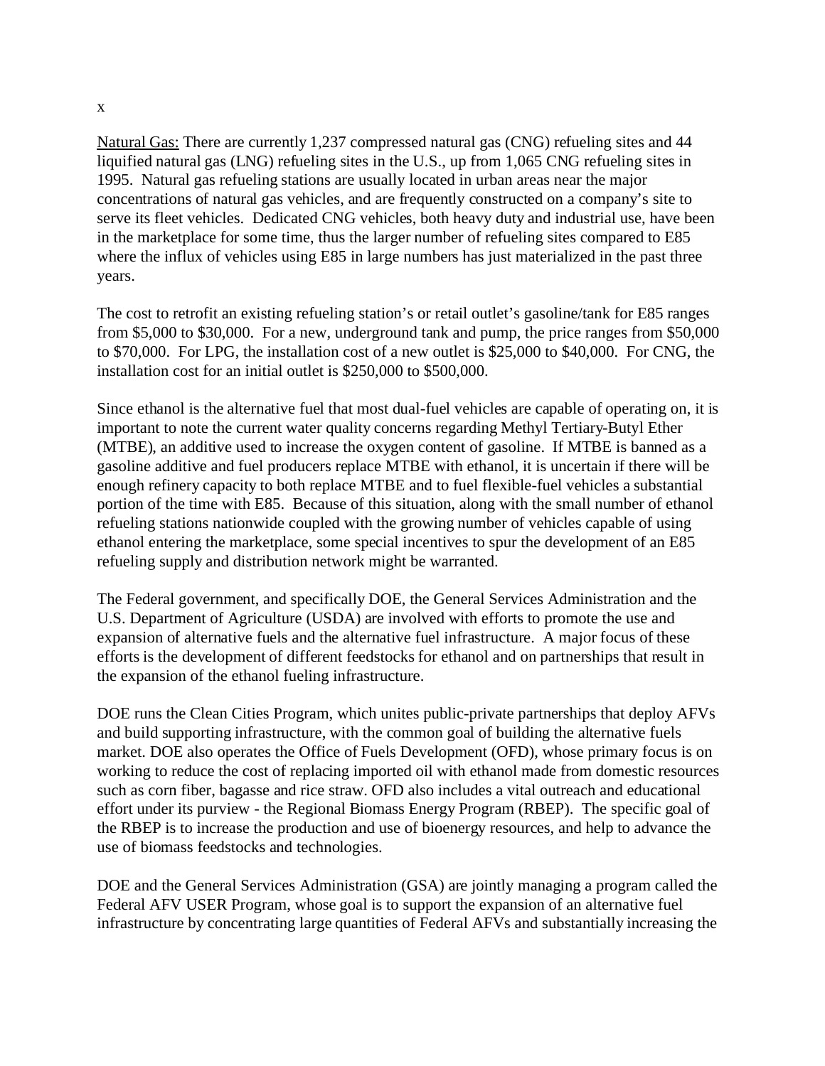Natural Gas: There are currently 1,237 compressed natural gas (CNG) refueling sites and 44 liquified natural gas (LNG) refueling sites in the U.S., up from 1,065 CNG refueling sites in 1995. Natural gas refueling stations are usually located in urban areas near the major concentrations of natural gas vehicles, and are frequently constructed on a company's site to serve its fleet vehicles. Dedicated CNG vehicles, both heavy duty and industrial use, have been in the marketplace for some time, thus the larger number of refueling sites compared to E85 where the influx of vehicles using E85 in large numbers has just materialized in the past three years.

The cost to retrofit an existing refueling station's or retail outlet's gasoline/tank for E85 ranges from $5,000 to $30,000. For a new, underground tank and pump, the price ranges from $50,000 to $70,000. For LPG, the installation cost of a new outlet is $25,000 to $40,000. For CNG, the installation cost for an initial outlet is $250,000 to $500,000.

Since ethanol is the alternative fuel that most dual-fuel vehicles are capable of operating on, it is important to note the current water quality concerns regarding Methyl Tertiary-Butyl Ether (MTBE), an additive used to increase the oxygen content of gasoline. If MTBE is banned as a gasoline additive and fuel producers replace MTBE with ethanol, it is uncertain if there will be enough refinery capacity to both replace MTBE and to fuel flexible-fuel vehicles a substantial portion of the time with E85. Because of this situation, along with the small number of ethanol refueling stations nationwide coupled with the growing number of vehicles capable of using ethanol entering the marketplace, some special incentives to spur the development of an E85 refueling supply and distribution network might be warranted.

The Federal government, and specifically DOE, the General Services Administration and the U.S. Department of Agriculture (USDA) are involved with efforts to promote the use and expansion of alternative fuels and the alternative fuel infrastructure. A major focus of these efforts is the development of different feedstocks for ethanol and on partnerships that result in the expansion of the ethanol fueling infrastructure.

DOE runs the Clean Cities Program, which unites public-private partnerships that deploy AFVs and build supporting infrastructure, with the common goal of building the alternative fuels market. DOE also operates the Office of Fuels Development (OFD), whose primary focus is on working to reduce the cost of replacing imported oil with ethanol made from domestic resources such as corn fiber, bagasse and rice straw. OFD also includes a vital outreach and educational effort under its purview - the Regional Biomass Energy Program (RBEP). The specific goal of the RBEP is to increase the production and use of bioenergy resources, and help to advance the use of biomass feedstocks and technologies.

DOE and the General Services Administration (GSA) are jointly managing a program called the Federal AFV USER Program, whose goal is to support the expansion of an alternative fuel infrastructure by concentrating large quantities of Federal AFVs and substantially increasing the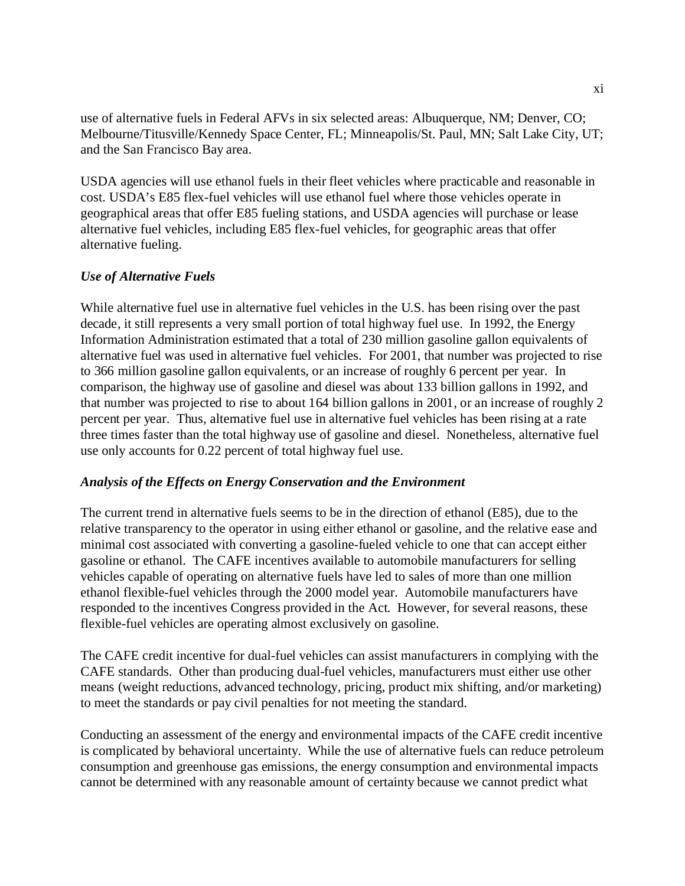use of alternative fuels in Federal AFVs in six selected areas: Albuquerque, NM; Denver, CO; Melbourne/Titusville/Kennedy Space Center, FL; Minneapolis/St. Paul, MN; Salt Lake City, UT; and the San Francisco Bay area.

USDA agencies will use ethanol fuels in their fleet vehicles where practicable and reasonable in cost. USDA's E85 flex-fuel vehicles will use ethanol fuel where those vehicles operate in geographical areas that offer E85 fueling stations, and USDA agencies will purchase or lease alternative fuel vehicles, including E85 flex-fuel vehicles, for geographic areas that offer alternative fueling.

### *Use of Alternative Fuels*

While alternative fuel use in alternative fuel vehicles in the U.S. has been rising over the past decade, it still represents a very small portion of total highway fuel use. In 1992, the Energy Information Administration estimated that a total of 230 million gasoline gallon equivalents of alternative fuel was used in alternative fuel vehicles. For 2001, that number was projected to rise to 366 million gasoline gallon equivalents, or an increase of roughly 6 percent per year. In comparison, the highway use of gasoline and diesel was about 133 billion gallons in 1992, and that number was projected to rise to about 164 billion gallons in 2001, or an increase of roughly 2 percent per year. Thus, alternative fuel use in alternative fuel vehicles has been rising at a rate three times faster than the total highway use of gasoline and diesel. Nonetheless, alternative fuel use only accounts for 0.22 percent of total highway fuel use.

### *Analysis of the Effects on Energy Conservation and the Environment*

The current trend in alternative fuels seems to be in the direction of ethanol (E85), due to the relative transparency to the operator in using either ethanol or gasoline, and the relative ease and minimal cost associated with converting a gasoline-fueled vehicle to one that can accept either gasoline or ethanol. The CAFE incentives available to automobile manufacturers for selling vehicles capable of operating on alternative fuels have led to sales of more than one million ethanol flexible-fuel vehicles through the 2000 model year. Automobile manufacturers have responded to the incentives Congress provided in the Act. However, for several reasons, these flexible-fuel vehicles are operating almost exclusively on gasoline.

The CAFE credit incentive for dual-fuel vehicles can assist manufacturers in complying with the CAFE standards. Other than producing dual-fuel vehicles, manufacturers must either use other means (weight reductions, advanced technology, pricing, product mix shifting, and/or marketing) to meet the standards or pay civil penalties for not meeting the standard.

Conducting an assessment of the energy and environmental impacts of the CAFE credit incentive is complicated by behavioral uncertainty. While the use of alternative fuels can reduce petroleum consumption and greenhouse gas emissions, the energy consumption and environmental impacts cannot be determined with any reasonable amount of certainty because we cannot predict what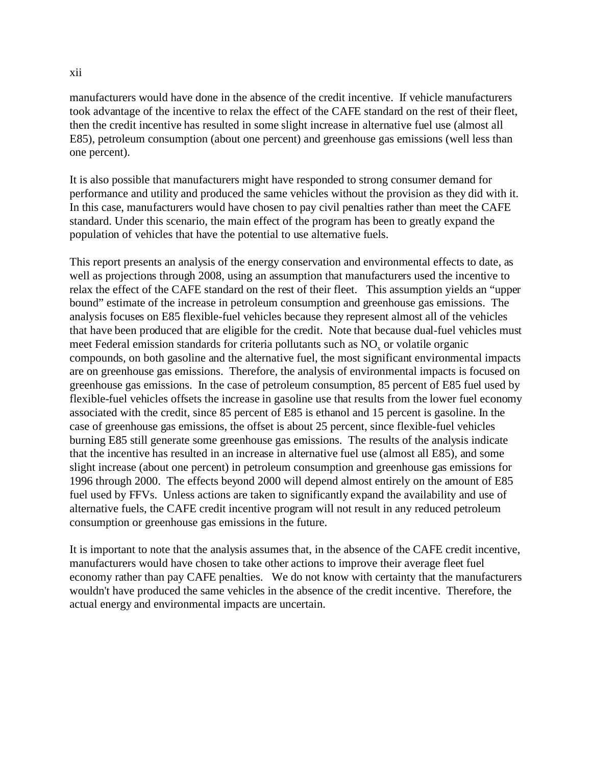manufacturers would have done in the absence of the credit incentive. If vehicle manufacturers took advantage of the incentive to relax the effect of the CAFE standard on the rest of their fleet, then the credit incentive has resulted in some slight increase in alternative fuel use (almost all E85), petroleum consumption (about one percent) and greenhouse gas emissions (well less than one percent).

It is also possible that manufacturers might have responded to strong consumer demand for performance and utility and produced the same vehicles without the provision as they did with it. In this case, manufacturers would have chosen to pay civil penalties rather than meet the CAFE standard. Under this scenario, the main effect of the program has been to greatly expand the population of vehicles that have the potential to use alternative fuels.

This report presents an analysis of the energy conservation and environmental effects to date, as well as projections through 2008, using an assumption that manufacturers used the incentive to relax the effect of the CAFE standard on the rest of their fleet. This assumption yields an "upper bound" estimate of the increase in petroleum consumption and greenhouse gas emissions. The analysis focuses on E85 flexible-fuel vehicles because they represent almost all of the vehicles that have been produced that are eligible for the credit. Note that because dual-fuel vehicles must meet Federal emission standards for criteria pollutants such as $NO_x$ or volatile organic compounds, on both gasoline and the alternative fuel, the most significant environmental impacts are on greenhouse gas emissions. Therefore, the analysis of environmental impacts is focused on greenhouse gas emissions. In the case of petroleum consumption, 85 percent of E85 fuel used by flexible-fuel vehicles offsets the increase in gasoline use that results from the lower fuel economy associated with the credit, since 85 percent of E85 is ethanol and 15 percent is gasoline. In the case of greenhouse gas emissions, the offset is about 25 percent, since flexible-fuel vehicles burning E85 still generate some greenhouse gas emissions. The results of the analysis indicate that the incentive has resulted in an increase in alternative fuel use (almost all E85), and some slight increase (about one percent) in petroleum consumption and greenhouse gas emissions for 1996 through 2000. The effects beyond 2000 will depend almost entirely on the amount of E85 fuel used by FFVs. Unless actions are taken to significantly expand the availability and use of alternative fuels, the CAFE credit incentive program will not result in any reduced petroleum consumption or greenhouse gas emissions in the future.

It is important to note that the analysis assumes that, in the absence of the CAFE credit incentive, manufacturers would have chosen to take other actions to improve their average fleet fuel economy rather than pay CAFE penalties. We do not know with certainty that the manufacturers wouldn't have produced the same vehicles in the absence of the credit incentive. Therefore, the actual energy and environmental impacts are uncertain.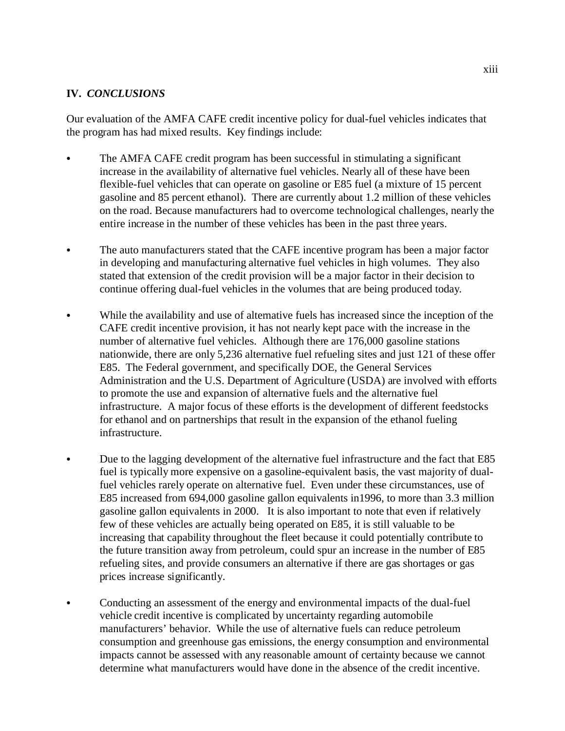## IV. *CONCLUSIONS*

Our evaluation of the AMFA CAFE credit incentive policy for dual-fuel vehicles indicates that the program has had mixed results. Key findings include:

- The AMFA CAFE credit program has been successful in stimulating a significant increase in the availability of alternative fuel vehicles. Nearly all of these have been flexible-fuel vehicles that can operate on gasoline or E85 fuel (a mixture of 15 percent gasoline and 85 percent ethanol). There are currently about 1.2 million of these vehicles on the road. Because manufacturers had to overcome technological challenges, nearly the entire increase in the number of these vehicles has been in the past three years.

- The auto manufacturers stated that the CAFE incentive program has been a major factor in developing and manufacturing alternative fuel vehicles in high volumes. They also stated that extension of the credit provision will be a major factor in their decision to continue offering dual-fuel vehicles in the volumes that are being produced today.

- While the availability and use of alternative fuels has increased since the inception of the CAFE credit incentive provision, it has not nearly kept pace with the increase in the number of alternative fuel vehicles. Although there are 176,000 gasoline stations nationwide, there are only 5,236 alternative fuel refueling sites and just 121 of these offer E85. The Federal government, and specifically DOE, the General Services Administration and the U.S. Department of Agriculture (USDA) are involved with efforts to promote the use and expansion of alternative fuels and the alternative fuel infrastructure. A major focus of these efforts is the development of different feedstocks for ethanol and on partnerships that result in the expansion of the ethanol fueling infrastructure.

- Due to the lagging development of the alternative fuel infrastructure and the fact that E85 fuel is typically more expensive on a gasoline-equivalent basis, the vast majority of dual-fuel vehicles rarely operate on alternative fuel. Even under these circumstances, use of E85 increased from 694,000 gasoline gallon equivalents in1996, to more than 3.3 million gasoline gallon equivalents in 2000. It is also important to note that even if relatively few of these vehicles are actually being operated on E85, it is still valuable to be increasing that capability throughout the fleet because it could potentially contribute to the future transition away from petroleum, could spur an increase in the number of E85 refueling sites, and provide consumers an alternative if there are gas shortages or gas prices increase significantly.

- Conducting an assessment of the energy and environmental impacts of the dual-fuel vehicle credit incentive is complicated by uncertainty regarding automobile manufacturers' behavior. While the use of alternative fuels can reduce petroleum consumption and greenhouse gas emissions, the energy consumption and environmental impacts cannot be assessed with any reasonable amount of certainty because we cannot determine what manufacturers would have done in the absence of the credit incentive.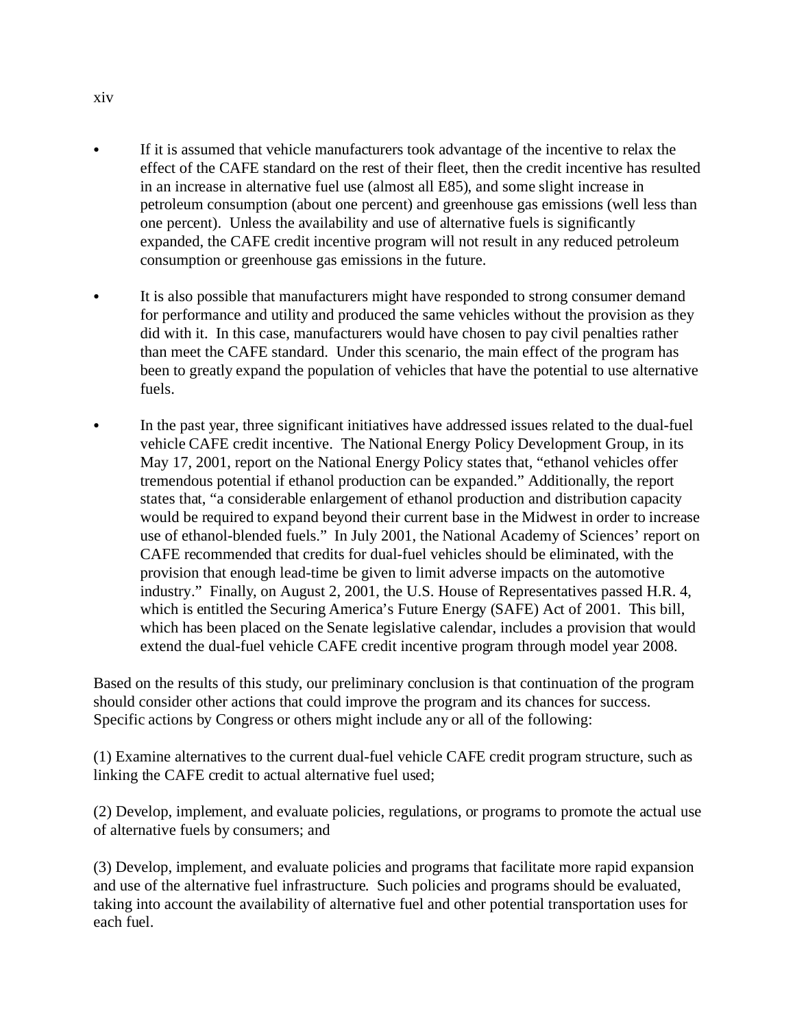- If it is assumed that vehicle manufacturers took advantage of the incentive to relax the effect of the CAFE standard on the rest of their fleet, then the credit incentive has resulted in an increase in alternative fuel use (almost all E85), and some slight increase in petroleum consumption (about one percent) and greenhouse gas emissions (well less than one percent). Unless the availability and use of alternative fuels is significantly expanded, the CAFE credit incentive program will not result in any reduced petroleum consumption or greenhouse gas emissions in the future.

- It is also possible that manufacturers might have responded to strong consumer demand for performance and utility and produced the same vehicles without the provision as they did with it. In this case, manufacturers would have chosen to pay civil penalties rather than meet the CAFE standard. Under this scenario, the main effect of the program has been to greatly expand the population of vehicles that have the potential to use alternative fuels.

- In the past year, three significant initiatives have addressed issues related to the dual-fuel vehicle CAFE credit incentive. The National Energy Policy Development Group, in its May 17, 2001, report on the National Energy Policy states that, "ethanol vehicles offer tremendous potential if ethanol production can be expanded." Additionally, the report states that, "a considerable enlargement of ethanol production and distribution capacity would be required to expand beyond their current base in the Midwest in order to increase use of ethanol-blended fuels." In July 2001, the National Academy of Sciences' report on CAFE recommended that credits for dual-fuel vehicles should be eliminated, with the provision that enough lead-time be given to limit adverse impacts on the automotive industry." Finally, on August 2, 2001, the U.S. House of Representatives passed H.R. 4, which is entitled the Securing America's Future Energy (SAFE) Act of 2001. This bill, which has been placed on the Senate legislative calendar, includes a provision that would extend the dual-fuel vehicle CAFE credit incentive program through model year 2008.

Based on the results of this study, our preliminary conclusion is that continuation of the program should consider other actions that could improve the program and its chances for success. Specific actions by Congress or others might include any or all of the following:

(1) Examine alternatives to the current dual-fuel vehicle CAFE credit program structure, such as linking the CAFE credit to actual alternative fuel used;

(2) Develop, implement, and evaluate policies, regulations, or programs to promote the actual use of alternative fuels by consumers; and

(3) Develop, implement, and evaluate policies and programs that facilitate more rapid expansion and use of the alternative fuel infrastructure. Such policies and programs should be evaluated, taking into account the availability of alternative fuel and other potential transportation uses for each fuel.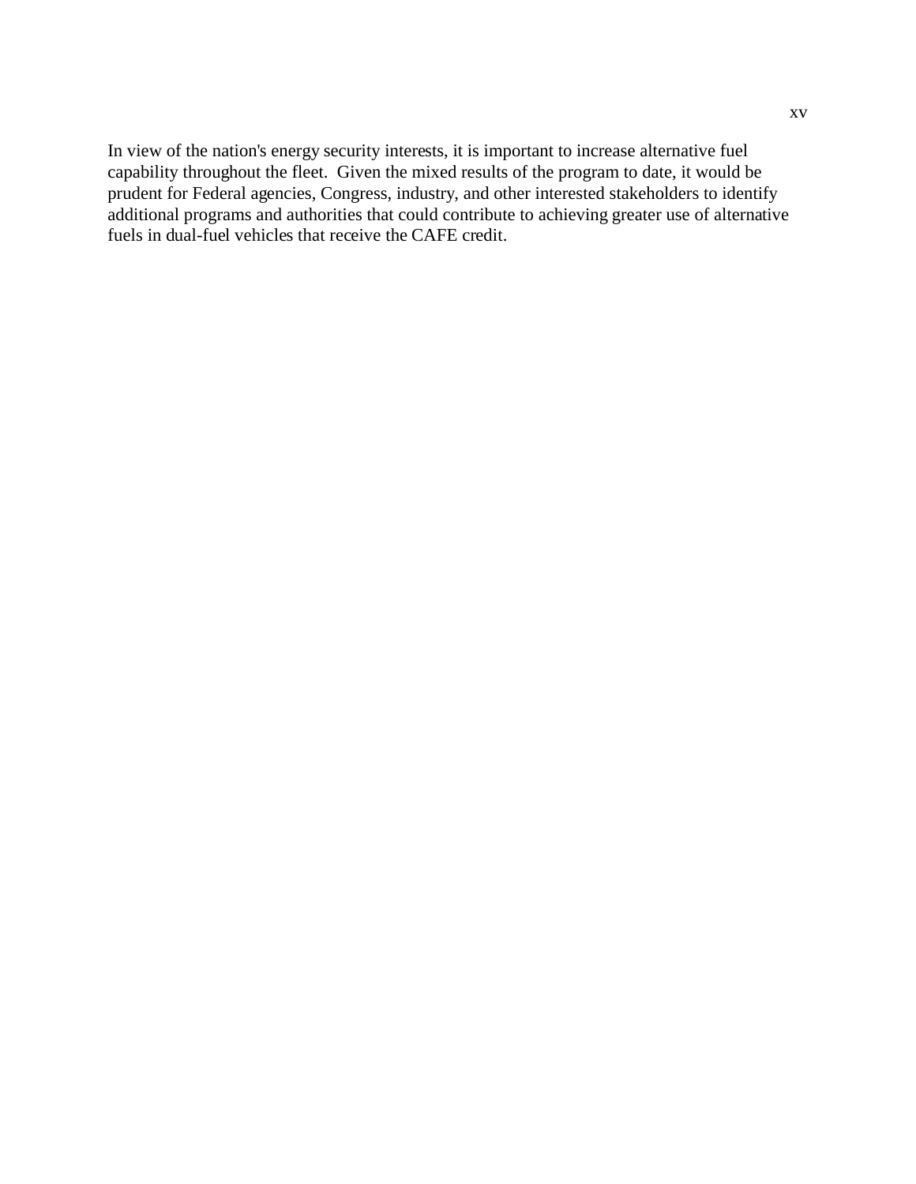In view of the nation's energy security interests, it is important to increase alternative fuel capability throughout the fleet. Given the mixed results of the program to date, it would be prudent for Federal agencies, Congress, industry, and other interested stakeholders to identify additional programs and authorities that could contribute to achieving greater use of alternative fuels in dual-fuel vehicles that receive the CAFE credit.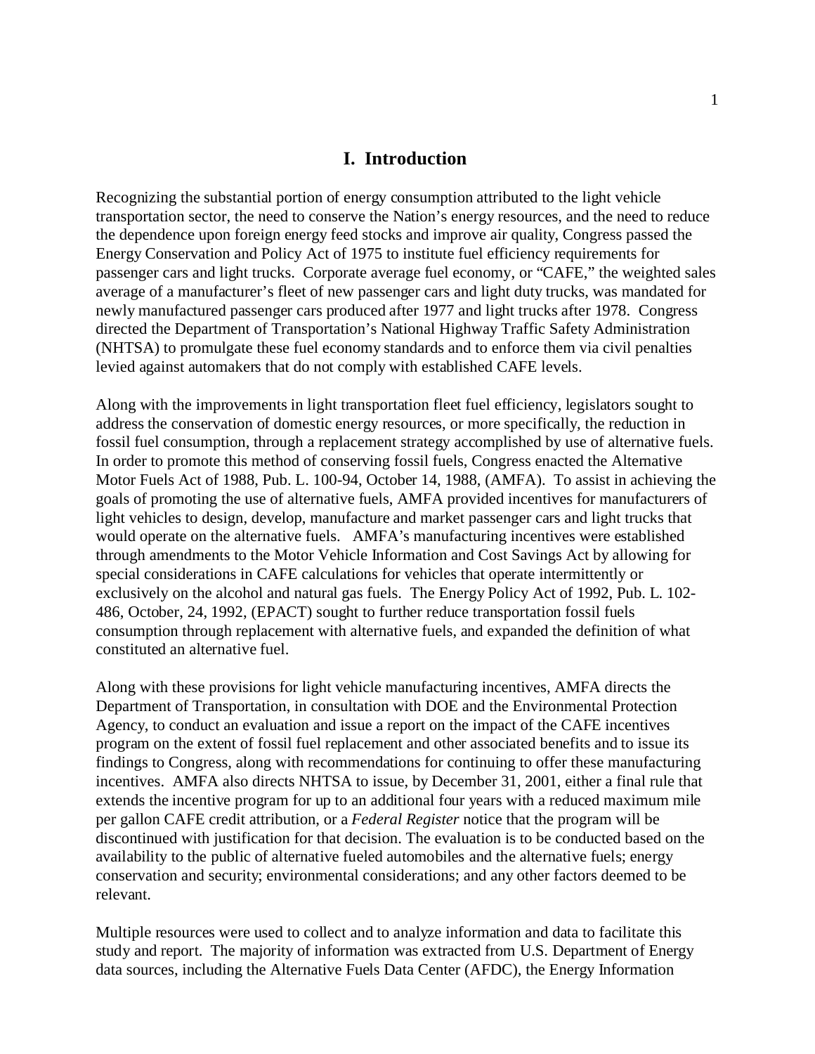# I. Introduction

Recognizing the substantial portion of energy consumption attributed to the light vehicle transportation sector, the need to conserve the Nation's energy resources, and the need to reduce the dependence upon foreign energy feed stocks and improve air quality, Congress passed the Energy Conservation and Policy Act of 1975 to institute fuel efficiency requirements for passenger cars and light trucks. Corporate average fuel economy, or "CAFE," the weighted sales average of a manufacturer's fleet of new passenger cars and light duty trucks, was mandated for newly manufactured passenger cars produced after 1977 and light trucks after 1978. Congress directed the Department of Transportation's National Highway Traffic Safety Administration (NHTSA) to promulgate these fuel economy standards and to enforce them via civil penalties levied against automakers that do not comply with established CAFE levels.

Along with the improvements in light transportation fleet fuel efficiency, legislators sought to address the conservation of domestic energy resources, or more specifically, the reduction in fossil fuel consumption, through a replacement strategy accomplished by use of alternative fuels. In order to promote this method of conserving fossil fuels, Congress enacted the Alternative Motor Fuels Act of 1988, Pub. L. 100-94, October 14, 1988, (AMFA). To assist in achieving the goals of promoting the use of alternative fuels, AMFA provided incentives for manufacturers of light vehicles to design, develop, manufacture and market passenger cars and light trucks that would operate on the alternative fuels. AMFA's manufacturing incentives were established through amendments to the Motor Vehicle Information and Cost Savings Act by allowing for special considerations in CAFE calculations for vehicles that operate intermittently or exclusively on the alcohol and natural gas fuels. The Energy Policy Act of 1992, Pub. L. 102-486, October, 24, 1992, (EPACT) sought to further reduce transportation fossil fuels consumption through replacement with alternative fuels, and expanded the definition of what constituted an alternative fuel.

Along with these provisions for light vehicle manufacturing incentives, AMFA directs the Department of Transportation, in consultation with DOE and the Environmental Protection Agency, to conduct an evaluation and issue a report on the impact of the CAFE incentives program on the extent of fossil fuel replacement and other associated benefits and to issue its findings to Congress, along with recommendations for continuing to offer these manufacturing incentives. AMFA also directs NHTSA to issue, by December 31, 2001, either a final rule that extends the incentive program for up to an additional four years with a reduced maximum mile per gallon CAFE credit attribution, or a *Federal Register* notice that the program will be discontinued with justification for that decision. The evaluation is to be conducted based on the availability to the public of alternative fueled automobiles and the alternative fuels; energy conservation and security; environmental considerations; and any other factors deemed to be relevant.

Multiple resources were used to collect and to analyze information and data to facilitate this study and report. The majority of information was extracted from U.S. Department of Energy data sources, including the Alternative Fuels Data Center (AFDC), the Energy Information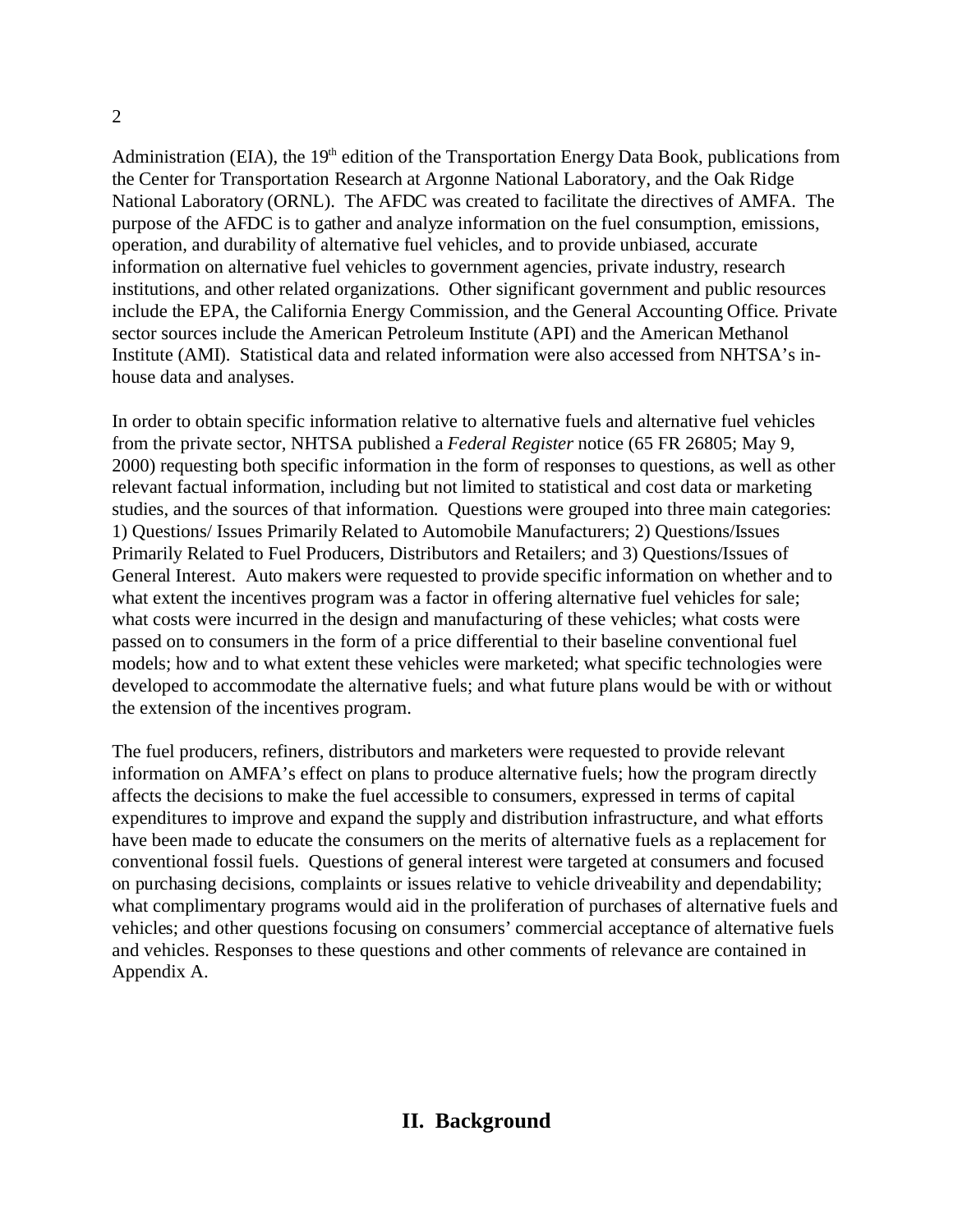Administration (EIA), the 19th edition of the Transportation Energy Data Book, publications from the Center for Transportation Research at Argonne National Laboratory, and the Oak Ridge National Laboratory (ORNL). The AFDC was created to facilitate the directives of AMFA. The purpose of the AFDC is to gather and analyze information on the fuel consumption, emissions, operation, and durability of alternative fuel vehicles, and to provide unbiased, accurate information on alternative fuel vehicles to government agencies, private industry, research institutions, and other related organizations. Other significant government and public resources include the EPA, the California Energy Commission, and the General Accounting Office. Private sector sources include the American Petroleum Institute (API) and the American Methanol Institute (AMI). Statistical data and related information were also accessed from NHTSA's in-house data and analyses.

In order to obtain specific information relative to alternative fuels and alternative fuel vehicles from the private sector, NHTSA published a *Federal Register* notice (65 FR 26805; May 9, 2000) requesting both specific information in the form of responses to questions, as well as other relevant factual information, including but not limited to statistical and cost data or marketing studies, and the sources of that information. Questions were grouped into three main categories: 1) Questions/ Issues Primarily Related to Automobile Manufacturers; 2) Questions/Issues Primarily Related to Fuel Producers, Distributors and Retailers; and 3) Questions/Issues of General Interest. Auto makers were requested to provide specific information on whether and to what extent the incentives program was a factor in offering alternative fuel vehicles for sale; what costs were incurred in the design and manufacturing of these vehicles; what costs were passed on to consumers in the form of a price differential to their baseline conventional fuel models; how and to what extent these vehicles were marketed; what specific technologies were developed to accommodate the alternative fuels; and what future plans would be with or without the extension of the incentives program.

The fuel producers, refiners, distributors and marketers were requested to provide relevant information on AMFA's effect on plans to produce alternative fuels; how the program directly affects the decisions to make the fuel accessible to consumers, expressed in terms of capital expenditures to improve and expand the supply and distribution infrastructure, and what efforts have been made to educate the consumers on the merits of alternative fuels as a replacement for conventional fossil fuels. Questions of general interest were targeted at consumers and focused on purchasing decisions, complaints or issues relative to vehicle driveability and dependability; what complimentary programs would aid in the proliferation of purchases of alternative fuels and vehicles; and other questions focusing on consumers' commercial acceptance of alternative fuels and vehicles. Responses to these questions and other comments of relevance are contained in Appendix A.

## II. Background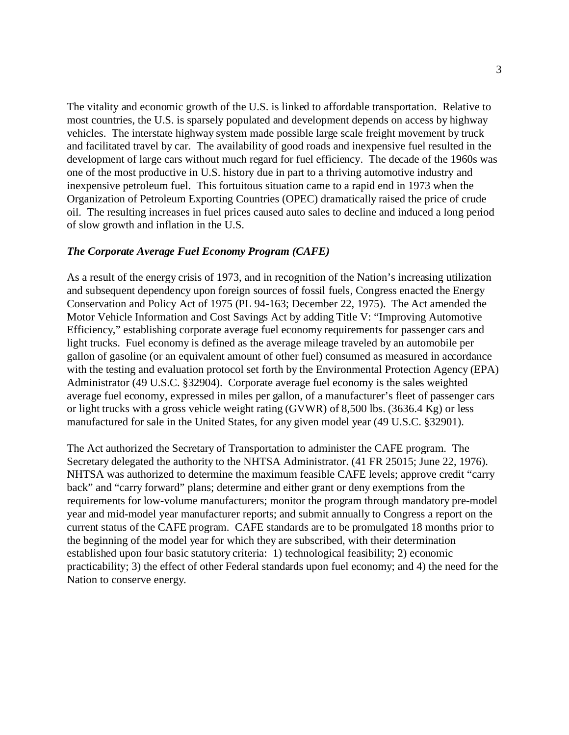The vitality and economic growth of the U.S. is linked to affordable transportation. Relative to most countries, the U.S. is sparsely populated and development depends on access by highway vehicles. The interstate highway system made possible large scale freight movement by truck and facilitated travel by car. The availability of good roads and inexpensive fuel resulted in the development of large cars without much regard for fuel efficiency. The decade of the 1960s was one of the most productive in U.S. history due in part to a thriving automotive industry and inexpensive petroleum fuel. This fortuitous situation came to a rapid end in 1973 when the Organization of Petroleum Exporting Countries (OPEC) dramatically raised the price of crude oil. The resulting increases in fuel prices caused auto sales to decline and induced a long period of slow growth and inflation in the U.S.

### *The Corporate Average Fuel Economy Program (CAFE)*

As a result of the energy crisis of 1973, and in recognition of the Nation's increasing utilization and subsequent dependency upon foreign sources of fossil fuels, Congress enacted the Energy Conservation and Policy Act of 1975 (PL 94-163; December 22, 1975). The Act amended the Motor Vehicle Information and Cost Savings Act by adding Title V: "Improving Automotive Efficiency," establishing corporate average fuel economy requirements for passenger cars and light trucks. Fuel economy is defined as the average mileage traveled by an automobile per gallon of gasoline (or an equivalent amount of other fuel) consumed as measured in accordance with the testing and evaluation protocol set forth by the Environmental Protection Agency (EPA) Administrator (49 U.S.C. §32904). Corporate average fuel economy is the sales weighted average fuel economy, expressed in miles per gallon, of a manufacturer's fleet of passenger cars or light trucks with a gross vehicle weight rating (GVWR) of 8,500 lbs. (3636.4 Kg) or less manufactured for sale in the United States, for any given model year (49 U.S.C. §32901).

The Act authorized the Secretary of Transportation to administer the CAFE program. The Secretary delegated the authority to the NHTSA Administrator. (41 FR 25015; June 22, 1976). NHTSA was authorized to determine the maximum feasible CAFE levels; approve credit "carry back" and "carry forward" plans; determine and either grant or deny exemptions from the requirements for low-volume manufacturers; monitor the program through mandatory pre-model year and mid-model year manufacturer reports; and submit annually to Congress a report on the current status of the CAFE program. CAFE standards are to be promulgated 18 months prior to the beginning of the model year for which they are subscribed, with their determination established upon four basic statutory criteria: 1) technological feasibility; 2) economic practicability; 3) the effect of other Federal standards upon fuel economy; and 4) the need for the Nation to conserve energy.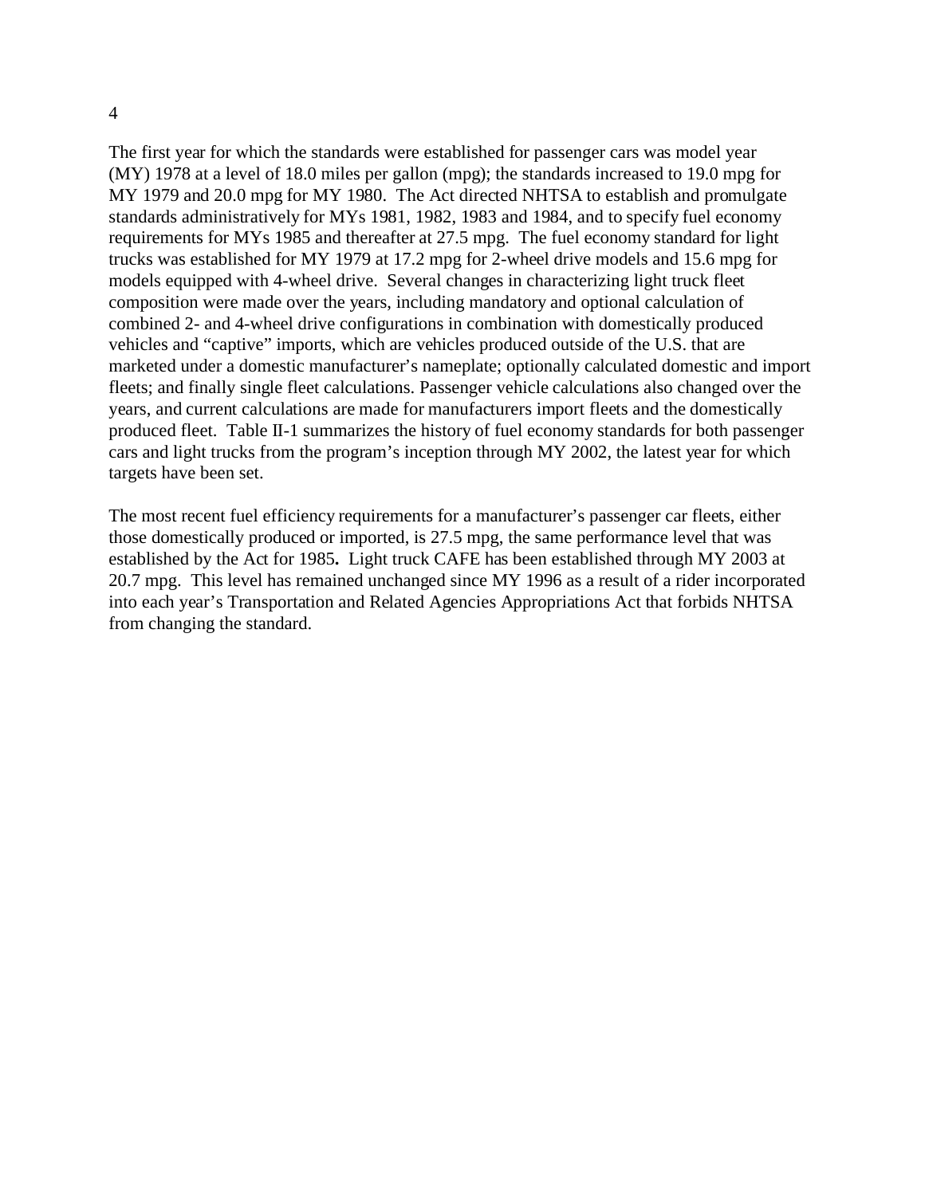The first year for which the standards were established for passenger cars was model year (MY) 1978 at a level of 18.0 miles per gallon (mpg); the standards increased to 19.0 mpg for MY 1979 and 20.0 mpg for MY 1980. The Act directed NHTSA to establish and promulgate standards administratively for MYs 1981, 1982, 1983 and 1984, and to specify fuel economy requirements for MYs 1985 and thereafter at 27.5 mpg. The fuel economy standard for light trucks was established for MY 1979 at 17.2 mpg for 2-wheel drive models and 15.6 mpg for models equipped with 4-wheel drive. Several changes in characterizing light truck fleet composition were made over the years, including mandatory and optional calculation of combined 2- and 4-wheel drive configurations in combination with domestically produced vehicles and "captive" imports, which are vehicles produced outside of the U.S. that are marketed under a domestic manufacturer's nameplate; optionally calculated domestic and import fleets; and finally single fleet calculations. Passenger vehicle calculations also changed over the years, and current calculations are made for manufacturers import fleets and the domestically produced fleet. Table II-1 summarizes the history of fuel economy standards for both passenger cars and light trucks from the program's inception through MY 2002, the latest year for which targets have been set.

The most recent fuel efficiency requirements for a manufacturer's passenger car fleets, either those domestically produced or imported, is 27.5 mpg, the same performance level that was established by the Act for 1985**.** Light truck CAFE has been established through MY 2003 at 20.7 mpg. This level has remained unchanged since MY 1996 as a result of a rider incorporated into each year's Transportation and Related Agencies Appropriations Act that forbids NHTSA from changing the standard.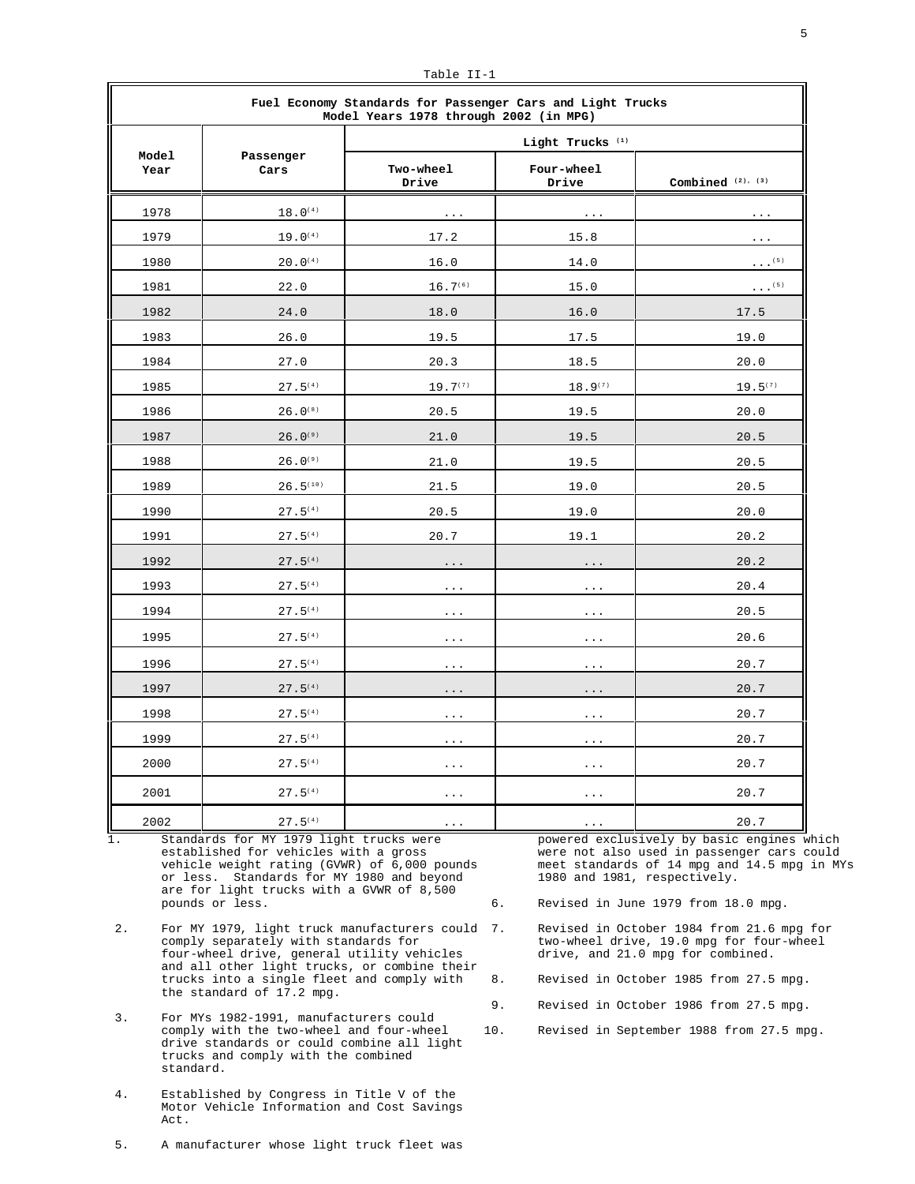Table II-1

| Fuel Economy Standards for Passenger Cars and Light Trucks<br>Model Years 1978 through 2002 (in MPG) | | | | |
|---|---|---|---|---|
| **Model Year** | **Passenger Cars** | **Light Trucks [1]** | | |
| | | **Two-wheel Drive** | **Four-wheel Drive** | **Combined [2], [3]** |
| 1978 | 18.0[4] | ... | ... | ... |
| 1979 | 19.0[4] | 17.2 | 15.8 | ... |
| 1980 | 20.0[4] | 16.0 | 14.0 | ...[5] |
| 1981 | 22.0 | 16.7[6] | 15.0 | ...[5] |
| 1982 | 24.0 | 18.0 | 16.0 | 17.5 |
| 1983 | 26.0 | 19.5 | 17.5 | 19.0 |
| 1984 | 27.0 | 20.3 | 18.5 | 20.0 |
| 1985 | 27.5[4] | 19.7[7] | 18.9[7] | 19.5[7] |
| 1986 | 26.0[8] | 20.5 | 19.5 | 20.0 |
| 1987 | 26.0[9] | 21.0 | 19.5 | 20.5 |
| 1988 | 26.0[9] | 21.0 | 19.5 | 20.5 |
| 1989 | 26.5[10] | 21.5 | 19.0 | 20.5 |
| 1990 | 27.5[4] | 20.5 | 19.0 | 20.0 |
| 1991 | 27.5[4] | 20.7 | 19.1 | 20.2 |
| 1992 | 27.5[4] | ... | ... | 20.2 |
| 1993 | 27.5[4] | ... | ... | 20.4 |
| 1994 | 27.5[4] | ... | ... | 20.5 |
| 1995 | 27.5[4] | ... | ... | 20.6 |
| 1996 | 27.5[4] | ... | ... | 20.7 |
| 1997 | 27.5[4] | ... | ... | 20.7 |
| 1998 | 27.5[4] | ... | ... | 20.7 |
| 1999 | 27.5[4] | ... | ... | 20.7 |
| 2000 | 27.5[4] | ... | ... | 20.7 |
| 2001 | 27.5[4] | ... | ... | 20.7 |
| 2002 | 27.5[4] | ... | ... | 20.7 |

1. Standards for MY 1979 light trucks were established for vehicles with a gross vehicle weight rating (GVWR) of 6,000 pounds or less. Standards for MY 1980 and beyond are for light trucks with a GVWR of 8,500 pounds or less.

2. For MY 1979, light truck manufacturers could comply separately with standards for four-wheel drive, general utility vehicles and all other light trucks, or combine their trucks into a single fleet and comply with the standard of 17.2 mpg.

3. For MYs 1982-1991, manufacturers could comply with the two-wheel and four-wheel drive standards or could combine all light trucks and comply with the combined standard.

4. Established by Congress in Title V of the Motor Vehicle Information and Cost Savings Act.

5. A manufacturer whose light truck fleet was powered exclusively by basic engines which were not also used in passenger cars could meet standards of 14 mpg and 14.5 mpg in MYs 1980 and 1981, respectively.

6. Revised in June 1979 from 18.0 mpg.

7. Revised in October 1984 from 21.6 mpg for two-wheel drive, 19.0 mpg for four-wheel drive, and 21.0 mpg for combined.

8. Revised in October 1985 from 27.5 mpg.

9. Revised in October 1986 from 27.5 mpg.

10. Revised in September 1988 from 27.5 mpg.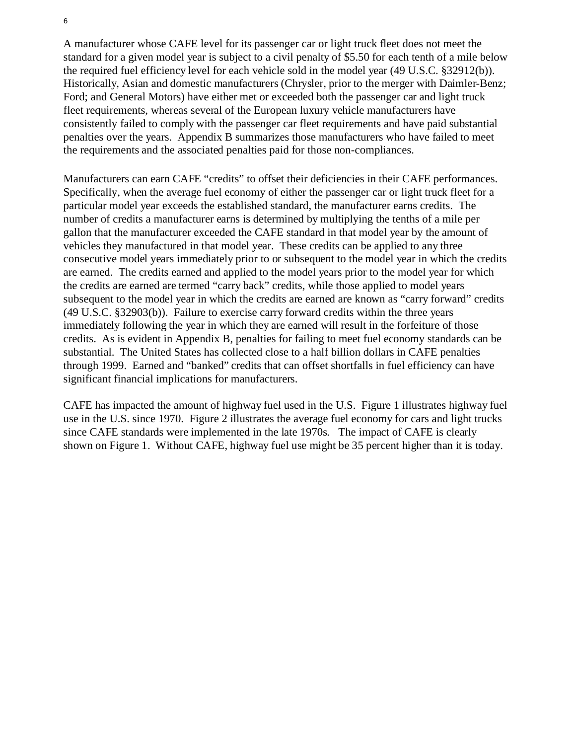A manufacturer whose CAFE level for its passenger car or light truck fleet does not meet the standard for a given model year is subject to a civil penalty of $5.50 for each tenth of a mile below the required fuel efficiency level for each vehicle sold in the model year (49 U.S.C. §32912(b)). Historically, Asian and domestic manufacturers (Chrysler, prior to the merger with Daimler-Benz; Ford; and General Motors) have either met or exceeded both the passenger car and light truck fleet requirements, whereas several of the European luxury vehicle manufacturers have consistently failed to comply with the passenger car fleet requirements and have paid substantial penalties over the years. Appendix B summarizes those manufacturers who have failed to meet the requirements and the associated penalties paid for those non-compliances.

Manufacturers can earn CAFE "credits" to offset their deficiencies in their CAFE performances. Specifically, when the average fuel economy of either the passenger car or light truck fleet for a particular model year exceeds the established standard, the manufacturer earns credits. The number of credits a manufacturer earns is determined by multiplying the tenths of a mile per gallon that the manufacturer exceeded the CAFE standard in that model year by the amount of vehicles they manufactured in that model year. These credits can be applied to any three consecutive model years immediately prior to or subsequent to the model year in which the credits are earned. The credits earned and applied to the model years prior to the model year for which the credits are earned are termed "carry back" credits, while those applied to model years subsequent to the model year in which the credits are earned are known as "carry forward" credits (49 U.S.C. §32903(b)). Failure to exercise carry forward credits within the three years immediately following the year in which they are earned will result in the forfeiture of those credits. As is evident in Appendix B, penalties for failing to meet fuel economy standards can be substantial. The United States has collected close to a half billion dollars in CAFE penalties through 1999. Earned and "banked" credits that can offset shortfalls in fuel efficiency can have significant financial implications for manufacturers.

CAFE has impacted the amount of highway fuel used in the U.S. Figure 1 illustrates highway fuel use in the U.S. since 1970. Figure 2 illustrates the average fuel economy for cars and light trucks since CAFE standards were implemented in the late 1970s. The impact of CAFE is clearly shown on Figure 1. Without CAFE, highway fuel use might be 35 percent higher than it is today.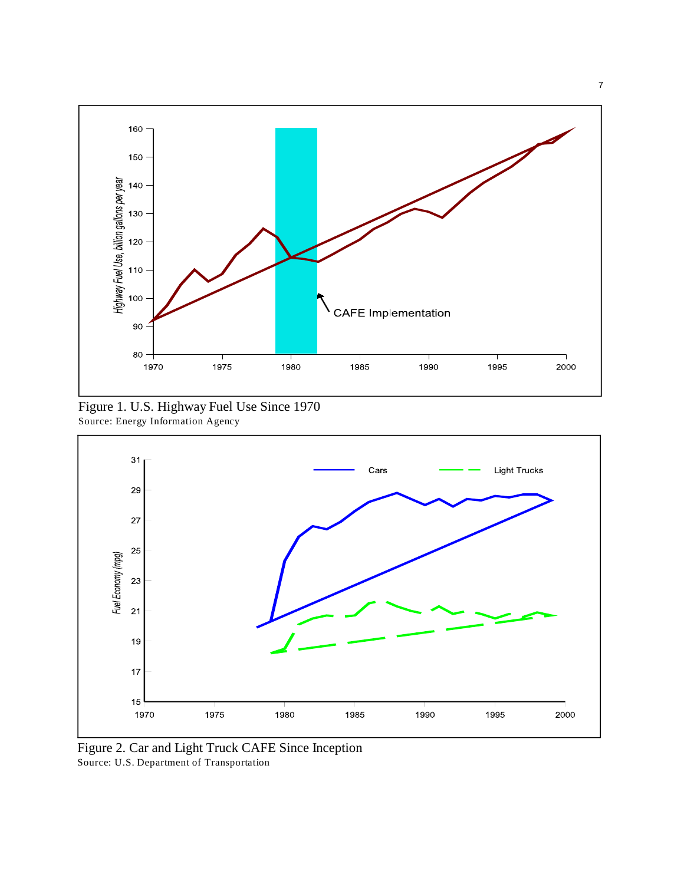Figure 1. U.S. Highway Fuel Use Since 1970
Source: Energy Information Agency

Figure 2. Car and Light Truck CAFE Since Inception
Source: U.S. Department of Transportation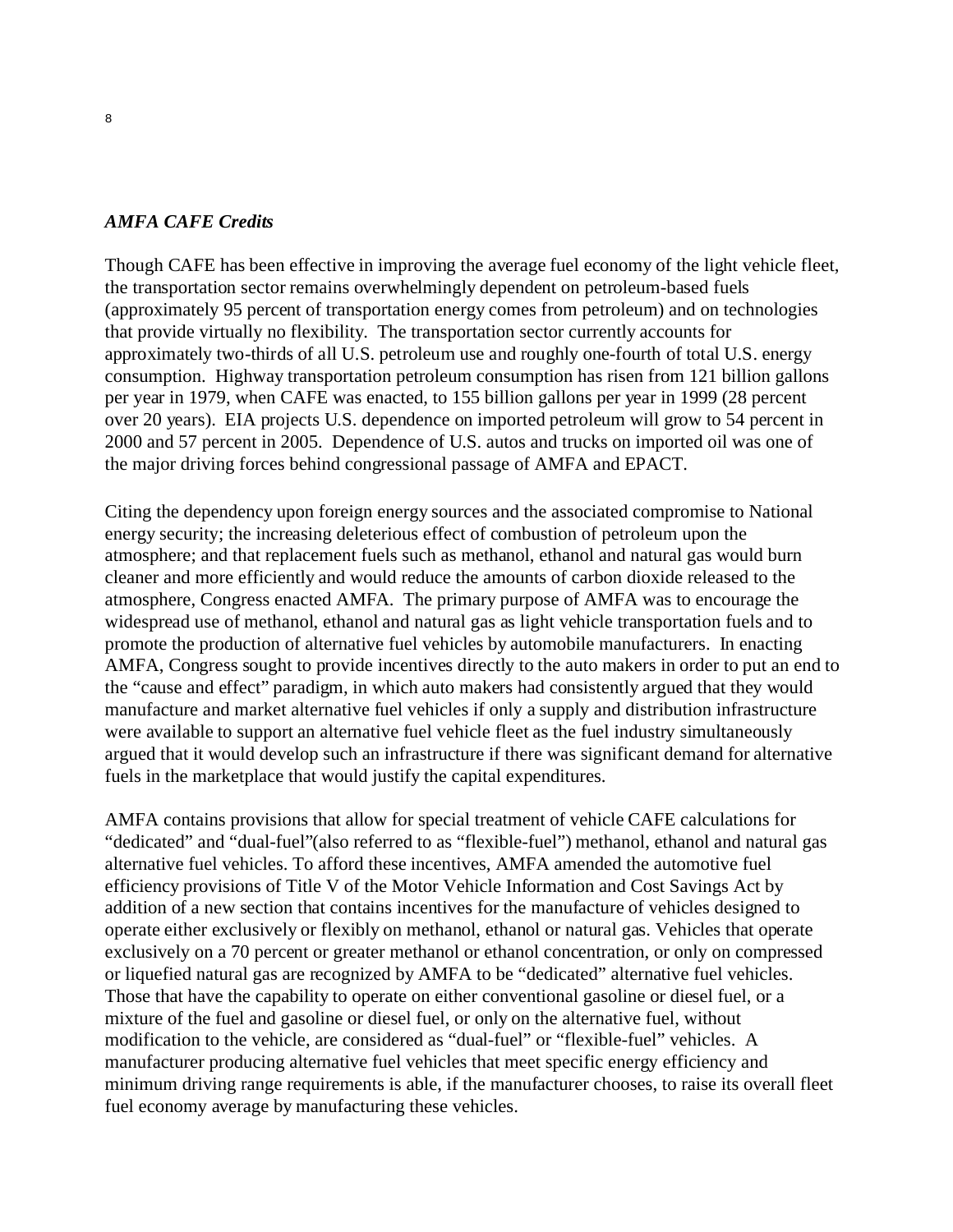### *AMFA CAFE Credits*

Though CAFE has been effective in improving the average fuel economy of the light vehicle fleet, the transportation sector remains overwhelmingly dependent on petroleum-based fuels (approximately 95 percent of transportation energy comes from petroleum) and on technologies that provide virtually no flexibility. The transportation sector currently accounts for approximately two-thirds of all U.S. petroleum use and roughly one-fourth of total U.S. energy consumption. Highway transportation petroleum consumption has risen from 121 billion gallons per year in 1979, when CAFE was enacted, to 155 billion gallons per year in 1999 (28 percent over 20 years). EIA projects U.S. dependence on imported petroleum will grow to 54 percent in 2000 and 57 percent in 2005. Dependence of U.S. autos and trucks on imported oil was one of the major driving forces behind congressional passage of AMFA and EPACT.

Citing the dependency upon foreign energy sources and the associated compromise to National energy security; the increasing deleterious effect of combustion of petroleum upon the atmosphere; and that replacement fuels such as methanol, ethanol and natural gas would burn cleaner and more efficiently and would reduce the amounts of carbon dioxide released to the atmosphere, Congress enacted AMFA. The primary purpose of AMFA was to encourage the widespread use of methanol, ethanol and natural gas as light vehicle transportation fuels and to promote the production of alternative fuel vehicles by automobile manufacturers. In enacting AMFA, Congress sought to provide incentives directly to the auto makers in order to put an end to the "cause and effect" paradigm, in which auto makers had consistently argued that they would manufacture and market alternative fuel vehicles if only a supply and distribution infrastructure were available to support an alternative fuel vehicle fleet as the fuel industry simultaneously argued that it would develop such an infrastructure if there was significant demand for alternative fuels in the marketplace that would justify the capital expenditures.

AMFA contains provisions that allow for special treatment of vehicle CAFE calculations for "dedicated" and "dual-fuel"(also referred to as "flexible-fuel") methanol, ethanol and natural gas alternative fuel vehicles. To afford these incentives, AMFA amended the automotive fuel efficiency provisions of Title V of the Motor Vehicle Information and Cost Savings Act by addition of a new section that contains incentives for the manufacture of vehicles designed to operate either exclusively or flexibly on methanol, ethanol or natural gas. Vehicles that operate exclusively on a 70 percent or greater methanol or ethanol concentration, or only on compressed or liquefied natural gas are recognized by AMFA to be "dedicated" alternative fuel vehicles. Those that have the capability to operate on either conventional gasoline or diesel fuel, or a mixture of the fuel and gasoline or diesel fuel, or only on the alternative fuel, without modification to the vehicle, are considered as "dual-fuel" or "flexible-fuel" vehicles. A manufacturer producing alternative fuel vehicles that meet specific energy efficiency and minimum driving range requirements is able, if the manufacturer chooses, to raise its overall fleet fuel economy average by manufacturing these vehicles.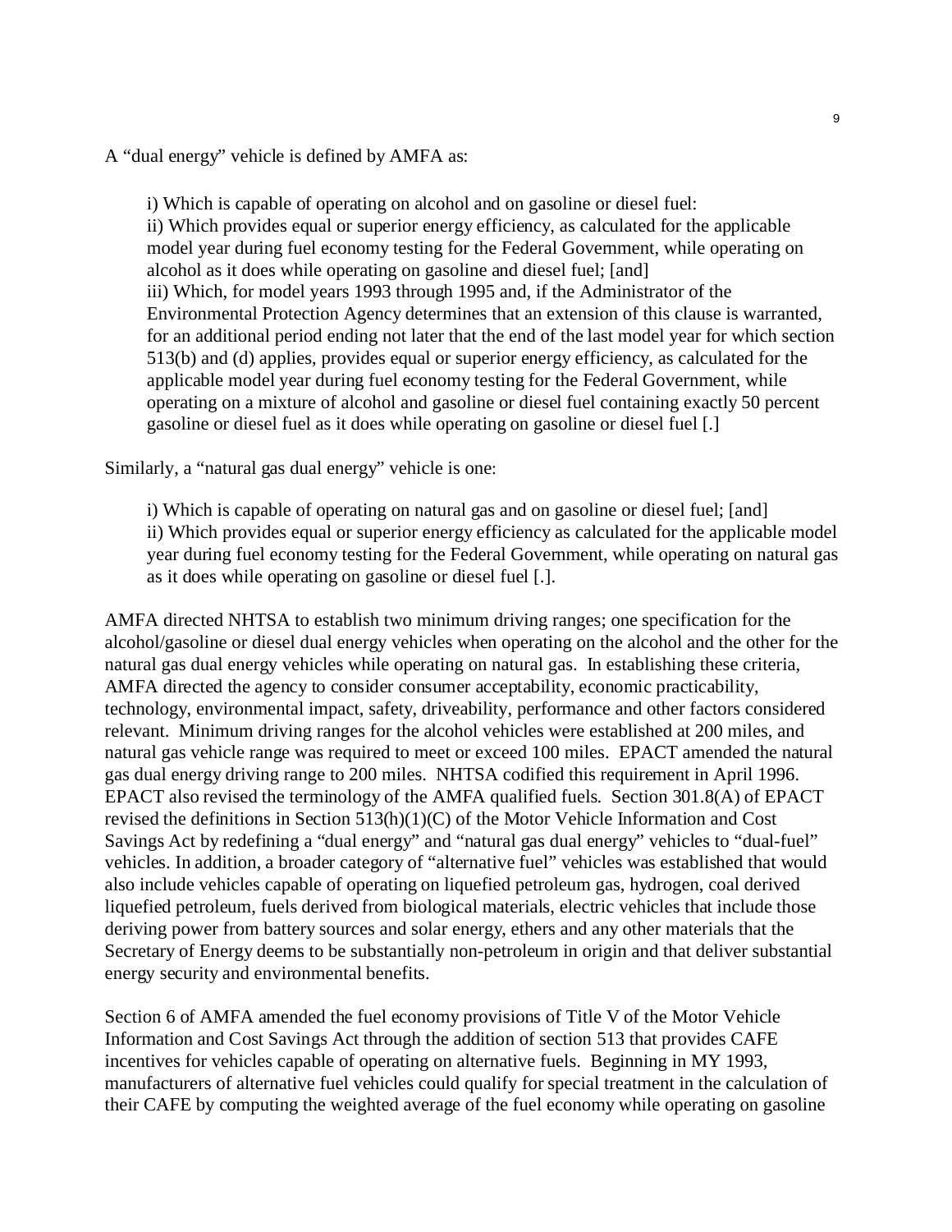A "dual energy" vehicle is defined by AMFA as:

> i) Which is capable of operating on alcohol and on gasoline or diesel fuel:
> ii) Which provides equal or superior energy efficiency, as calculated for the applicable model year during fuel economy testing for the Federal Government, while operating on alcohol as it does while operating on gasoline and diesel fuel; [and]
> iii) Which, for model years 1993 through 1995 and, if the Administrator of the Environmental Protection Agency determines that an extension of this clause is warranted, for an additional period ending not later that the end of the last model year for which section 513(b) and (d) applies, provides equal or superior energy efficiency, as calculated for the applicable model year during fuel economy testing for the Federal Government, while operating on a mixture of alcohol and gasoline or diesel fuel containing exactly 50 percent gasoline or diesel fuel as it does while operating on gasoline or diesel fuel [.]

Similarly, a "natural gas dual energy" vehicle is one:

> i) Which is capable of operating on natural gas and on gasoline or diesel fuel; [and]
> ii) Which provides equal or superior energy efficiency as calculated for the applicable model year during fuel economy testing for the Federal Government, while operating on natural gas as it does while operating on gasoline or diesel fuel [.].

AMFA directed NHTSA to establish two minimum driving ranges; one specification for the alcohol/gasoline or diesel dual energy vehicles when operating on the alcohol and the other for the natural gas dual energy vehicles while operating on natural gas. In establishing these criteria, AMFA directed the agency to consider consumer acceptability, economic practicability, technology, environmental impact, safety, driveability, performance and other factors considered relevant. Minimum driving ranges for the alcohol vehicles were established at 200 miles, and natural gas vehicle range was required to meet or exceed 100 miles. EPACT amended the natural gas dual energy driving range to 200 miles. NHTSA codified this requirement in April 1996. EPACT also revised the terminology of the AMFA qualified fuels. Section 301.8(A) of EPACT revised the definitions in Section 513(h)(1)(C) of the Motor Vehicle Information and Cost Savings Act by redefining a "dual energy" and "natural gas dual energy" vehicles to "dual-fuel" vehicles. In addition, a broader category of "alternative fuel" vehicles was established that would also include vehicles capable of operating on liquefied petroleum gas, hydrogen, coal derived liquefied petroleum, fuels derived from biological materials, electric vehicles that include those deriving power from battery sources and solar energy, ethers and any other materials that the Secretary of Energy deems to be substantially non-petroleum in origin and that deliver substantial energy security and environmental benefits.

Section 6 of AMFA amended the fuel economy provisions of Title V of the Motor Vehicle Information and Cost Savings Act through the addition of section 513 that provides CAFE incentives for vehicles capable of operating on alternative fuels. Beginning in MY 1993, manufacturers of alternative fuel vehicles could qualify for special treatment in the calculation of their CAFE by computing the weighted average of the fuel economy while operating on gasoline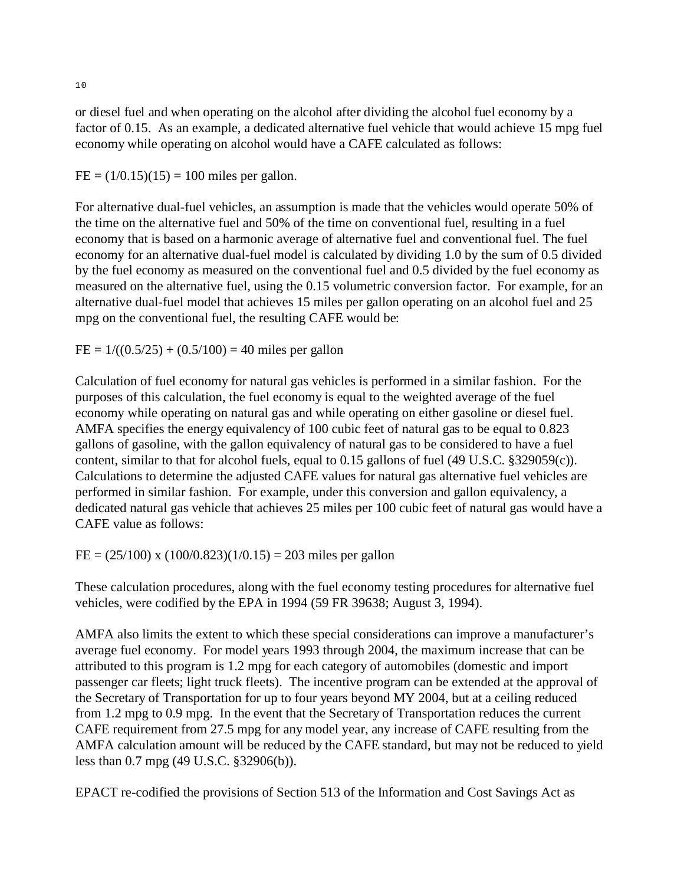or diesel fuel and when operating on the alcohol after dividing the alcohol fuel economy by a factor of 0.15. As an example, a dedicated alternative fuel vehicle that would achieve 15 mpg fuel economy while operating on alcohol would have a CAFE calculated as follows:

$$FE = (1/0.15)(15) = 100 \text{ miles per gallon.}$$

For alternative dual-fuel vehicles, an assumption is made that the vehicles would operate 50% of the time on the alternative fuel and 50% of the time on conventional fuel, resulting in a fuel economy that is based on a harmonic average of alternative fuel and conventional fuel. The fuel economy for an alternative dual-fuel model is calculated by dividing 1.0 by the sum of 0.5 divided by the fuel economy as measured on the conventional fuel and 0.5 divided by the fuel economy as measured on the alternative fuel, using the 0.15 volumetric conversion factor. For example, for an alternative dual-fuel model that achieves 15 miles per gallon operating on an alcohol fuel and 25 mpg on the conventional fuel, the resulting CAFE would be:

$$FE = 1/((0.5/25) + (0.5/100) = 40 \text{ miles per gallon}$$

Calculation of fuel economy for natural gas vehicles is performed in a similar fashion. For the purposes of this calculation, the fuel economy is equal to the weighted average of the fuel economy while operating on natural gas and while operating on either gasoline or diesel fuel. AMFA specifies the energy equivalency of 100 cubic feet of natural gas to be equal to 0.823 gallons of gasoline, with the gallon equivalency of natural gas to be considered to have a fuel content, similar to that for alcohol fuels, equal to 0.15 gallons of fuel (49 U.S.C. §329059(c)). Calculations to determine the adjusted CAFE values for natural gas alternative fuel vehicles are performed in similar fashion. For example, under this conversion and gallon equivalency, a dedicated natural gas vehicle that achieves 25 miles per 100 cubic feet of natural gas would have a CAFE value as follows:

$$FE = (25/100) \times (100/0.823)(1/0.15) = 203 \text{ miles per gallon}$$

These calculation procedures, along with the fuel economy testing procedures for alternative fuel vehicles, were codified by the EPA in 1994 (59 FR 39638; August 3, 1994).

AMFA also limits the extent to which these special considerations can improve a manufacturer's average fuel economy. For model years 1993 through 2004, the maximum increase that can be attributed to this program is 1.2 mpg for each category of automobiles (domestic and import passenger car fleets; light truck fleets). The incentive program can be extended at the approval of the Secretary of Transportation for up to four years beyond MY 2004, but at a ceiling reduced from 1.2 mpg to 0.9 mpg. In the event that the Secretary of Transportation reduces the current CAFE requirement from 27.5 mpg for any model year, any increase of CAFE resulting from the AMFA calculation amount will be reduced by the CAFE standard, but may not be reduced to yield less than 0.7 mpg (49 U.S.C. §32906(b)).

EPACT re-codified the provisions of Section 513 of the Information and Cost Savings Act as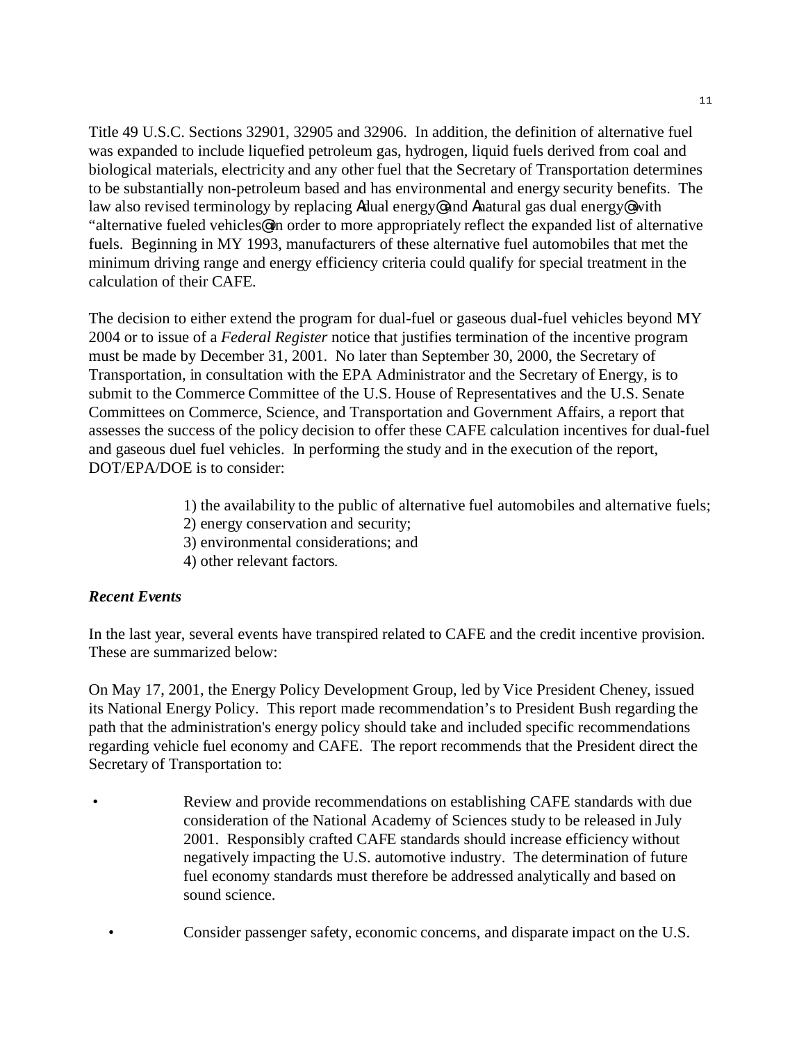Title 49 U.S.C. Sections 32901, 32905 and 32906. In addition, the definition of alternative fuel was expanded to include liquefied petroleum gas, hydrogen, liquid fuels derived from coal and biological materials, electricity and any other fuel that the Secretary of Transportation determines to be substantially non-petroleum based and has environmental and energy security benefits. The law also revised terminology by replacing Adual energy@ and Anatural gas dual energy@ with "alternative fueled vehicles@ in order to more appropriately reflect the expanded list of alternative fuels. Beginning in MY 1993, manufacturers of these alternative fuel automobiles that met the minimum driving range and energy efficiency criteria could qualify for special treatment in the calculation of their CAFE.

The decision to either extend the program for dual-fuel or gaseous dual-fuel vehicles beyond MY 2004 or to issue of a *Federal Register* notice that justifies termination of the incentive program must be made by December 31, 2001. No later than September 30, 2000, the Secretary of Transportation, in consultation with the EPA Administrator and the Secretary of Energy, is to submit to the Commerce Committee of the U.S. House of Representatives and the U.S. Senate Committees on Commerce, Science, and Transportation and Government Affairs, a report that assesses the success of the policy decision to offer these CAFE calculation incentives for dual-fuel and gaseous duel fuel vehicles. In performing the study and in the execution of the report, DOT/EPA/DOE is to consider:

1) the availability to the public of alternative fuel automobiles and alternative fuels;
2) energy conservation and security;
3) environmental considerations; and
4) other relevant factors.

***Recent Events***

In the last year, several events have transpired related to CAFE and the credit incentive provision. These are summarized below:

On May 17, 2001, the Energy Policy Development Group, led by Vice President Cheney, issued its National Energy Policy. This report made recommendation's to President Bush regarding the path that the administration's energy policy should take and included specific recommendations regarding vehicle fuel economy and CAFE. The report recommends that the President direct the Secretary of Transportation to:

- Review and provide recommendations on establishing CAFE standards with due consideration of the National Academy of Sciences study to be released in July 2001. Responsibly crafted CAFE standards should increase efficiency without negatively impacting the U.S. automotive industry. The determination of future fuel economy standards must therefore be addressed analytically and based on sound science.

- Consider passenger safety, economic concerns, and disparate impact on the U.S.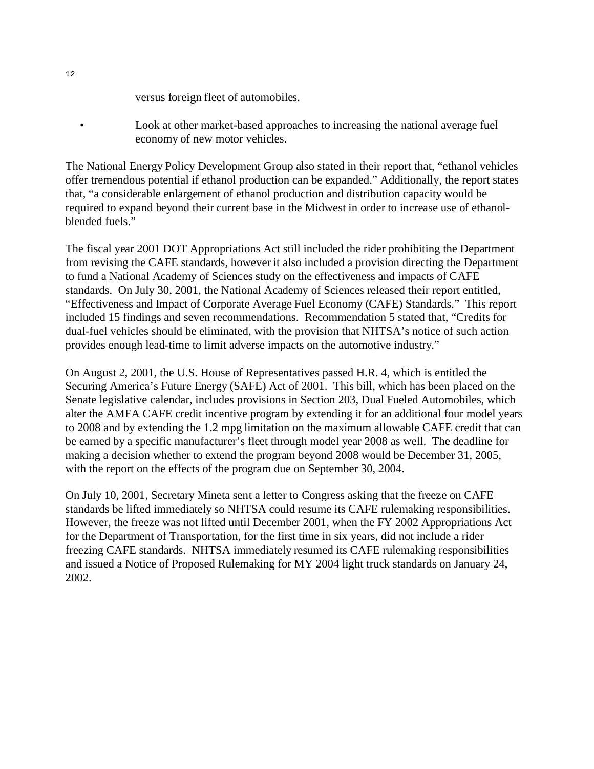versus foreign fleet of automobiles.

- Look at other market-based approaches to increasing the national average fuel economy of new motor vehicles.

The National Energy Policy Development Group also stated in their report that, "ethanol vehicles offer tremendous potential if ethanol production can be expanded." Additionally, the report states that, "a considerable enlargement of ethanol production and distribution capacity would be required to expand beyond their current base in the Midwest in order to increase use of ethanol-blended fuels."

The fiscal year 2001 DOT Appropriations Act still included the rider prohibiting the Department from revising the CAFE standards, however it also included a provision directing the Department to fund a National Academy of Sciences study on the effectiveness and impacts of CAFE standards. On July 30, 2001, the National Academy of Sciences released their report entitled, "Effectiveness and Impact of Corporate Average Fuel Economy (CAFE) Standards." This report included 15 findings and seven recommendations. Recommendation 5 stated that, "Credits for dual-fuel vehicles should be eliminated, with the provision that NHTSA's notice of such action provides enough lead-time to limit adverse impacts on the automotive industry."

On August 2, 2001, the U.S. House of Representatives passed H.R. 4, which is entitled the Securing America's Future Energy (SAFE) Act of 2001. This bill, which has been placed on the Senate legislative calendar, includes provisions in Section 203, Dual Fueled Automobiles, which alter the AMFA CAFE credit incentive program by extending it for an additional four model years to 2008 and by extending the 1.2 mpg limitation on the maximum allowable CAFE credit that can be earned by a specific manufacturer's fleet through model year 2008 as well. The deadline for making a decision whether to extend the program beyond 2008 would be December 31, 2005, with the report on the effects of the program due on September 30, 2004.

On July 10, 2001, Secretary Mineta sent a letter to Congress asking that the freeze on CAFE standards be lifted immediately so NHTSA could resume its CAFE rulemaking responsibilities. However, the freeze was not lifted until December 2001, when the FY 2002 Appropriations Act for the Department of Transportation, for the first time in six years, did not include a rider freezing CAFE standards. NHTSA immediately resumed its CAFE rulemaking responsibilities and issued a Notice of Proposed Rulemaking for MY 2004 light truck standards on January 24, 2002.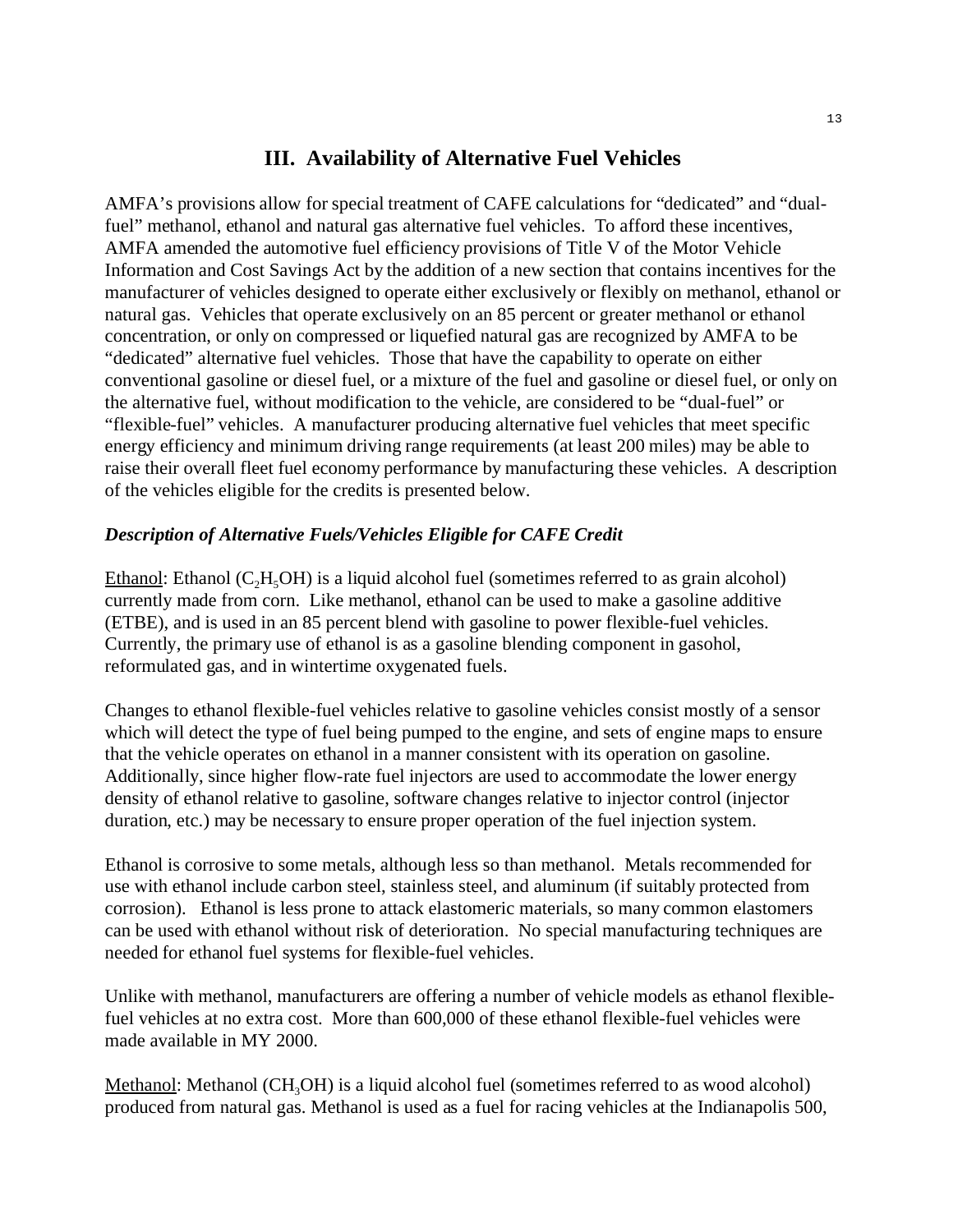## III. Availability of Alternative Fuel Vehicles

AMFA's provisions allow for special treatment of CAFE calculations for "dedicated" and "dual-fuel" methanol, ethanol and natural gas alternative fuel vehicles. To afford these incentives, AMFA amended the automotive fuel efficiency provisions of Title V of the Motor Vehicle Information and Cost Savings Act by the addition of a new section that contains incentives for the manufacturer of vehicles designed to operate either exclusively or flexibly on methanol, ethanol or natural gas. Vehicles that operate exclusively on an 85 percent or greater methanol or ethanol concentration, or only on compressed or liquefied natural gas are recognized by AMFA to be "dedicated" alternative fuel vehicles. Those that have the capability to operate on either conventional gasoline or diesel fuel, or a mixture of the fuel and gasoline or diesel fuel, or only on the alternative fuel, without modification to the vehicle, are considered to be "dual-fuel" or "flexible-fuel" vehicles. A manufacturer producing alternative fuel vehicles that meet specific energy efficiency and minimum driving range requirements (at least 200 miles) may be able to raise their overall fleet fuel economy performance by manufacturing these vehicles. A description of the vehicles eligible for the credits is presented below.

### *Description of Alternative Fuels/Vehicles Eligible for CAFE Credit*

Ethanol: Ethanol ($C_2H_5OH$) is a liquid alcohol fuel (sometimes referred to as grain alcohol) currently made from corn. Like methanol, ethanol can be used to make a gasoline additive (ETBE), and is used in an 85 percent blend with gasoline to power flexible-fuel vehicles. Currently, the primary use of ethanol is as a gasoline blending component in gasohol, reformulated gas, and in wintertime oxygenated fuels.

Changes to ethanol flexible-fuel vehicles relative to gasoline vehicles consist mostly of a sensor which will detect the type of fuel being pumped to the engine, and sets of engine maps to ensure that the vehicle operates on ethanol in a manner consistent with its operation on gasoline. Additionally, since higher flow-rate fuel injectors are used to accommodate the lower energy density of ethanol relative to gasoline, software changes relative to injector control (injector duration, etc.) may be necessary to ensure proper operation of the fuel injection system.

Ethanol is corrosive to some metals, although less so than methanol. Metals recommended for use with ethanol include carbon steel, stainless steel, and aluminum (if suitably protected from corrosion). Ethanol is less prone to attack elastomeric materials, so many common elastomers can be used with ethanol without risk of deterioration. No special manufacturing techniques are needed for ethanol fuel systems for flexible-fuel vehicles.

Unlike with methanol, manufacturers are offering a number of vehicle models as ethanol flexible-fuel vehicles at no extra cost. More than 600,000 of these ethanol flexible-fuel vehicles were made available in MY 2000.

Methanol: Methanol ($CH_3OH$) is a liquid alcohol fuel (sometimes referred to as wood alcohol) produced from natural gas. Methanol is used as a fuel for racing vehicles at the Indianapolis 500,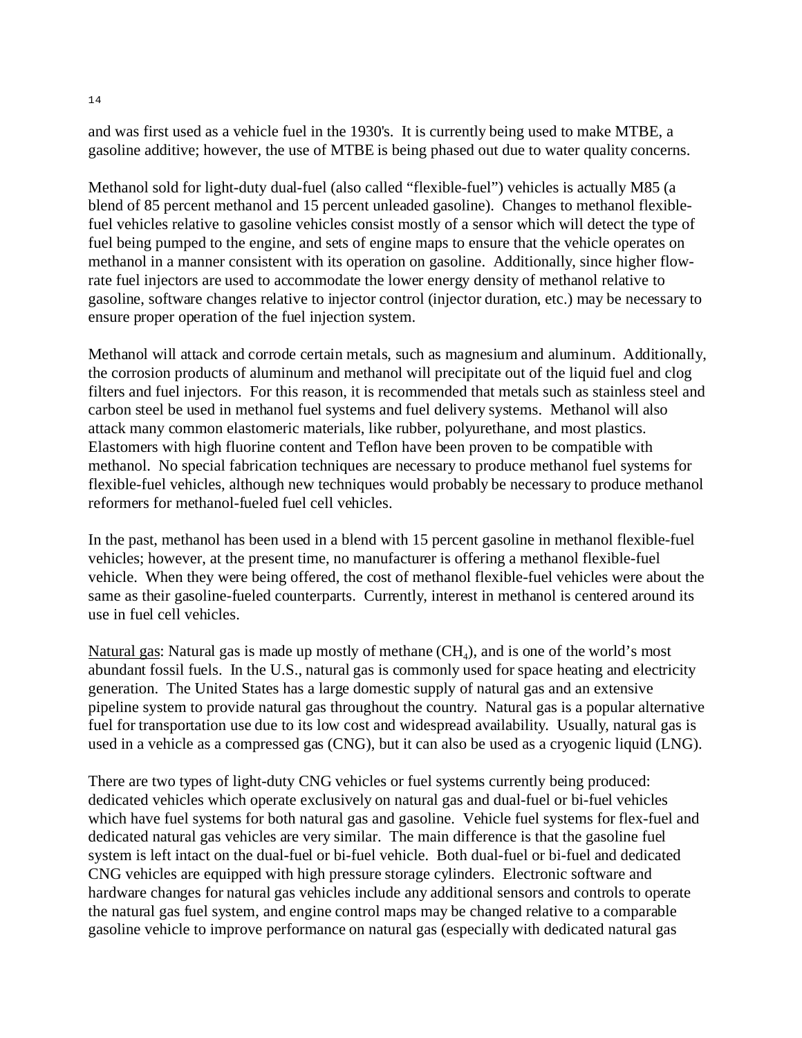and was first used as a vehicle fuel in the 1930's. It is currently being used to make MTBE, a gasoline additive; however, the use of MTBE is being phased out due to water quality concerns.

Methanol sold for light-duty dual-fuel (also called “flexible-fuel”) vehicles is actually M85 (a blend of 85 percent methanol and 15 percent unleaded gasoline). Changes to methanol flexible-fuel vehicles relative to gasoline vehicles consist mostly of a sensor which will detect the type of fuel being pumped to the engine, and sets of engine maps to ensure that the vehicle operates on methanol in a manner consistent with its operation on gasoline. Additionally, since higher flow-rate fuel injectors are used to accommodate the lower energy density of methanol relative to gasoline, software changes relative to injector control (injector duration, etc.) may be necessary to ensure proper operation of the fuel injection system.

Methanol will attack and corrode certain metals, such as magnesium and aluminum. Additionally, the corrosion products of aluminum and methanol will precipitate out of the liquid fuel and clog filters and fuel injectors. For this reason, it is recommended that metals such as stainless steel and carbon steel be used in methanol fuel systems and fuel delivery systems. Methanol will also attack many common elastomeric materials, like rubber, polyurethane, and most plastics. Elastomers with high fluorine content and Teflon have been proven to be compatible with methanol. No special fabrication techniques are necessary to produce methanol fuel systems for flexible-fuel vehicles, although new techniques would probably be necessary to produce methanol reformers for methanol-fueled fuel cell vehicles.

In the past, methanol has been used in a blend with 15 percent gasoline in methanol flexible-fuel vehicles; however, at the present time, no manufacturer is offering a methanol flexible-fuel vehicle. When they were being offered, the cost of methanol flexible-fuel vehicles were about the same as their gasoline-fueled counterparts. Currently, interest in methanol is centered around its use in fuel cell vehicles.

Natural gas: Natural gas is made up mostly of methane ($CH_4$), and is one of the world’s most abundant fossil fuels. In the U.S., natural gas is commonly used for space heating and electricity generation. The United States has a large domestic supply of natural gas and an extensive pipeline system to provide natural gas throughout the country. Natural gas is a popular alternative fuel for transportation use due to its low cost and widespread availability. Usually, natural gas is used in a vehicle as a compressed gas (CNG), but it can also be used as a cryogenic liquid (LNG).

There are two types of light-duty CNG vehicles or fuel systems currently being produced: dedicated vehicles which operate exclusively on natural gas and dual-fuel or bi-fuel vehicles which have fuel systems for both natural gas and gasoline. Vehicle fuel systems for flex-fuel and dedicated natural gas vehicles are very similar. The main difference is that the gasoline fuel system is left intact on the dual-fuel or bi-fuel vehicle. Both dual-fuel or bi-fuel and dedicated CNG vehicles are equipped with high pressure storage cylinders. Electronic software and hardware changes for natural gas vehicles include any additional sensors and controls to operate the natural gas fuel system, and engine control maps may be changed relative to a comparable gasoline vehicle to improve performance on natural gas (especially with dedicated natural gas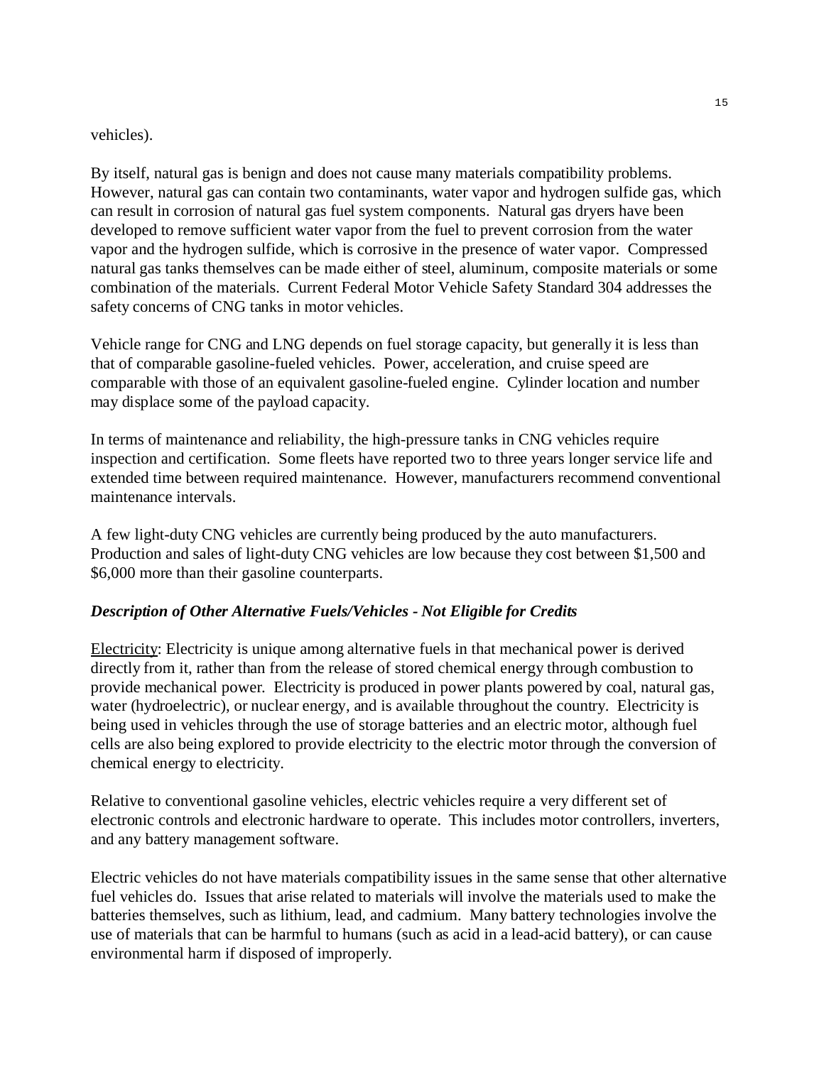vehicles).

By itself, natural gas is benign and does not cause many materials compatibility problems. However, natural gas can contain two contaminants, water vapor and hydrogen sulfide gas, which can result in corrosion of natural gas fuel system components. Natural gas dryers have been developed to remove sufficient water vapor from the fuel to prevent corrosion from the water vapor and the hydrogen sulfide, which is corrosive in the presence of water vapor. Compressed natural gas tanks themselves can be made either of steel, aluminum, composite materials or some combination of the materials. Current Federal Motor Vehicle Safety Standard 304 addresses the safety concerns of CNG tanks in motor vehicles.

Vehicle range for CNG and LNG depends on fuel storage capacity, but generally it is less than that of comparable gasoline-fueled vehicles. Power, acceleration, and cruise speed are comparable with those of an equivalent gasoline-fueled engine. Cylinder location and number may displace some of the payload capacity.

In terms of maintenance and reliability, the high-pressure tanks in CNG vehicles require inspection and certification. Some fleets have reported two to three years longer service life and extended time between required maintenance. However, manufacturers recommend conventional maintenance intervals.

A few light-duty CNG vehicles are currently being produced by the auto manufacturers. Production and sales of light-duty CNG vehicles are low because they cost between $1,500 and $6,000 more than their gasoline counterparts.

### *Description of Other Alternative Fuels/Vehicles - Not Eligible for Credits*

Electricity: Electricity is unique among alternative fuels in that mechanical power is derived directly from it, rather than from the release of stored chemical energy through combustion to provide mechanical power. Electricity is produced in power plants powered by coal, natural gas, water (hydroelectric), or nuclear energy, and is available throughout the country. Electricity is being used in vehicles through the use of storage batteries and an electric motor, although fuel cells are also being explored to provide electricity to the electric motor through the conversion of chemical energy to electricity.

Relative to conventional gasoline vehicles, electric vehicles require a very different set of electronic controls and electronic hardware to operate. This includes motor controllers, inverters, and any battery management software.

Electric vehicles do not have materials compatibility issues in the same sense that other alternative fuel vehicles do. Issues that arise related to materials will involve the materials used to make the batteries themselves, such as lithium, lead, and cadmium. Many battery technologies involve the use of materials that can be harmful to humans (such as acid in a lead-acid battery), or can cause environmental harm if disposed of improperly.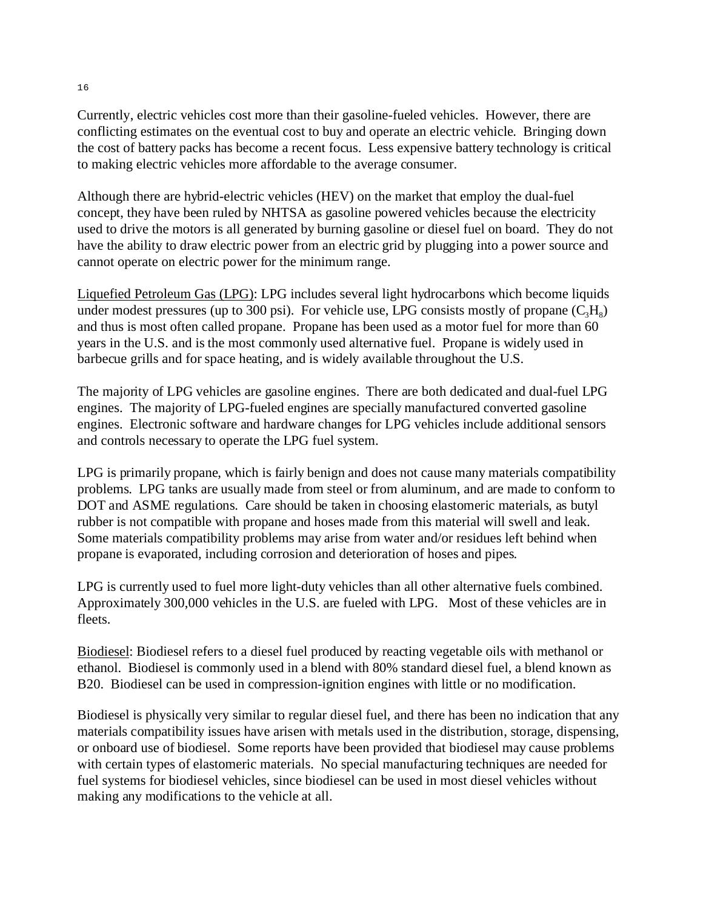Currently, electric vehicles cost more than their gasoline-fueled vehicles. However, there are conflicting estimates on the eventual cost to buy and operate an electric vehicle. Bringing down the cost of battery packs has become a recent focus. Less expensive battery technology is critical to making electric vehicles more affordable to the average consumer.

Although there are hybrid-electric vehicles (HEV) on the market that employ the dual-fuel concept, they have been ruled by NHTSA as gasoline powered vehicles because the electricity used to drive the motors is all generated by burning gasoline or diesel fuel on board. They do not have the ability to draw electric power from an electric grid by plugging into a power source and cannot operate on electric power for the minimum range.

Liquefied Petroleum Gas (LPG): LPG includes several light hydrocarbons which become liquids under modest pressures (up to 300 psi). For vehicle use, LPG consists mostly of propane ($C_3H_8$) and thus is most often called propane. Propane has been used as a motor fuel for more than 60 years in the U.S. and is the most commonly used alternative fuel. Propane is widely used in barbecue grills and for space heating, and is widely available throughout the U.S.

The majority of LPG vehicles are gasoline engines. There are both dedicated and dual-fuel LPG engines. The majority of LPG-fueled engines are specially manufactured converted gasoline engines. Electronic software and hardware changes for LPG vehicles include additional sensors and controls necessary to operate the LPG fuel system.

LPG is primarily propane, which is fairly benign and does not cause many materials compatibility problems. LPG tanks are usually made from steel or from aluminum, and are made to conform to DOT and ASME regulations. Care should be taken in choosing elastomeric materials, as butyl rubber is not compatible with propane and hoses made from this material will swell and leak. Some materials compatibility problems may arise from water and/or residues left behind when propane is evaporated, including corrosion and deterioration of hoses and pipes.

LPG is currently used to fuel more light-duty vehicles than all other alternative fuels combined. Approximately 300,000 vehicles in the U.S. are fueled with LPG. Most of these vehicles are in fleets.

Biodiesel: Biodiesel refers to a diesel fuel produced by reacting vegetable oils with methanol or ethanol. Biodiesel is commonly used in a blend with 80% standard diesel fuel, a blend known as B20. Biodiesel can be used in compression-ignition engines with little or no modification.

Biodiesel is physically very similar to regular diesel fuel, and there has been no indication that any materials compatibility issues have arisen with metals used in the distribution, storage, dispensing, or onboard use of biodiesel. Some reports have been provided that biodiesel may cause problems with certain types of elastomeric materials. No special manufacturing techniques are needed for fuel systems for biodiesel vehicles, since biodiesel can be used in most diesel vehicles without making any modifications to the vehicle at all.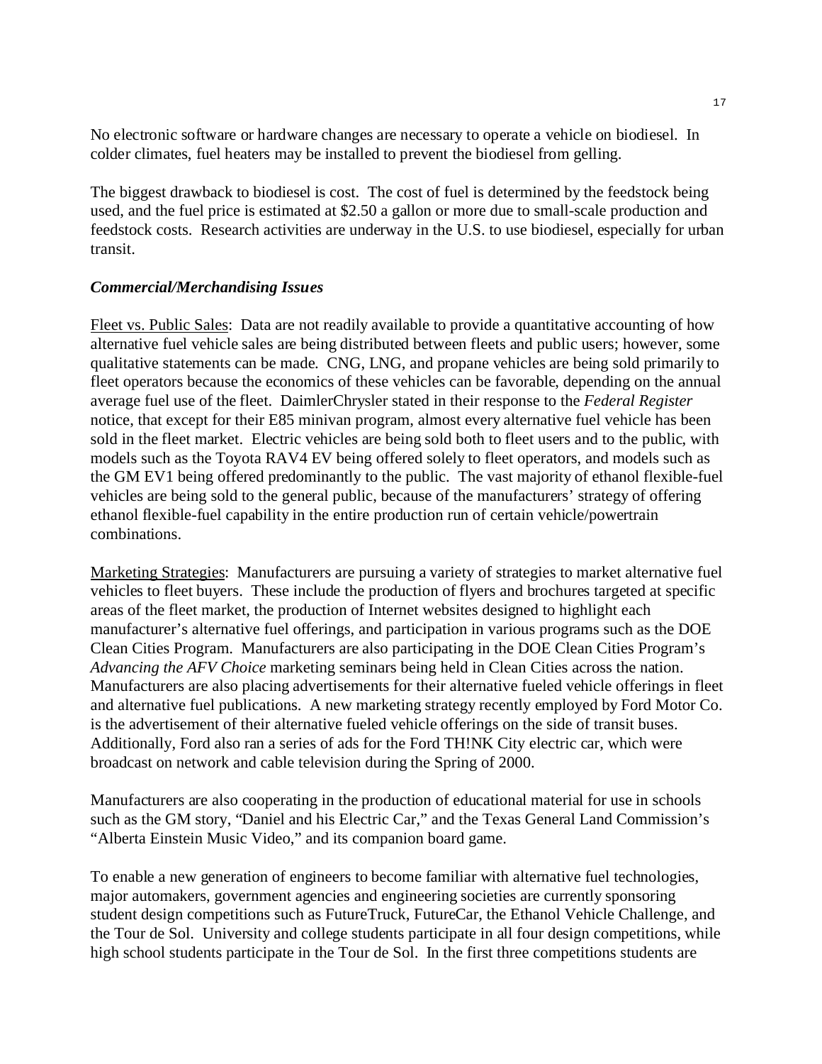No electronic software or hardware changes are necessary to operate a vehicle on biodiesel. In colder climates, fuel heaters may be installed to prevent the biodiesel from gelling.

The biggest drawback to biodiesel is cost. The cost of fuel is determined by the feedstock being used, and the fuel price is estimated at $2.50 a gallon or more due to small-scale production and feedstock costs. Research activities are underway in the U.S. to use biodiesel, especially for urban transit.

***Commercial/Merchandising Issues***

Fleet vs. Public Sales: Data are not readily available to provide a quantitative accounting of how alternative fuel vehicle sales are being distributed between fleets and public users; however, some qualitative statements can be made. CNG, LNG, and propane vehicles are being sold primarily to fleet operators because the economics of these vehicles can be favorable, depending on the annual average fuel use of the fleet. DaimlerChrysler stated in their response to the *Federal Register* notice, that except for their E85 minivan program, almost every alternative fuel vehicle has been sold in the fleet market. Electric vehicles are being sold both to fleet users and to the public, with models such as the Toyota RAV4 EV being offered solely to fleet operators, and models such as the GM EV1 being offered predominantly to the public. The vast majority of ethanol flexible-fuel vehicles are being sold to the general public, because of the manufacturers' strategy of offering ethanol flexible-fuel capability in the entire production run of certain vehicle/powertrain combinations.

Marketing Strategies: Manufacturers are pursuing a variety of strategies to market alternative fuel vehicles to fleet buyers. These include the production of flyers and brochures targeted at specific areas of the fleet market, the production of Internet websites designed to highlight each manufacturer's alternative fuel offerings, and participation in various programs such as the DOE Clean Cities Program. Manufacturers are also participating in the DOE Clean Cities Program's *Advancing the AFV Choice* marketing seminars being held in Clean Cities across the nation. Manufacturers are also placing advertisements for their alternative fueled vehicle offerings in fleet and alternative fuel publications. A new marketing strategy recently employed by Ford Motor Co. is the advertisement of their alternative fueled vehicle offerings on the side of transit buses. Additionally, Ford also ran a series of ads for the Ford TH!NK City electric car, which were broadcast on network and cable television during the Spring of 2000.

Manufacturers are also cooperating in the production of educational material for use in schools such as the GM story, "Daniel and his Electric Car," and the Texas General Land Commission's "Alberta Einstein Music Video," and its companion board game.

To enable a new generation of engineers to become familiar with alternative fuel technologies, major automakers, government agencies and engineering societies are currently sponsoring student design competitions such as FutureTruck, FutureCar, the Ethanol Vehicle Challenge, and the Tour de Sol. University and college students participate in all four design competitions, while high school students participate in the Tour de Sol. In the first three competitions students are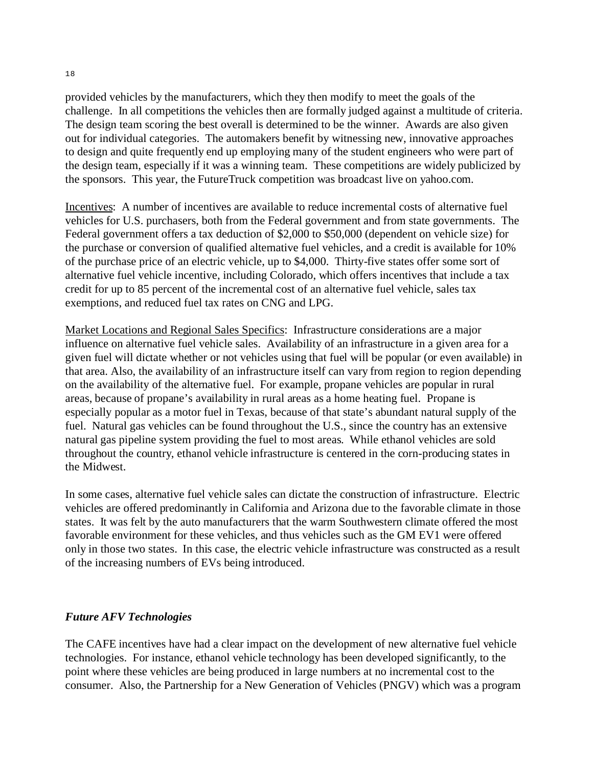provided vehicles by the manufacturers, which they then modify to meet the goals of the challenge. In all competitions the vehicles then are formally judged against a multitude of criteria. The design team scoring the best overall is determined to be the winner. Awards are also given out for individual categories. The automakers benefit by witnessing new, innovative approaches to design and quite frequently end up employing many of the student engineers who were part of the design team, especially if it was a winning team. These competitions are widely publicized by the sponsors. This year, the FutureTruck competition was broadcast live on yahoo.com.

<u>Incentives</u>: A number of incentives are available to reduce incremental costs of alternative fuel vehicles for U.S. purchasers, both from the Federal government and from state governments. The Federal government offers a tax deduction of $2,000 to $50,000 (dependent on vehicle size) for the purchase or conversion of qualified alternative fuel vehicles, and a credit is available for 10% of the purchase price of an electric vehicle, up to $4,000. Thirty-five states offer some sort of alternative fuel vehicle incentive, including Colorado, which offers incentives that include a tax credit for up to 85 percent of the incremental cost of an alternative fuel vehicle, sales tax exemptions, and reduced fuel tax rates on CNG and LPG.

<u>Market Locations and Regional Sales Specifics</u>: Infrastructure considerations are a major influence on alternative fuel vehicle sales. Availability of an infrastructure in a given area for a given fuel will dictate whether or not vehicles using that fuel will be popular (or even available) in that area. Also, the availability of an infrastructure itself can vary from region to region depending on the availability of the alternative fuel. For example, propane vehicles are popular in rural areas, because of propane's availability in rural areas as a home heating fuel. Propane is especially popular as a motor fuel in Texas, because of that state's abundant natural supply of the fuel. Natural gas vehicles can be found throughout the U.S., since the country has an extensive natural gas pipeline system providing the fuel to most areas. While ethanol vehicles are sold throughout the country, ethanol vehicle infrastructure is centered in the corn-producing states in the Midwest.

In some cases, alternative fuel vehicle sales can dictate the construction of infrastructure. Electric vehicles are offered predominantly in California and Arizona due to the favorable climate in those states. It was felt by the auto manufacturers that the warm Southwestern climate offered the most favorable environment for these vehicles, and thus vehicles such as the GM EV1 were offered only in those two states. In this case, the electric vehicle infrastructure was constructed as a result of the increasing numbers of EVs being introduced.

### *Future AFV Technologies*

The CAFE incentives have had a clear impact on the development of new alternative fuel vehicle technologies. For instance, ethanol vehicle technology has been developed significantly, to the point where these vehicles are being produced in large numbers at no incremental cost to the consumer. Also, the Partnership for a New Generation of Vehicles (PNGV) which was a program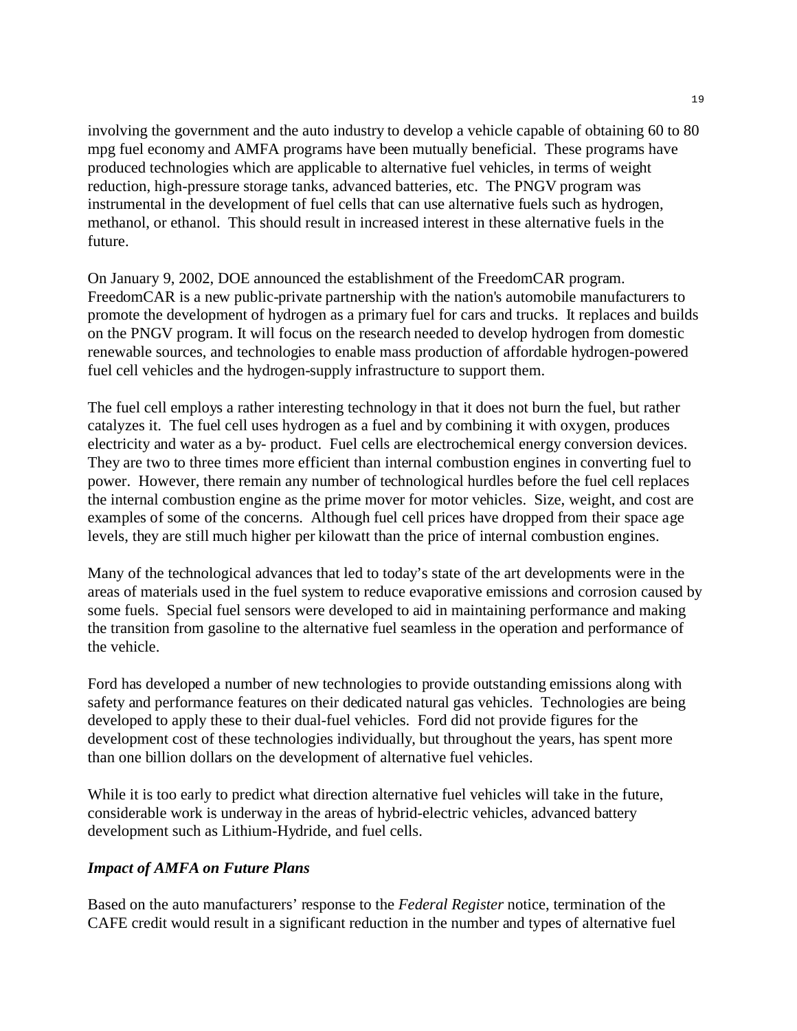involving the government and the auto industry to develop a vehicle capable of obtaining 60 to 80 mpg fuel economy and AMFA programs have been mutually beneficial. These programs have produced technologies which are applicable to alternative fuel vehicles, in terms of weight reduction, high-pressure storage tanks, advanced batteries, etc. The PNGV program was instrumental in the development of fuel cells that can use alternative fuels such as hydrogen, methanol, or ethanol. This should result in increased interest in these alternative fuels in the future.

On January 9, 2002, DOE announced the establishment of the FreedomCAR program. FreedomCAR is a new public-private partnership with the nation's automobile manufacturers to promote the development of hydrogen as a primary fuel for cars and trucks. It replaces and builds on the PNGV program. It will focus on the research needed to develop hydrogen from domestic renewable sources, and technologies to enable mass production of affordable hydrogen-powered fuel cell vehicles and the hydrogen-supply infrastructure to support them.

The fuel cell employs a rather interesting technology in that it does not burn the fuel, but rather catalyzes it. The fuel cell uses hydrogen as a fuel and by combining it with oxygen, produces electricity and water as a by- product. Fuel cells are electrochemical energy conversion devices. They are two to three times more efficient than internal combustion engines in converting fuel to power. However, there remain any number of technological hurdles before the fuel cell replaces the internal combustion engine as the prime mover for motor vehicles. Size, weight, and cost are examples of some of the concerns. Although fuel cell prices have dropped from their space age levels, they are still much higher per kilowatt than the price of internal combustion engines.

Many of the technological advances that led to today's state of the art developments were in the areas of materials used in the fuel system to reduce evaporative emissions and corrosion caused by some fuels. Special fuel sensors were developed to aid in maintaining performance and making the transition from gasoline to the alternative fuel seamless in the operation and performance of the vehicle.

Ford has developed a number of new technologies to provide outstanding emissions along with safety and performance features on their dedicated natural gas vehicles. Technologies are being developed to apply these to their dual-fuel vehicles. Ford did not provide figures for the development cost of these technologies individually, but throughout the years, has spent more than one billion dollars on the development of alternative fuel vehicles.

While it is too early to predict what direction alternative fuel vehicles will take in the future, considerable work is underway in the areas of hybrid-electric vehicles, advanced battery development such as Lithium-Hydride, and fuel cells.

### *Impact of AMFA on Future Plans*

Based on the auto manufacturers' response to the *Federal Register* notice, termination of the CAFE credit would result in a significant reduction in the number and types of alternative fuel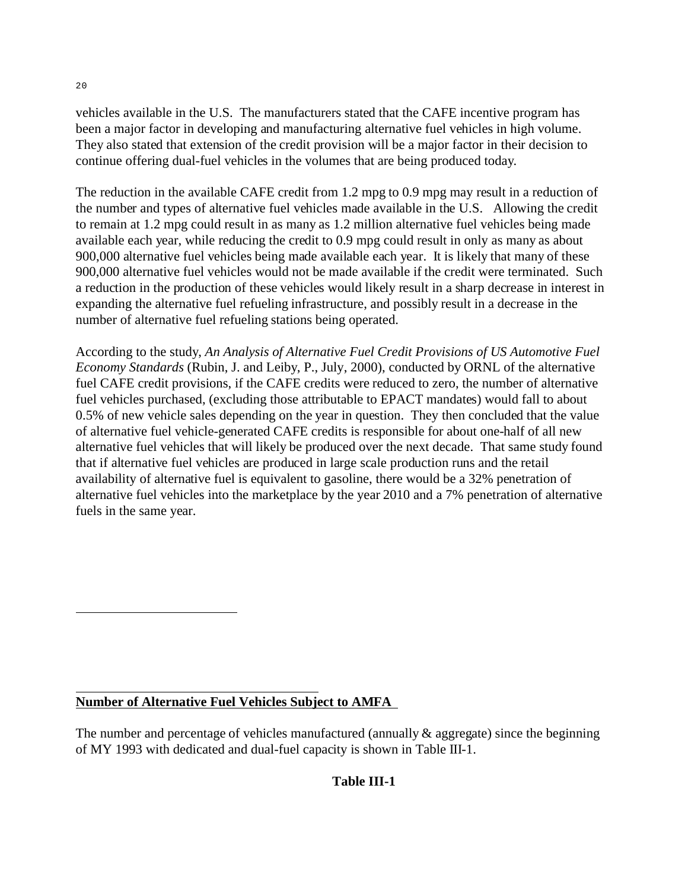vehicles available in the U.S. The manufacturers stated that the CAFE incentive program has been a major factor in developing and manufacturing alternative fuel vehicles in high volume. They also stated that extension of the credit provision will be a major factor in their decision to continue offering dual-fuel vehicles in the volumes that are being produced today.

The reduction in the available CAFE credit from 1.2 mpg to 0.9 mpg may result in a reduction of the number and types of alternative fuel vehicles made available in the U.S. Allowing the credit to remain at 1.2 mpg could result in as many as 1.2 million alternative fuel vehicles being made available each year, while reducing the credit to 0.9 mpg could result in only as many as about 900,000 alternative fuel vehicles being made available each year. It is likely that many of these 900,000 alternative fuel vehicles would not be made available if the credit were terminated. Such a reduction in the production of these vehicles would likely result in a sharp decrease in interest in expanding the alternative fuel refueling infrastructure, and possibly result in a decrease in the number of alternative fuel refueling stations being operated.

According to the study, *An Analysis of Alternative Fuel Credit Provisions of US Automotive Fuel Economy Standards* (Rubin, J. and Leiby, P., July, 2000), conducted by ORNL of the alternative fuel CAFE credit provisions, if the CAFE credits were reduced to zero, the number of alternative fuel vehicles purchased, (excluding those attributable to EPACT mandates) would fall to about 0.5% of new vehicle sales depending on the year in question. They then concluded that the value of alternative fuel vehicle-generated CAFE credits is responsible for about one-half of all new alternative fuel vehicles that will likely be produced over the next decade. That same study found that if alternative fuel vehicles are produced in large scale production runs and the retail availability of alternative fuel is equivalent to gasoline, there would be a 32% penetration of alternative fuel vehicles into the marketplace by the year 2010 and a 7% penetration of alternative fuels in the same year.

**Number of Alternative Fuel Vehicles Subject to AMFA**

The number and percentage of vehicles manufactured (annually & aggregate) since the beginning of MY 1993 with dedicated and dual-fuel capacity is shown in Table III-1.

**Table III-1**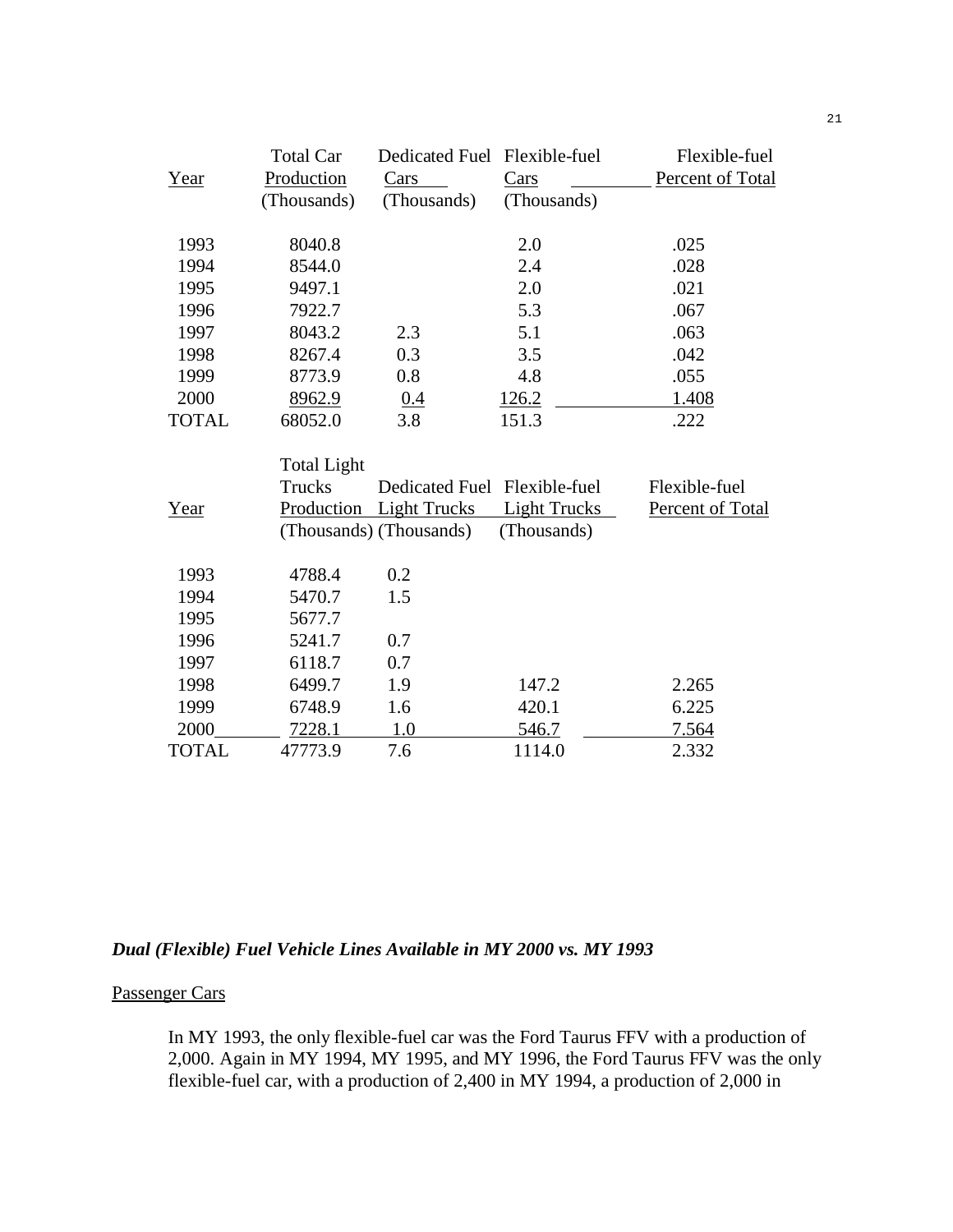| Year | Total Car Production (Thousands) | Dedicated Fuel Cars (Thousands) | Flexible-fuel Cars (Thousands) | Flexible-fuel Percent of Total |
|---|---|---|---|---|
| 1993 | 8040.8 | | 2.0 | .025 |
| 1994 | 8544.0 | | 2.4 | .028 |
| 1995 | 9497.1 | | 2.0 | .021 |
| 1996 | 7922.7 | | 5.3 | .067 |
| 1997 | 8043.2 | 2.3 | 5.1 | .063 |
| 1998 | 8267.4 | 0.3 | 3.5 | .042 |
| 1999 | 8773.9 | 0.8 | 4.8 | .055 |
| 2000 | 8962.9 | 0.4 | 126.2 | 1.408 |
| TOTAL | 68052.0 | 3.8 | 151.3 | .222 |

| Year | Total Light Trucks Production (Thousands) | Dedicated Fuel Light Trucks (Thousands) | Flexible-fuel Light Trucks (Thousands) | Flexible-fuel Percent of Total |
|---|---|---|---|---|
| 1993 | 4788.4 | 0.2 | | |
| 1994 | 5470.7 | 1.5 | | |
| 1995 | 5677.7 | | | |
| 1996 | 5241.7 | 0.7 | | |
| 1997 | 6118.7 | 0.7 | | |
| 1998 | 6499.7 | 1.9 | 147.2 | 2.265 |
| 1999 | 6748.9 | 1.6 | 420.1 | 6.225 |
| 2000 | 7228.1 | 1.0 | 546.7 | 7.564 |
| TOTAL | 47773.9 | 7.6 | 1114.0 | 2.332 |

***Dual (Flexible) Fuel Vehicle Lines Available in MY 2000 vs. MY 1993***

Passenger Cars

In MY 1993, the only flexible-fuel car was the Ford Taurus FFV with a production of 2,000. Again in MY 1994, MY 1995, and MY 1996, the Ford Taurus FFV was the only flexible-fuel car, with a production of 2,400 in MY 1994, a production of 2,000 in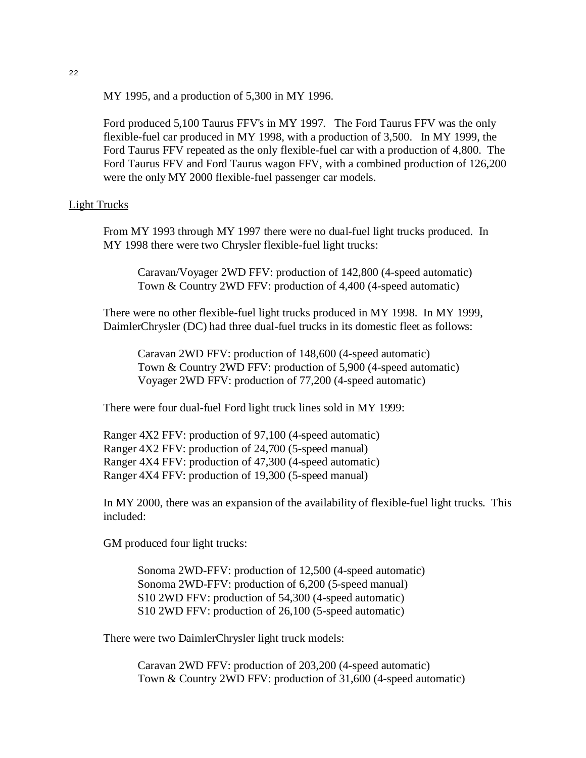MY 1995, and a production of 5,300 in MY 1996.

Ford produced 5,100 Taurus FFV's in MY 1997. The Ford Taurus FFV was the only flexible-fuel car produced in MY 1998, with a production of 3,500. In MY 1999, the Ford Taurus FFV repeated as the only flexible-fuel car with a production of 4,800. The Ford Taurus FFV and Ford Taurus wagon FFV, with a combined production of 126,200 were the only MY 2000 flexible-fuel passenger car models.

<u>Light Trucks</u>

From MY 1993 through MY 1997 there were no dual-fuel light trucks produced. In MY 1998 there were two Chrysler flexible-fuel light trucks:

> Caravan/Voyager 2WD FFV: production of 142,800 (4-speed automatic)
> Town & Country 2WD FFV: production of 4,400 (4-speed automatic)

There were no other flexible-fuel light trucks produced in MY 1998. In MY 1999, DaimlerChrysler (DC) had three dual-fuel trucks in its domestic fleet as follows:

> Caravan 2WD FFV: production of 148,600 (4-speed automatic)
> Town & Country 2WD FFV: production of 5,900 (4-speed automatic)
> Voyager 2WD FFV: production of 77,200 (4-speed automatic)

There were four dual-fuel Ford light truck lines sold in MY 1999:

Ranger 4X2 FFV: production of 97,100 (4-speed automatic)
Ranger 4X2 FFV: production of 24,700 (5-speed manual)
Ranger 4X4 FFV: production of 47,300 (4-speed automatic)
Ranger 4X4 FFV: production of 19,300 (5-speed manual)

In MY 2000, there was an expansion of the availability of flexible-fuel light trucks. This included:

GM produced four light trucks:

> Sonoma 2WD-FFV: production of 12,500 (4-speed automatic)
> Sonoma 2WD-FFV: production of 6,200 (5-speed manual)
> S10 2WD FFV: production of 54,300 (4-speed automatic)
> S10 2WD FFV: production of 26,100 (5-speed automatic)

There were two DaimlerChrysler light truck models:

> Caravan 2WD FFV: production of 203,200 (4-speed automatic)
> Town & Country 2WD FFV: production of 31,600 (4-speed automatic)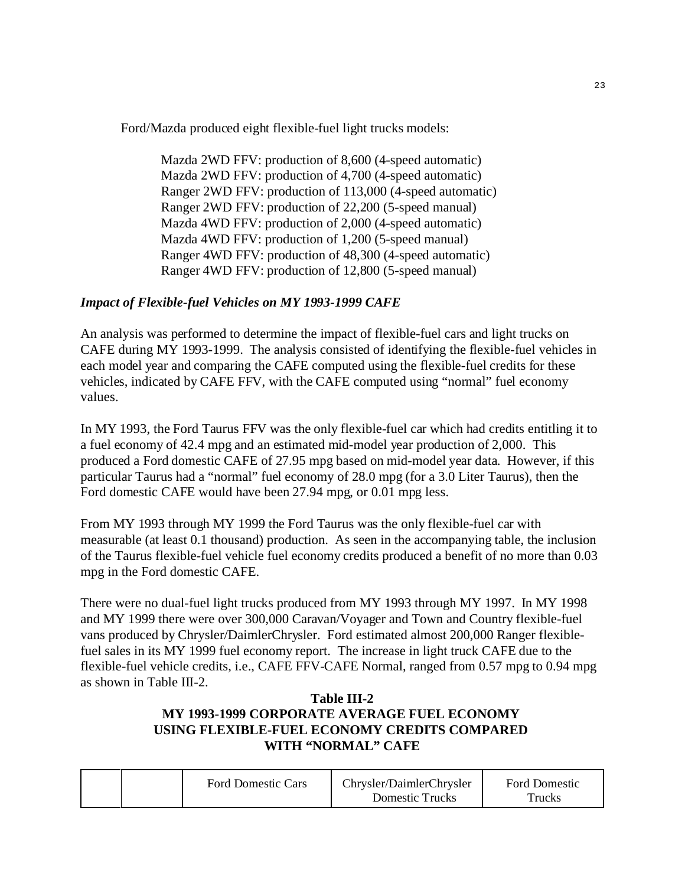Ford/Mazda produced eight flexible-fuel light trucks models:

Mazda 2WD FFV: production of 8,600 (4-speed automatic)
Mazda 2WD FFV: production of 4,700 (4-speed automatic)
Ranger 2WD FFV: production of 113,000 (4-speed automatic)
Ranger 2WD FFV: production of 22,200 (5-speed manual)
Mazda 4WD FFV: production of 2,000 (4-speed automatic)
Mazda 4WD FFV: production of 1,200 (5-speed manual)
Ranger 4WD FFV: production of 48,300 (4-speed automatic)
Ranger 4WD FFV: production of 12,800 (5-speed manual)

***Impact of Flexible-fuel Vehicles on MY 1993-1999 CAFE***

An analysis was performed to determine the impact of flexible-fuel cars and light trucks on CAFE during MY 1993-1999. The analysis consisted of identifying the flexible-fuel vehicles in each model year and comparing the CAFE computed using the flexible-fuel credits for these vehicles, indicated by CAFE FFV, with the CAFE computed using "normal" fuel economy values.

In MY 1993, the Ford Taurus FFV was the only flexible-fuel car which had credits entitling it to a fuel economy of 42.4 mpg and an estimated mid-model year production of 2,000. This produced a Ford domestic CAFE of 27.95 mpg based on mid-model year data. However, if this particular Taurus had a "normal" fuel economy of 28.0 mpg (for a 3.0 Liter Taurus), then the Ford domestic CAFE would have been 27.94 mpg, or 0.01 mpg less.

From MY 1993 through MY 1999 the Ford Taurus was the only flexible-fuel car with measurable (at least 0.1 thousand) production. As seen in the accompanying table, the inclusion of the Taurus flexible-fuel vehicle fuel economy credits produced a benefit of no more than 0.03 mpg in the Ford domestic CAFE.

There were no dual-fuel light trucks produced from MY 1993 through MY 1997. In MY 1998 and MY 1999 there were over 300,000 Caravan/Voyager and Town and Country flexible-fuel vans produced by Chrysler/DaimlerChrysler. Ford estimated almost 200,000 Ranger flexible-fuel sales in its MY 1999 fuel economy report. The increase in light truck CAFE due to the flexible-fuel vehicle credits, i.e., CAFE FFV-CAFE Normal, ranged from 0.57 mpg to 0.94 mpg as shown in Table III-2.

**Table III-2**
**MY 1993-1999 CORPORATE AVERAGE FUEL ECONOMY USING FLEXIBLE-FUEL ECONOMY CREDITS COMPARED WITH "NORMAL" CAFE**

| | | Ford Domestic Cars | Chrysler/DaimlerChrysler Domestic Trucks | Ford Domestic Trucks |
|---|---|---|---|---|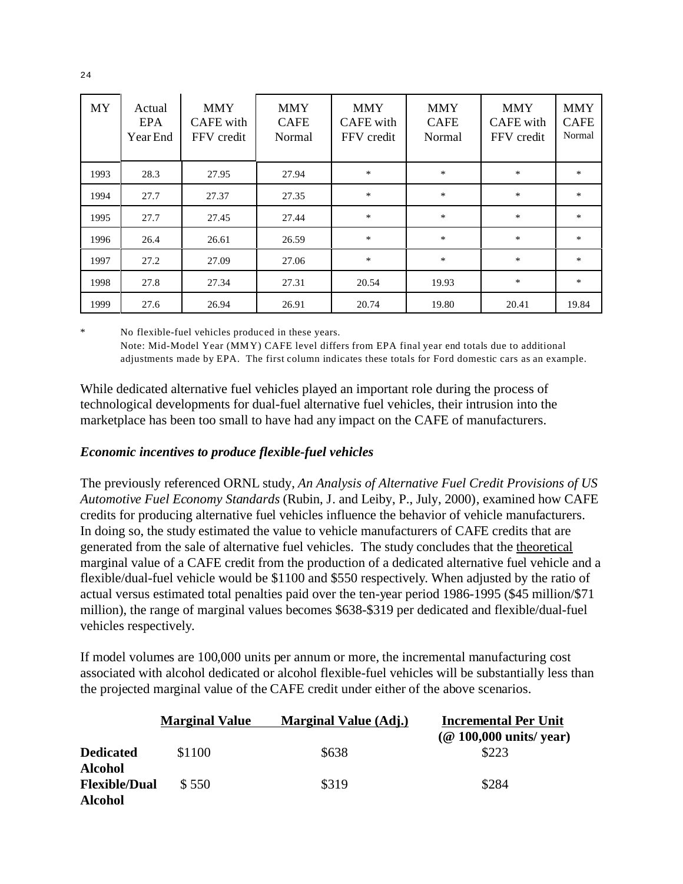| MY | Actual EPA Year End | MMY CAFE with FFV credit | MMY CAFE Normal | MMY CAFE with FFV credit | MMY CAFE Normal | MMY CAFE with FFV credit | MMY CAFE Normal |
|---|---|---|---|---|---|---|---|
| 1993 | 28.3 | 27.95 | 27.94 | * | * | * | * |
| 1994 | 27.7 | 27.37 | 27.35 | * | * | * | * |
| 1995 | 27.7 | 27.45 | 27.44 | * | * | * | * |
| 1996 | 26.4 | 26.61 | 26.59 | * | * | * | * |
| 1997 | 27.2 | 27.09 | 27.06 | * | * | * | * |
| 1998 | 27.8 | 27.34 | 27.31 | 20.54 | 19.93 | * | * |
| 1999 | 27.6 | 26.94 | 26.91 | 20.74 | 19.80 | 20.41 | 19.84 |

\* No flexible-fuel vehicles produced in these years.
Note: Mid-Model Year (MMY) CAFE level differs from EPA final year end totals due to additional adjustments made by EPA. The first column indicates these totals for Ford domestic cars as an example.

While dedicated alternative fuel vehicles played an important role during the process of technological developments for dual-fuel alternative fuel vehicles, their intrusion into the marketplace has been too small to have had any impact on the CAFE of manufacturers.

### *Economic incentives to produce flexible-fuel vehicles*

The previously referenced ORNL study, *An Analysis of Alternative Fuel Credit Provisions of US Automotive Fuel Economy Standards* (Rubin, J. and Leiby, P., July, 2000), examined how CAFE credits for producing alternative fuel vehicles influence the behavior of vehicle manufacturers. In doing so, the study estimated the value to vehicle manufacturers of CAFE credits that are generated from the sale of alternative fuel vehicles. The study concludes that the theoretical marginal value of a CAFE credit from the production of a dedicated alternative fuel vehicle and a flexible/dual-fuel vehicle would be $1100 and $550 respectively. When adjusted by the ratio of actual versus estimated total penalties paid over the ten-year period 1986-1995 ($45 million/$71 million), the range of marginal values becomes $638-$319 per dedicated and flexible/dual-fuel vehicles respectively.

If model volumes are 100,000 units per annum or more, the incremental manufacturing cost associated with alcohol dedicated or alcohol flexible-fuel vehicles will be substantially less than the projected marginal value of the CAFE credit under either of the above scenarios.

| | **Marginal Value** | **Marginal Value (Adj.)** | **Incremental Per Unit (@ 100,000 units/ year)** |
|---|---|---|---|
| **Dedicated Alcohol** | $1100 | $638 | $223 |
| **Flexible/Dual Alcohol** | $ 550 | $319 | $284 |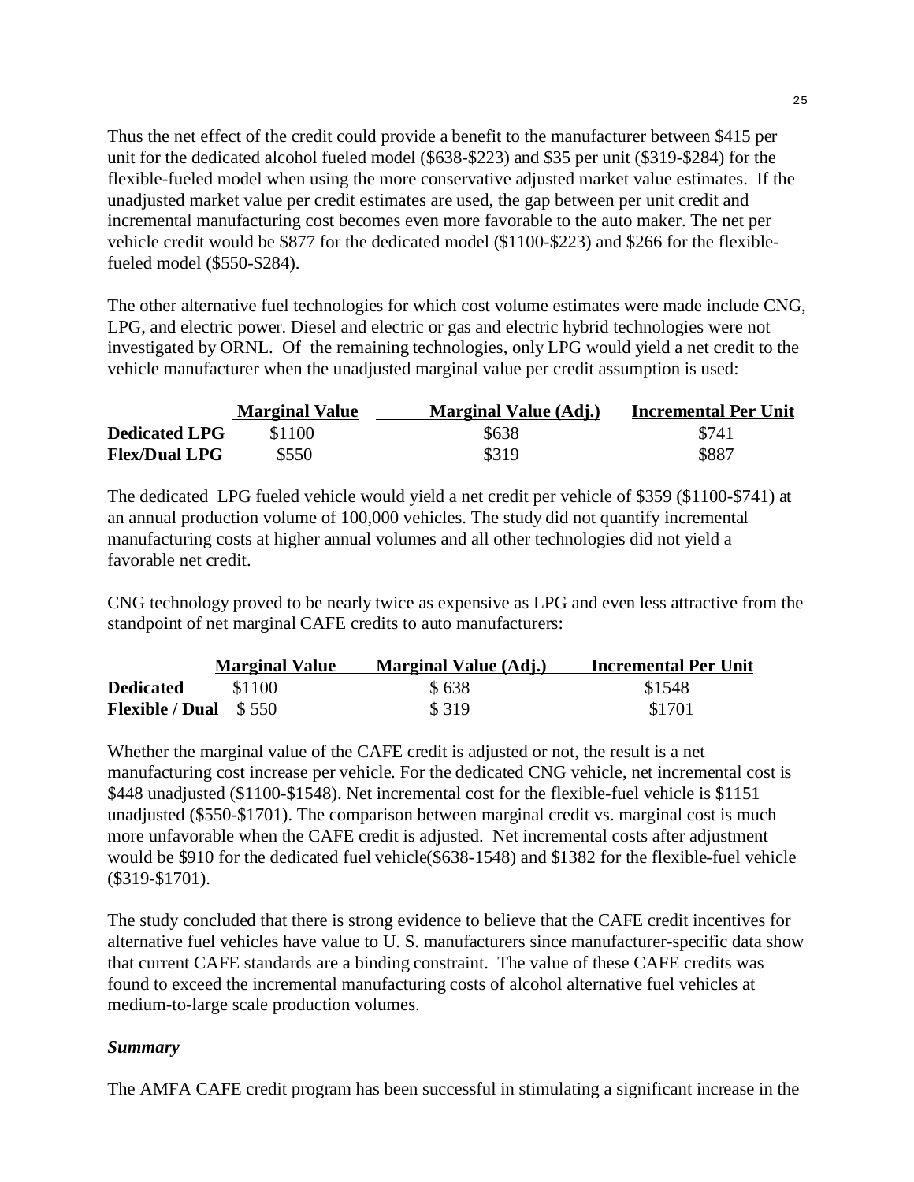Thus the net effect of the credit could provide a benefit to the manufacturer between $415 per unit for the dedicated alcohol fueled model ($638-$223) and $35 per unit ($319-$284) for the flexible-fueled model when using the more conservative adjusted market value estimates. If the unadjusted market value per credit estimates are used, the gap between per unit credit and incremental manufacturing cost becomes even more favorable to the auto maker. The net per vehicle credit would be $877 for the dedicated model ($1100-$223) and $266 for the flexible-fueled model ($550-$284).

The other alternative fuel technologies for which cost volume estimates were made include CNG, LPG, and electric power. Diesel and electric or gas and electric hybrid technologies were not investigated by ORNL. Of the remaining technologies, only LPG would yield a net credit to the vehicle manufacturer when the unadjusted marginal value per credit assumption is used:

| | Marginal Value | Marginal Value (Adj.) | Incremental Per Unit |
|---|---|---|---|
| **Dedicated LPG** | $1100 | $638 | $741 |
| **Flex/Dual LPG** | $550 | $319 | $887 |

The dedicated LPG fueled vehicle would yield a net credit per vehicle of $359 ($1100-$741) at an annual production volume of 100,000 vehicles. The study did not quantify incremental manufacturing costs at higher annual volumes and all other technologies did not yield a favorable net credit.

CNG technology proved to be nearly twice as expensive as LPG and even less attractive from the standpoint of net marginal CAFE credits to auto manufacturers:

| | Marginal Value | Marginal Value (Adj.) | Incremental Per Unit |
|---|---|---|---|
| **Dedicated** | $1100 | $ 638 | $1548 |
| **Flexible / Dual** | $ 550 | $ 319 | $1701 |

Whether the marginal value of the CAFE credit is adjusted or not, the result is a net manufacturing cost increase per vehicle. For the dedicated CNG vehicle, net incremental cost is $448 unadjusted ($1100-$1548). Net incremental cost for the flexible-fuel vehicle is $1151 unadjusted ($550-$1701). The comparison between marginal credit vs. marginal cost is much more unfavorable when the CAFE credit is adjusted. Net incremental costs after adjustment would be $910 for the dedicated fuel vehicle($638-1548) and $1382 for the flexible-fuel vehicle ($319-$1701).

The study concluded that there is strong evidence to believe that the CAFE credit incentives for alternative fuel vehicles have value to U. S. manufacturers since manufacturer-specific data show that current CAFE standards are a binding constraint. The value of these CAFE credits was found to exceed the incremental manufacturing costs of alcohol alternative fuel vehicles at medium-to-large scale production volumes.

### *Summary*

The AMFA CAFE credit program has been successful in stimulating a significant increase in the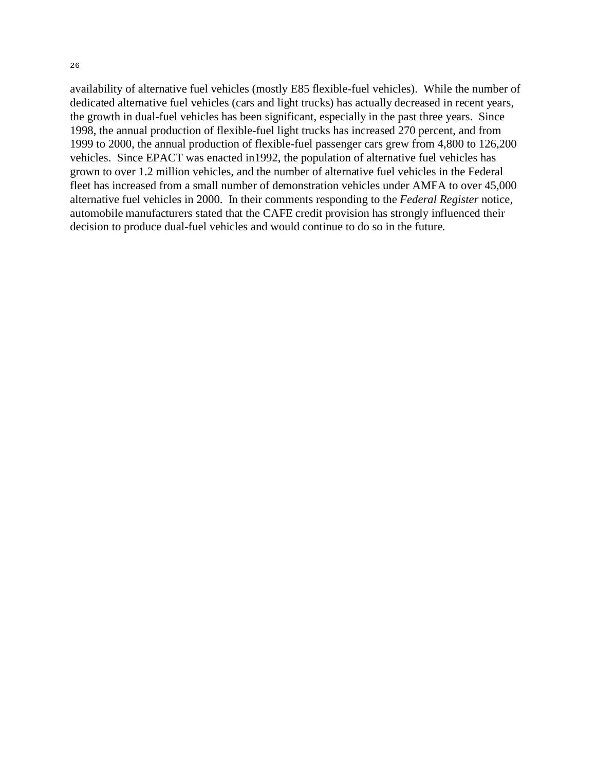availability of alternative fuel vehicles (mostly E85 flexible-fuel vehicles). While the number of dedicated alternative fuel vehicles (cars and light trucks) has actually decreased in recent years, the growth in dual-fuel vehicles has been significant, especially in the past three years. Since 1998, the annual production of flexible-fuel light trucks has increased 270 percent, and from 1999 to 2000, the annual production of flexible-fuel passenger cars grew from 4,800 to 126,200 vehicles. Since EPACT was enacted in1992, the population of alternative fuel vehicles has grown to over 1.2 million vehicles, and the number of alternative fuel vehicles in the Federal fleet has increased from a small number of demonstration vehicles under AMFA to over 45,000 alternative fuel vehicles in 2000. In their comments responding to the *Federal Register* notice, automobile manufacturers stated that the CAFE credit provision has strongly influenced their decision to produce dual-fuel vehicles and would continue to do so in the future.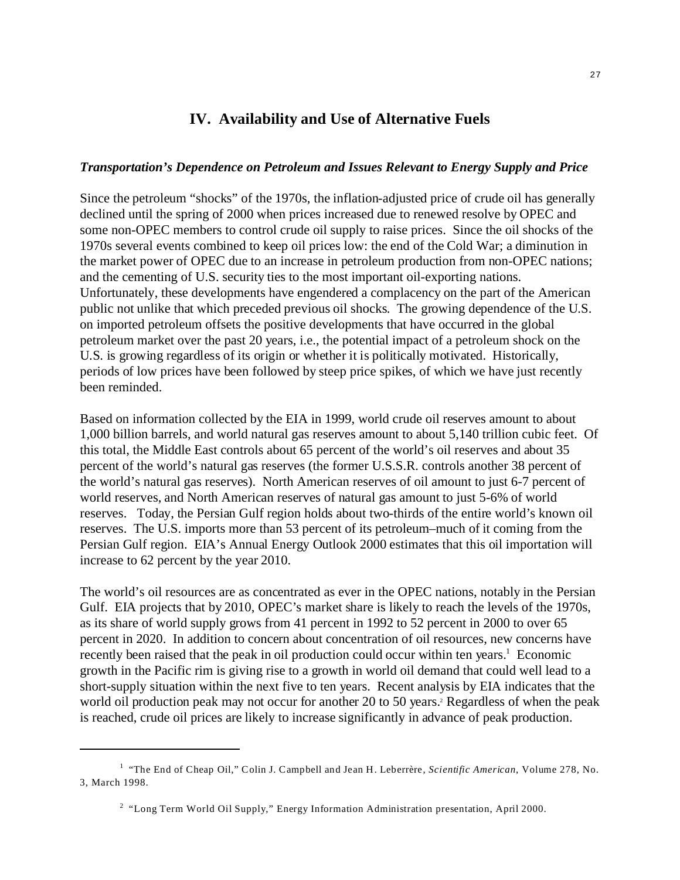# IV. Availability and Use of Alternative Fuels

***Transportation's Dependence on Petroleum and Issues Relevant to Energy Supply and Price***

Since the petroleum "shocks" of the 1970s, the inflation-adjusted price of crude oil has generally declined until the spring of 2000 when prices increased due to renewed resolve by OPEC and some non-OPEC members to control crude oil supply to raise prices. Since the oil shocks of the 1970s several events combined to keep oil prices low: the end of the Cold War; a diminution in the market power of OPEC due to an increase in petroleum production from non-OPEC nations; and the cementing of U.S. security ties to the most important oil-exporting nations. Unfortunately, these developments have engendered a complacency on the part of the American public not unlike that which preceded previous oil shocks. The growing dependence of the U.S. on imported petroleum offsets the positive developments that have occurred in the global petroleum market over the past 20 years, i.e., the potential impact of a petroleum shock on the U.S. is growing regardless of its origin or whether it is politically motivated. Historically, periods of low prices have been followed by steep price spikes, of which we have just recently been reminded.

Based on information collected by the EIA in 1999, world crude oil reserves amount to about 1,000 billion barrels, and world natural gas reserves amount to about 5,140 trillion cubic feet. Of this total, the Middle East controls about 65 percent of the world's oil reserves and about 35 percent of the world's natural gas reserves (the former U.S.S.R. controls another 38 percent of the world's natural gas reserves). North American reserves of oil amount to just 6-7 percent of world reserves, and North American reserves of natural gas amount to just 5-6% of world reserves. Today, the Persian Gulf region holds about two-thirds of the entire world's known oil reserves. The U.S. imports more than 53 percent of its petroleum–much of it coming from the Persian Gulf region. EIA's Annual Energy Outlook 2000 estimates that this oil importation will increase to 62 percent by the year 2010.

The world's oil resources are as concentrated as ever in the OPEC nations, notably in the Persian Gulf. EIA projects that by 2010, OPEC's market share is likely to reach the levels of the 1970s, as its share of world supply grows from 41 percent in 1992 to 52 percent in 2000 to over 65 percent in 2020. In addition to concern about concentration of oil resources, new concerns have recently been raised that the peak in oil production could occur within ten years.[1] Economic growth in the Pacific rim is giving rise to a growth in world oil demand that could well lead to a short-supply situation within the next five to ten years. Recent analysis by EIA indicates that the world oil production peak may not occur for another 20 to 50 years.[2] Regardless of when the peak is reached, crude oil prices are likely to increase significantly in advance of peak production.

---

[1] "The End of Cheap Oil," Colin J. Campbell and Jean H. Leberrère, *Scientific American*, Volume 278, No. 3, March 1998.

[2] "Long Term World Oil Supply," Energy Information Administration presentation, April 2000.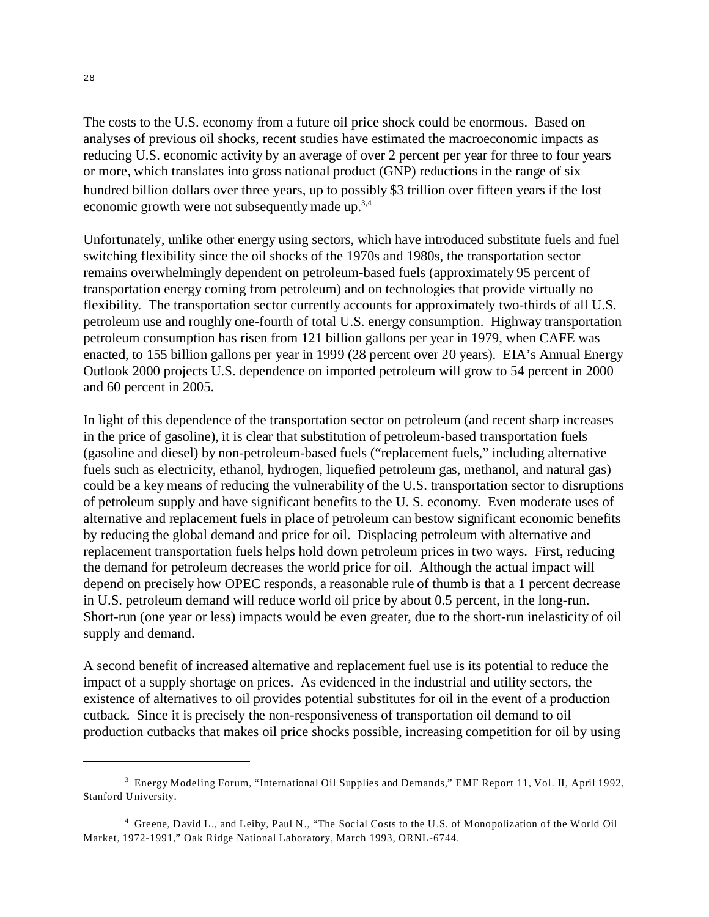The costs to the U.S. economy from a future oil price shock could be enormous. Based on analyses of previous oil shocks, recent studies have estimated the macroeconomic impacts as reducing U.S. economic activity by an average of over 2 percent per year for three to four years or more, which translates into gross national product (GNP) reductions in the range of six hundred billion dollars over three years, up to possibly $3 trillion over fifteen years if the lost economic growth were not subsequently made up.[3,4]

Unfortunately, unlike other energy using sectors, which have introduced substitute fuels and fuel switching flexibility since the oil shocks of the 1970s and 1980s, the transportation sector remains overwhelmingly dependent on petroleum-based fuels (approximately 95 percent of transportation energy coming from petroleum) and on technologies that provide virtually no flexibility. The transportation sector currently accounts for approximately two-thirds of all U.S. petroleum use and roughly one-fourth of total U.S. energy consumption. Highway transportation petroleum consumption has risen from 121 billion gallons per year in 1979, when CAFE was enacted, to 155 billion gallons per year in 1999 (28 percent over 20 years). EIA's Annual Energy Outlook 2000 projects U.S. dependence on imported petroleum will grow to 54 percent in 2000 and 60 percent in 2005.

In light of this dependence of the transportation sector on petroleum (and recent sharp increases in the price of gasoline), it is clear that substitution of petroleum-based transportation fuels (gasoline and diesel) by non-petroleum-based fuels ("replacement fuels," including alternative fuels such as electricity, ethanol, hydrogen, liquefied petroleum gas, methanol, and natural gas) could be a key means of reducing the vulnerability of the U.S. transportation sector to disruptions of petroleum supply and have significant benefits to the U. S. economy. Even moderate uses of alternative and replacement fuels in place of petroleum can bestow significant economic benefits by reducing the global demand and price for oil. Displacing petroleum with alternative and replacement transportation fuels helps hold down petroleum prices in two ways. First, reducing the demand for petroleum decreases the world price for oil. Although the actual impact will depend on precisely how OPEC responds, a reasonable rule of thumb is that a 1 percent decrease in U.S. petroleum demand will reduce world oil price by about 0.5 percent, in the long-run. Short-run (one year or less) impacts would be even greater, due to the short-run inelasticity of oil supply and demand.

A second benefit of increased alternative and replacement fuel use is its potential to reduce the impact of a supply shortage on prices. As evidenced in the industrial and utility sectors, the existence of alternatives to oil provides potential substitutes for oil in the event of a production cutback. Since it is precisely the non-responsiveness of transportation oil demand to oil production cutbacks that makes oil price shocks possible, increasing competition for oil by using

---

[3] Energy Modeling Forum, "International Oil Supplies and Demands," EMF Report 11, Vol. II, April 1992, Stanford University.

[4] Greene, David L., and Leiby, Paul N., "The Social Costs to the U.S. of Monopolization of the World Oil Market, 1972-1991," Oak Ridge National Laboratory, March 1993, ORNL-6744.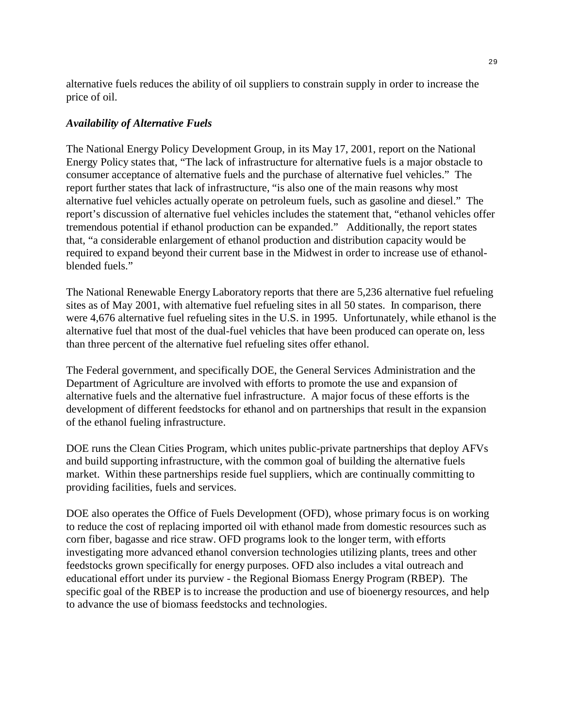alternative fuels reduces the ability of oil suppliers to constrain supply in order to increase the price of oil.

***Availability of Alternative Fuels***

The National Energy Policy Development Group, in its May 17, 2001, report on the National Energy Policy states that, "The lack of infrastructure for alternative fuels is a major obstacle to consumer acceptance of alternative fuels and the purchase of alternative fuel vehicles." The report further states that lack of infrastructure, "is also one of the main reasons why most alternative fuel vehicles actually operate on petroleum fuels, such as gasoline and diesel." The report's discussion of alternative fuel vehicles includes the statement that, "ethanol vehicles offer tremendous potential if ethanol production can be expanded." Additionally, the report states that, "a considerable enlargement of ethanol production and distribution capacity would be required to expand beyond their current base in the Midwest in order to increase use of ethanol-blended fuels."

The National Renewable Energy Laboratory reports that there are 5,236 alternative fuel refueling sites as of May 2001, with alternative fuel refueling sites in all 50 states. In comparison, there were 4,676 alternative fuel refueling sites in the U.S. in 1995. Unfortunately, while ethanol is the alternative fuel that most of the dual-fuel vehicles that have been produced can operate on, less than three percent of the alternative fuel refueling sites offer ethanol.

The Federal government, and specifically DOE, the General Services Administration and the Department of Agriculture are involved with efforts to promote the use and expansion of alternative fuels and the alternative fuel infrastructure. A major focus of these efforts is the development of different feedstocks for ethanol and on partnerships that result in the expansion of the ethanol fueling infrastructure.

DOE runs the Clean Cities Program, which unites public-private partnerships that deploy AFVs and build supporting infrastructure, with the common goal of building the alternative fuels market. Within these partnerships reside fuel suppliers, which are continually committing to providing facilities, fuels and services.

DOE also operates the Office of Fuels Development (OFD), whose primary focus is on working to reduce the cost of replacing imported oil with ethanol made from domestic resources such as corn fiber, bagasse and rice straw. OFD programs look to the longer term, with efforts investigating more advanced ethanol conversion technologies utilizing plants, trees and other feedstocks grown specifically for energy purposes. OFD also includes a vital outreach and educational effort under its purview - the Regional Biomass Energy Program (RBEP). The specific goal of the RBEP is to increase the production and use of bioenergy resources, and help to advance the use of biomass feedstocks and technologies.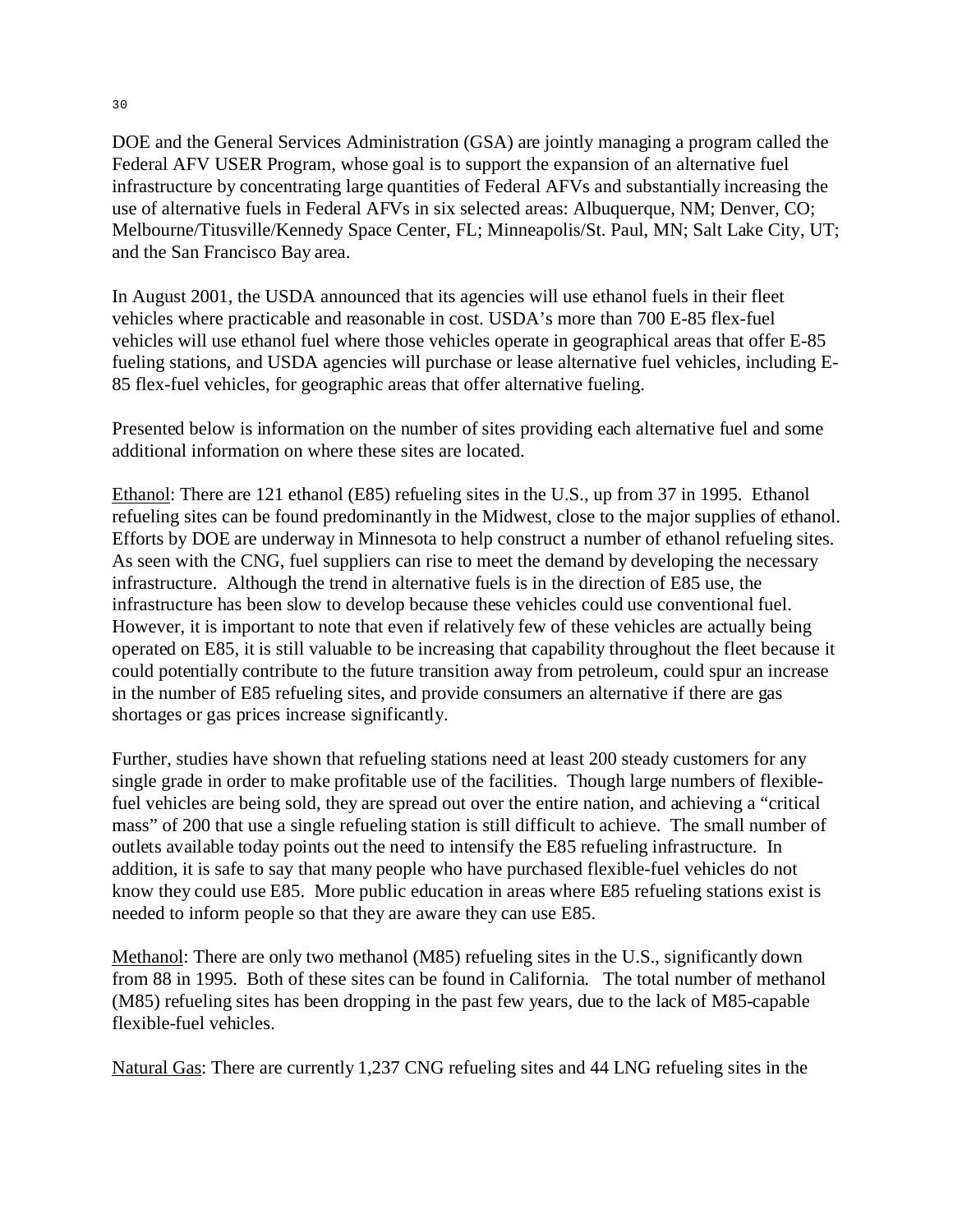DOE and the General Services Administration (GSA) are jointly managing a program called the Federal AFV USER Program, whose goal is to support the expansion of an alternative fuel infrastructure by concentrating large quantities of Federal AFVs and substantially increasing the use of alternative fuels in Federal AFVs in six selected areas: Albuquerque, NM; Denver, CO; Melbourne/Titusville/Kennedy Space Center, FL; Minneapolis/St. Paul, MN; Salt Lake City, UT; and the San Francisco Bay area.

In August 2001, the USDA announced that its agencies will use ethanol fuels in their fleet vehicles where practicable and reasonable in cost. USDA's more than 700 E-85 flex-fuel vehicles will use ethanol fuel where those vehicles operate in geographical areas that offer E-85 fueling stations, and USDA agencies will purchase or lease alternative fuel vehicles, including E-85 flex-fuel vehicles, for geographic areas that offer alternative fueling.

Presented below is information on the number of sites providing each alternative fuel and some additional information on where these sites are located.

<u>Ethanol</u>: There are 121 ethanol (E85) refueling sites in the U.S., up from 37 in 1995. Ethanol refueling sites can be found predominantly in the Midwest, close to the major supplies of ethanol. Efforts by DOE are underway in Minnesota to help construct a number of ethanol refueling sites. As seen with the CNG, fuel suppliers can rise to meet the demand by developing the necessary infrastructure. Although the trend in alternative fuels is in the direction of E85 use, the infrastructure has been slow to develop because these vehicles could use conventional fuel. However, it is important to note that even if relatively few of these vehicles are actually being operated on E85, it is still valuable to be increasing that capability throughout the fleet because it could potentially contribute to the future transition away from petroleum, could spur an increase in the number of E85 refueling sites, and provide consumers an alternative if there are gas shortages or gas prices increase significantly.

Further, studies have shown that refueling stations need at least 200 steady customers for any single grade in order to make profitable use of the facilities. Though large numbers of flexible-fuel vehicles are being sold, they are spread out over the entire nation, and achieving a "critical mass" of 200 that use a single refueling station is still difficult to achieve. The small number of outlets available today points out the need to intensify the E85 refueling infrastructure. In addition, it is safe to say that many people who have purchased flexible-fuel vehicles do not know they could use E85. More public education in areas where E85 refueling stations exist is needed to inform people so that they are aware they can use E85.

<u>Methanol</u>: There are only two methanol (M85) refueling sites in the U.S., significantly down from 88 in 1995. Both of these sites can be found in California. The total number of methanol (M85) refueling sites has been dropping in the past few years, due to the lack of M85-capable flexible-fuel vehicles.

<u>Natural Gas</u>: There are currently 1,237 CNG refueling sites and 44 LNG refueling sites in the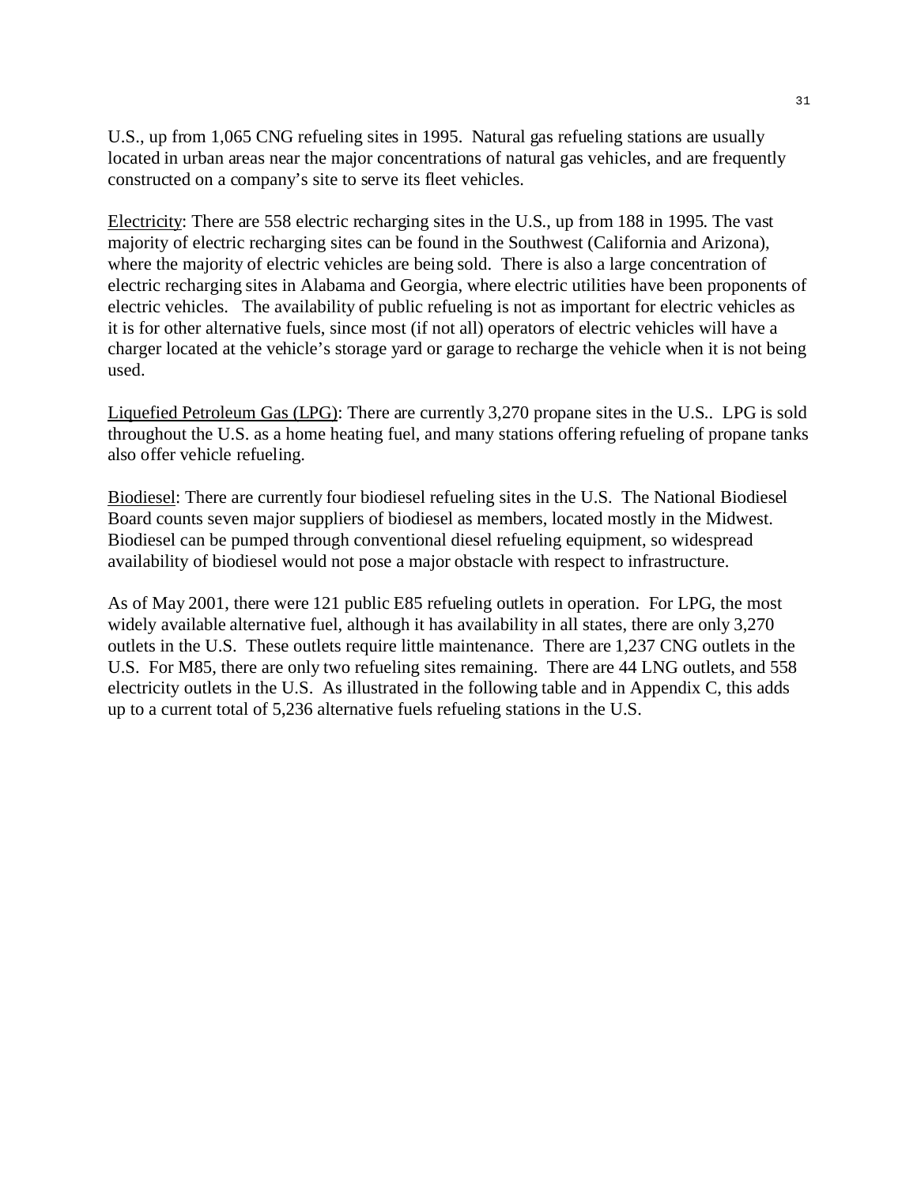U.S., up from 1,065 CNG refueling sites in 1995. Natural gas refueling stations are usually located in urban areas near the major concentrations of natural gas vehicles, and are frequently constructed on a company's site to serve its fleet vehicles.

<u>Electricity</u>: There are 558 electric recharging sites in the U.S., up from 188 in 1995. The vast majority of electric recharging sites can be found in the Southwest (California and Arizona), where the majority of electric vehicles are being sold. There is also a large concentration of electric recharging sites in Alabama and Georgia, where electric utilities have been proponents of electric vehicles. The availability of public refueling is not as important for electric vehicles as it is for other alternative fuels, since most (if not all) operators of electric vehicles will have a charger located at the vehicle's storage yard or garage to recharge the vehicle when it is not being used.

<u>Liquefied Petroleum Gas (LPG)</u>: There are currently 3,270 propane sites in the U.S.. LPG is sold throughout the U.S. as a home heating fuel, and many stations offering refueling of propane tanks also offer vehicle refueling.

<u>Biodiesel</u>: There are currently four biodiesel refueling sites in the U.S. The National Biodiesel Board counts seven major suppliers of biodiesel as members, located mostly in the Midwest. Biodiesel can be pumped through conventional diesel refueling equipment, so widespread availability of biodiesel would not pose a major obstacle with respect to infrastructure.

As of May 2001, there were 121 public E85 refueling outlets in operation. For LPG, the most widely available alternative fuel, although it has availability in all states, there are only 3,270 outlets in the U.S. These outlets require little maintenance. There are 1,237 CNG outlets in the U.S. For M85, there are only two refueling sites remaining. There are 44 LNG outlets, and 558 electricity outlets in the U.S. As illustrated in the following table and in Appendix C, this adds up to a current total of 5,236 alternative fuels refueling stations in the U.S.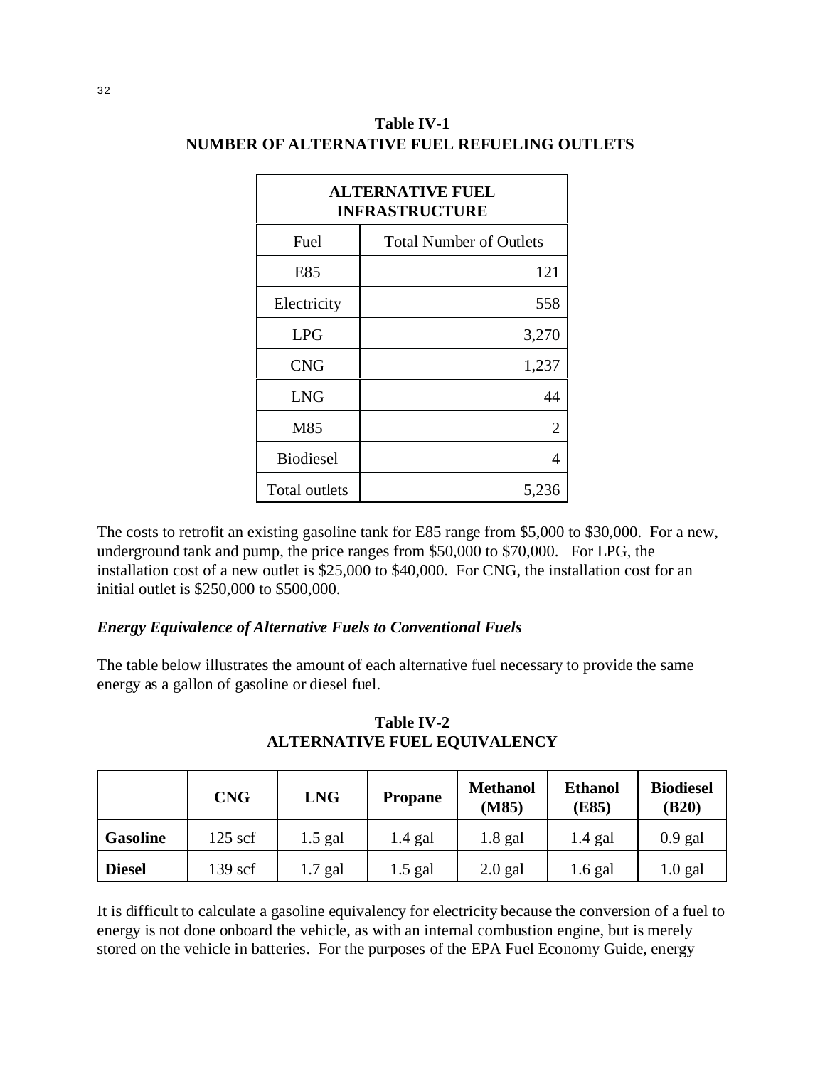**Table IV-1**
**NUMBER OF ALTERNATIVE FUEL REFUELING OUTLETS**

| **ALTERNATIVE FUEL INFRASTRUCTURE** | |
|---|---|
| Fuel | Total Number of Outlets |
| E85 | 121 |
| Electricity | 558 |
| LPG | 3,270 |
| CNG | 1,237 |
| LNG | 44 |
| M85 | 2 |
| Biodiesel | 4 |
| Total outlets | 5,236 |

The costs to retrofit an existing gasoline tank for E85 range from $5,000 to $30,000. For a new, underground tank and pump, the price ranges from $50,000 to $70,000. For LPG, the installation cost of a new outlet is $25,000 to $40,000. For CNG, the installation cost for an initial outlet is $250,000 to $500,000.

### *Energy Equivalence of Alternative Fuels to Conventional Fuels*

The table below illustrates the amount of each alternative fuel necessary to provide the same energy as a gallon of gasoline or diesel fuel.

**Table IV-2**
**ALTERNATIVE FUEL EQUIVALENCY**

| | **CNG** | **LNG** | **Propane** | **Methanol (M85)** | **Ethanol (E85)** | **Biodiesel (B20)** |
|---|---|---|---|---|---|---|
| **Gasoline** | 125 scf | 1.5 gal | 1.4 gal | 1.8 gal | 1.4 gal | 0.9 gal |
| **Diesel** | 139 scf | 1.7 gal | 1.5 gal | 2.0 gal | 1.6 gal | 1.0 gal |

It is difficult to calculate a gasoline equivalency for electricity because the conversion of a fuel to energy is not done onboard the vehicle, as with an internal combustion engine, but is merely stored on the vehicle in batteries. For the purposes of the EPA Fuel Economy Guide, energy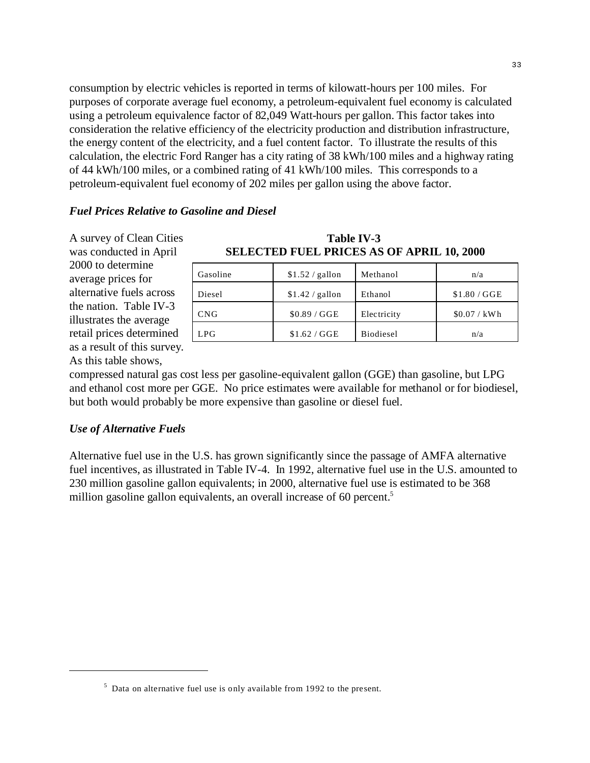consumption by electric vehicles is reported in terms of kilowatt-hours per 100 miles. For purposes of corporate average fuel economy, a petroleum-equivalent fuel economy is calculated using a petroleum equivalence factor of 82,049 Watt-hours per gallon. This factor takes into consideration the relative efficiency of the electricity production and distribution infrastructure, the energy content of the electricity, and a fuel content factor. To illustrate the results of this calculation, the electric Ford Ranger has a city rating of 38 kWh/100 miles and a highway rating of 44 kWh/100 miles, or a combined rating of 41 kWh/100 miles. This corresponds to a petroleum-equivalent fuel economy of 202 miles per gallon using the above factor.

### *Fuel Prices Relative to Gasoline and Diesel*

A survey of Clean Cities was conducted in April 2000 to determine average prices for alternative fuels across the nation. Table IV-3 illustrates the average retail prices determined as a result of this survey. As this table shows, compressed natural gas cost less per gasoline-equivalent gallon (GGE) than gasoline, but LPG and ethanol cost more per GGE. No price estimates were available for methanol or for biodiesel, but both would probably be more expensive than gasoline or diesel fuel.

**Table IV-3**
**SELECTED FUEL PRICES AS OF APRIL 10, 2000**

| | | | |
|---|---|---|---|
| Gasoline | $1.52 / gallon | Methanol | n/a |
| Diesel | $1.42 / gallon | Ethanol | $1.80 / GGE |
| CNG | $0.89 / GGE | Electricity | $0.07 / kWh |
| LPG | $1.62 / GGE | Biodiesel | n/a |

### *Use of Alternative Fuels*

Alternative fuel use in the U.S. has grown significantly since the passage of AMFA alternative fuel incentives, as illustrated in Table IV-4. In 1992, alternative fuel use in the U.S. amounted to 230 million gasoline gallon equivalents; in 2000, alternative fuel use is estimated to be 368 million gasoline gallon equivalents, an overall increase of 60 percent.[5]

---

[5] Data on alternative fuel use is only available from 1992 to the present.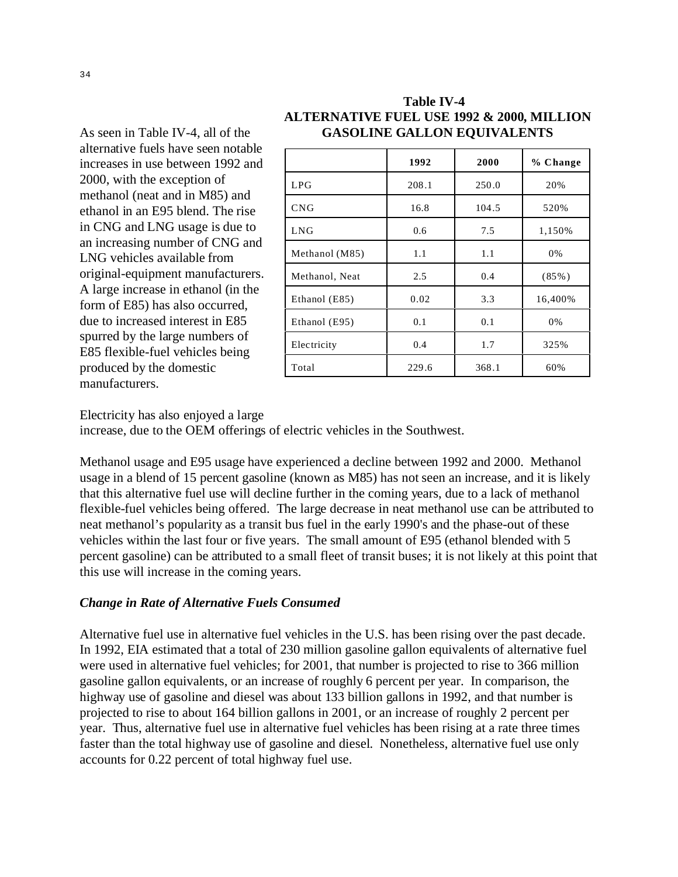**Table IV-4**
**ALTERNATIVE FUEL USE 1992 & 2000, MILLION GASOLINE GALLON EQUIVALENTS**

| | 1992 | 2000 | % Change |
|---|---|---|---|
| LPG | 208.1 | 250.0 | 20% |
| CNG | 16.8 | 104.5 | 520% |
| LNG | 0.6 | 7.5 | 1,150% |
| Methanol (M85) | 1.1 | 1.1 | 0% |
| Methanol, Neat | 2.5 | 0.4 | (85%) |
| Ethanol (E85) | 0.02 | 3.3 | 16,400% |
| Ethanol (E95) | 0.1 | 0.1 | 0% |
| Electricity | 0.4 | 1.7 | 325% |
| Total | 229.6 | 368.1 | 60% |

As seen in Table IV-4, all of the alternative fuels have seen notable increases in use between 1992 and 2000, with the exception of methanol (neat and in M85) and ethanol in an E95 blend. The rise in CNG and LNG usage is due to an increasing number of CNG and LNG vehicles available from original-equipment manufacturers. A large increase in ethanol (in the form of E85) has also occurred, due to increased interest in E85 spurred by the large numbers of E85 flexible-fuel vehicles being produced by the domestic manufacturers.

Electricity has also enjoyed a large increase, due to the OEM offerings of electric vehicles in the Southwest.

Methanol usage and E95 usage have experienced a decline between 1992 and 2000. Methanol usage in a blend of 15 percent gasoline (known as M85) has not seen an increase, and it is likely that this alternative fuel use will decline further in the coming years, due to a lack of methanol flexible-fuel vehicles being offered. The large decrease in neat methanol use can be attributed to neat methanol's popularity as a transit bus fuel in the early 1990's and the phase-out of these vehicles within the last four or five years. The small amount of E95 (ethanol blended with 5 percent gasoline) can be attributed to a small fleet of transit buses; it is not likely at this point that this use will increase in the coming years.

### *Change in Rate of Alternative Fuels Consumed*

Alternative fuel use in alternative fuel vehicles in the U.S. has been rising over the past decade. In 1992, EIA estimated that a total of 230 million gasoline gallon equivalents of alternative fuel were used in alternative fuel vehicles; for 2001, that number is projected to rise to 366 million gasoline gallon equivalents, or an increase of roughly 6 percent per year. In comparison, the highway use of gasoline and diesel was about 133 billion gallons in 1992, and that number is projected to rise to about 164 billion gallons in 2001, or an increase of roughly 2 percent per year. Thus, alternative fuel use in alternative fuel vehicles has been rising at a rate three times faster than the total highway use of gasoline and diesel. Nonetheless, alternative fuel use only accounts for 0.22 percent of total highway fuel use.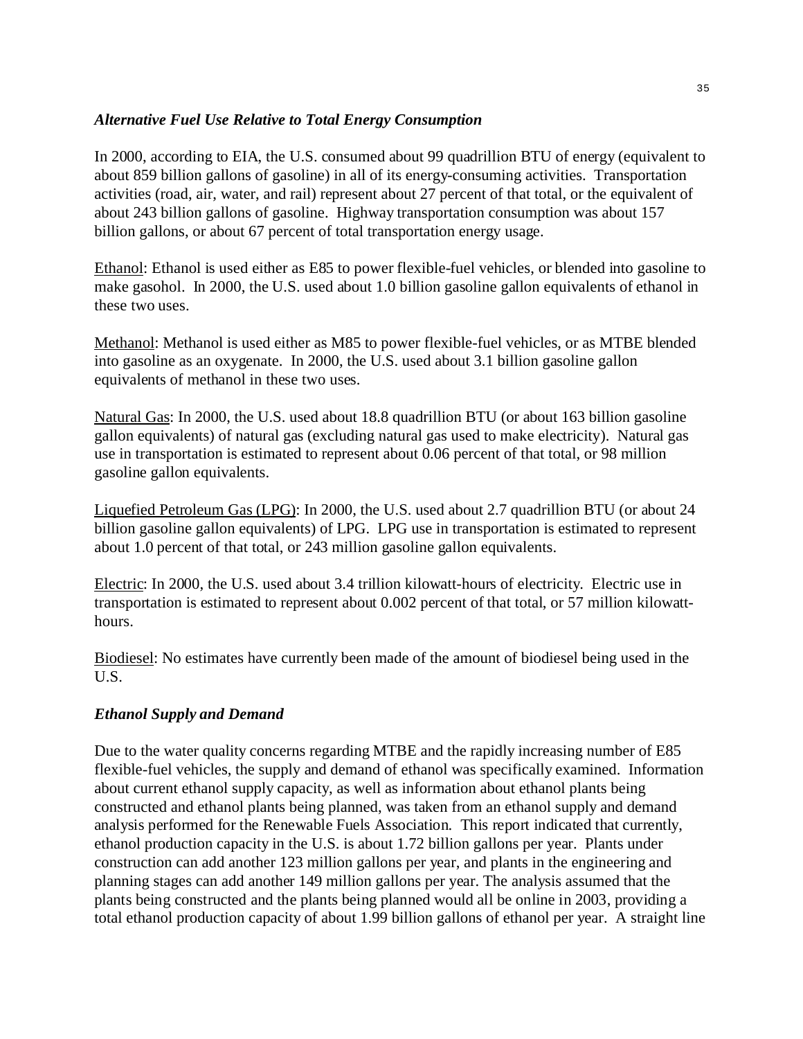### *Alternative Fuel Use Relative to Total Energy Consumption*

In 2000, according to EIA, the U.S. consumed about 99 quadrillion BTU of energy (equivalent to about 859 billion gallons of gasoline) in all of its energy-consuming activities. Transportation activities (road, air, water, and rail) represent about 27 percent of that total, or the equivalent of about 243 billion gallons of gasoline. Highway transportation consumption was about 157 billion gallons, or about 67 percent of total transportation energy usage.

Ethanol: Ethanol is used either as E85 to power flexible-fuel vehicles, or blended into gasoline to make gasohol. In 2000, the U.S. used about 1.0 billion gasoline gallon equivalents of ethanol in these two uses.

Methanol: Methanol is used either as M85 to power flexible-fuel vehicles, or as MTBE blended into gasoline as an oxygenate. In 2000, the U.S. used about 3.1 billion gasoline gallon equivalents of methanol in these two uses.

Natural Gas: In 2000, the U.S. used about 18.8 quadrillion BTU (or about 163 billion gasoline gallon equivalents) of natural gas (excluding natural gas used to make electricity). Natural gas use in transportation is estimated to represent about 0.06 percent of that total, or 98 million gasoline gallon equivalents.

Liquefied Petroleum Gas (LPG): In 2000, the U.S. used about 2.7 quadrillion BTU (or about 24 billion gasoline gallon equivalents) of LPG. LPG use in transportation is estimated to represent about 1.0 percent of that total, or 243 million gasoline gallon equivalents.

Electric: In 2000, the U.S. used about 3.4 trillion kilowatt-hours of electricity. Electric use in transportation is estimated to represent about 0.002 percent of that total, or 57 million kilowatt-hours.

Biodiesel: No estimates have currently been made of the amount of biodiesel being used in the U.S.

### *Ethanol Supply and Demand*

Due to the water quality concerns regarding MTBE and the rapidly increasing number of E85 flexible-fuel vehicles, the supply and demand of ethanol was specifically examined. Information about current ethanol supply capacity, as well as information about ethanol plants being constructed and ethanol plants being planned, was taken from an ethanol supply and demand analysis performed for the Renewable Fuels Association. This report indicated that currently, ethanol production capacity in the U.S. is about 1.72 billion gallons per year. Plants under construction can add another 123 million gallons per year, and plants in the engineering and planning stages can add another 149 million gallons per year. The analysis assumed that the plants being constructed and the plants being planned would all be online in 2003, providing a total ethanol production capacity of about 1.99 billion gallons of ethanol per year. A straight line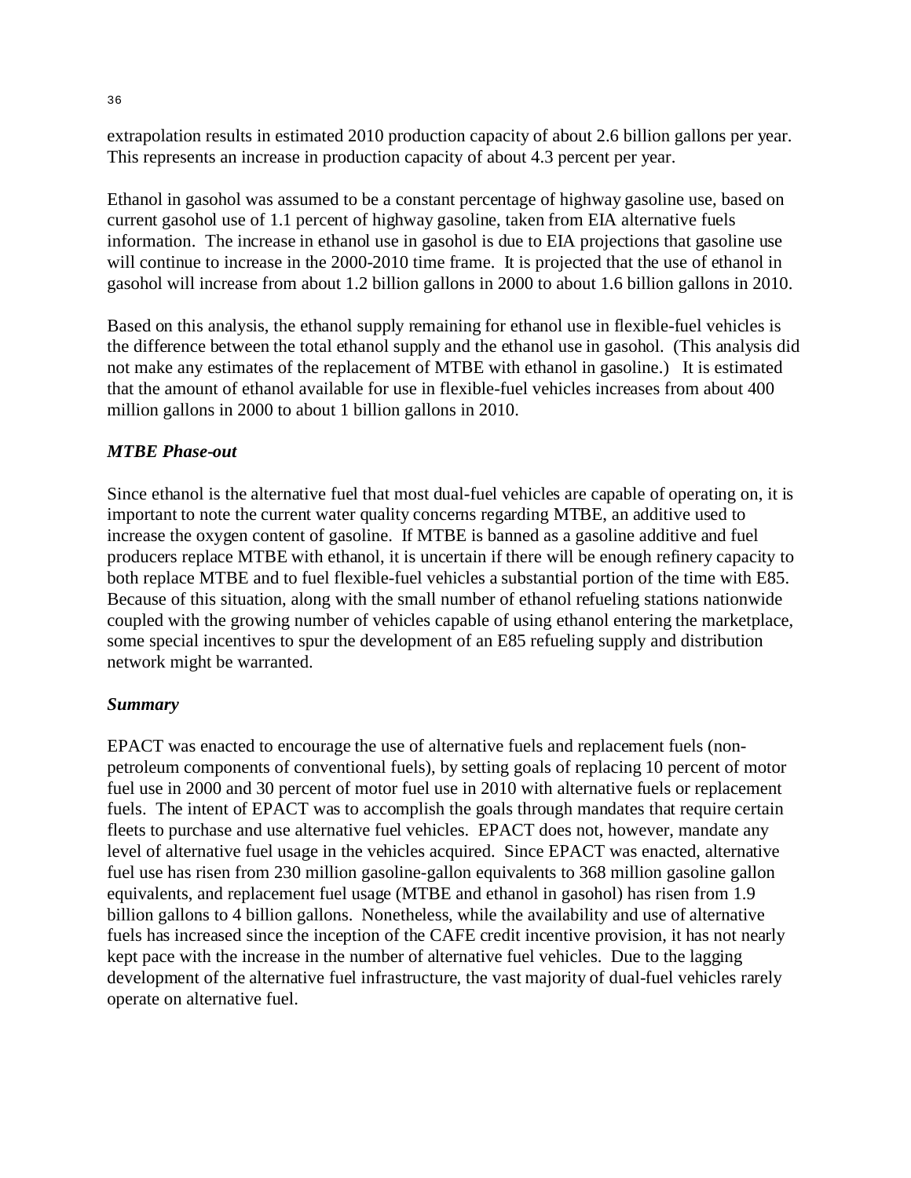extrapolation results in estimated 2010 production capacity of about 2.6 billion gallons per year. This represents an increase in production capacity of about 4.3 percent per year.

Ethanol in gasohol was assumed to be a constant percentage of highway gasoline use, based on current gasohol use of 1.1 percent of highway gasoline, taken from EIA alternative fuels information. The increase in ethanol use in gasohol is due to EIA projections that gasoline use will continue to increase in the 2000-2010 time frame. It is projected that the use of ethanol in gasohol will increase from about 1.2 billion gallons in 2000 to about 1.6 billion gallons in 2010.

Based on this analysis, the ethanol supply remaining for ethanol use in flexible-fuel vehicles is the difference between the total ethanol supply and the ethanol use in gasohol. (This analysis did not make any estimates of the replacement of MTBE with ethanol in gasoline.) It is estimated that the amount of ethanol available for use in flexible-fuel vehicles increases from about 400 million gallons in 2000 to about 1 billion gallons in 2010.

### *MTBE Phase-out*

Since ethanol is the alternative fuel that most dual-fuel vehicles are capable of operating on, it is important to note the current water quality concerns regarding MTBE, an additive used to increase the oxygen content of gasoline. If MTBE is banned as a gasoline additive and fuel producers replace MTBE with ethanol, it is uncertain if there will be enough refinery capacity to both replace MTBE and to fuel flexible-fuel vehicles a substantial portion of the time with E85. Because of this situation, along with the small number of ethanol refueling stations nationwide coupled with the growing number of vehicles capable of using ethanol entering the marketplace, some special incentives to spur the development of an E85 refueling supply and distribution network might be warranted.

### *Summary*

EPACT was enacted to encourage the use of alternative fuels and replacement fuels (non-petroleum components of conventional fuels), by setting goals of replacing 10 percent of motor fuel use in 2000 and 30 percent of motor fuel use in 2010 with alternative fuels or replacement fuels. The intent of EPACT was to accomplish the goals through mandates that require certain fleets to purchase and use alternative fuel vehicles. EPACT does not, however, mandate any level of alternative fuel usage in the vehicles acquired. Since EPACT was enacted, alternative fuel use has risen from 230 million gasoline-gallon equivalents to 368 million gasoline gallon equivalents, and replacement fuel usage (MTBE and ethanol in gasohol) has risen from 1.9 billion gallons to 4 billion gallons. Nonetheless, while the availability and use of alternative fuels has increased since the inception of the CAFE credit incentive provision, it has not nearly kept pace with the increase in the number of alternative fuel vehicles. Due to the lagging development of the alternative fuel infrastructure, the vast majority of dual-fuel vehicles rarely operate on alternative fuel.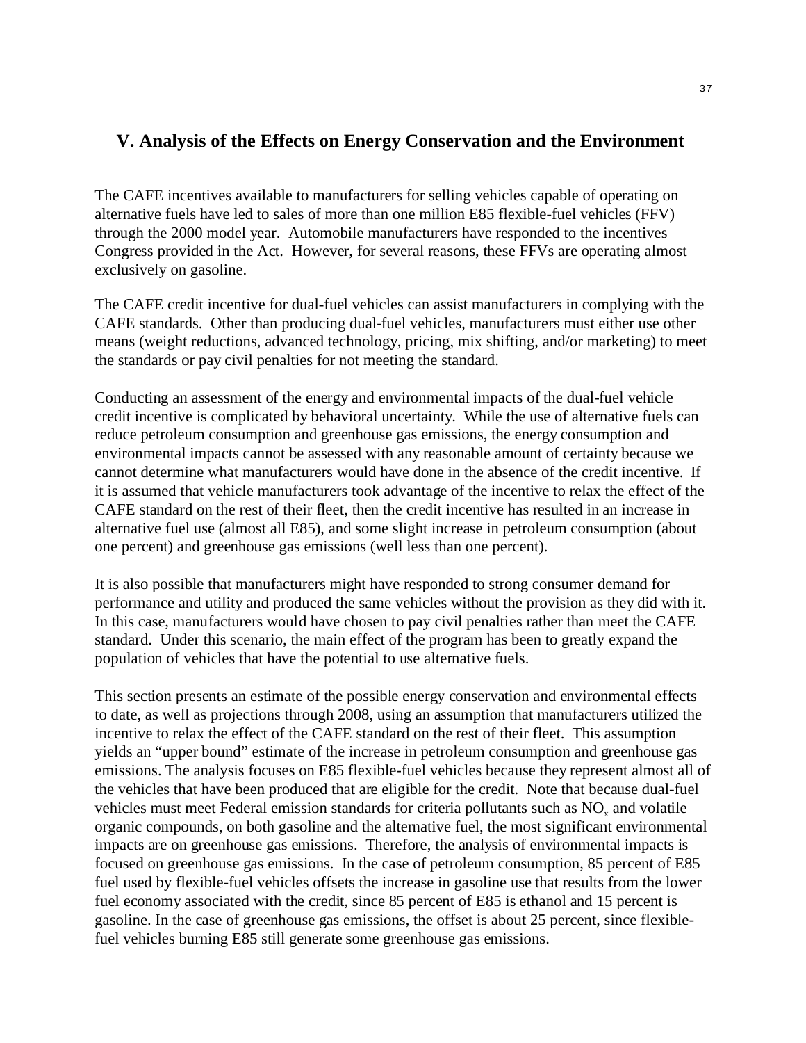## V. Analysis of the Effects on Energy Conservation and the Environment

The CAFE incentives available to manufacturers for selling vehicles capable of operating on alternative fuels have led to sales of more than one million E85 flexible-fuel vehicles (FFV) through the 2000 model year. Automobile manufacturers have responded to the incentives Congress provided in the Act. However, for several reasons, these FFVs are operating almost exclusively on gasoline.

The CAFE credit incentive for dual-fuel vehicles can assist manufacturers in complying with the CAFE standards. Other than producing dual-fuel vehicles, manufacturers must either use other means (weight reductions, advanced technology, pricing, mix shifting, and/or marketing) to meet the standards or pay civil penalties for not meeting the standard.

Conducting an assessment of the energy and environmental impacts of the dual-fuel vehicle credit incentive is complicated by behavioral uncertainty. While the use of alternative fuels can reduce petroleum consumption and greenhouse gas emissions, the energy consumption and environmental impacts cannot be assessed with any reasonable amount of certainty because we cannot determine what manufacturers would have done in the absence of the credit incentive. If it is assumed that vehicle manufacturers took advantage of the incentive to relax the effect of the CAFE standard on the rest of their fleet, then the credit incentive has resulted in an increase in alternative fuel use (almost all E85), and some slight increase in petroleum consumption (about one percent) and greenhouse gas emissions (well less than one percent).

It is also possible that manufacturers might have responded to strong consumer demand for performance and utility and produced the same vehicles without the provision as they did with it. In this case, manufacturers would have chosen to pay civil penalties rather than meet the CAFE standard. Under this scenario, the main effect of the program has been to greatly expand the population of vehicles that have the potential to use alternative fuels.

This section presents an estimate of the possible energy conservation and environmental effects to date, as well as projections through 2008, using an assumption that manufacturers utilized the incentive to relax the effect of the CAFE standard on the rest of their fleet. This assumption yields an "upper bound" estimate of the increase in petroleum consumption and greenhouse gas emissions. The analysis focuses on E85 flexible-fuel vehicles because they represent almost all of the vehicles that have been produced that are eligible for the credit. Note that because dual-fuel vehicles must meet Federal emission standards for criteria pollutants such as $NO_x$ and volatile organic compounds, on both gasoline and the alternative fuel, the most significant environmental impacts are on greenhouse gas emissions. Therefore, the analysis of environmental impacts is focused on greenhouse gas emissions. In the case of petroleum consumption, 85 percent of E85 fuel used by flexible-fuel vehicles offsets the increase in gasoline use that results from the lower fuel economy associated with the credit, since 85 percent of E85 is ethanol and 15 percent is gasoline. In the case of greenhouse gas emissions, the offset is about 25 percent, since flexible-fuel vehicles burning E85 still generate some greenhouse gas emissions.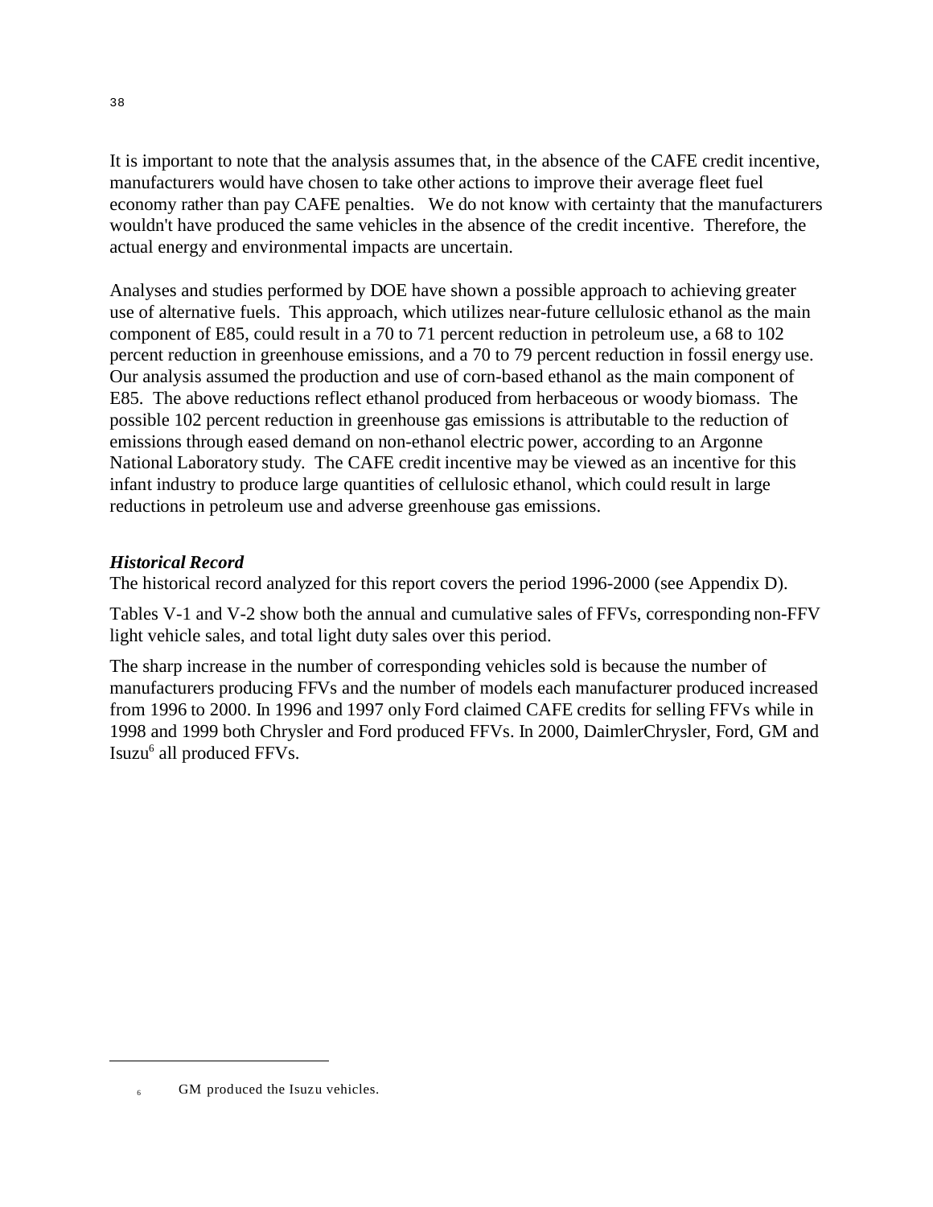It is important to note that the analysis assumes that, in the absence of the CAFE credit incentive, manufacturers would have chosen to take other actions to improve their average fleet fuel economy rather than pay CAFE penalties. We do not know with certainty that the manufacturers wouldn't have produced the same vehicles in the absence of the credit incentive. Therefore, the actual energy and environmental impacts are uncertain.

Analyses and studies performed by DOE have shown a possible approach to achieving greater use of alternative fuels. This approach, which utilizes near-future cellulosic ethanol as the main component of E85, could result in a 70 to 71 percent reduction in petroleum use, a 68 to 102 percent reduction in greenhouse emissions, and a 70 to 79 percent reduction in fossil energy use. Our analysis assumed the production and use of corn-based ethanol as the main component of E85. The above reductions reflect ethanol produced from herbaceous or woody biomass. The possible 102 percent reduction in greenhouse gas emissions is attributable to the reduction of emissions through eased demand on non-ethanol electric power, according to an Argonne National Laboratory study. The CAFE credit incentive may be viewed as an incentive for this infant industry to produce large quantities of cellulosic ethanol, which could result in large reductions in petroleum use and adverse greenhouse gas emissions.

### ***Historical Record***

The historical record analyzed for this report covers the period 1996-2000 (see Appendix D).

Tables V-1 and V-2 show both the annual and cumulative sales of FFVs, corresponding non-FFV light vehicle sales, and total light duty sales over this period.

The sharp increase in the number of corresponding vehicles sold is because the number of manufacturers producing FFVs and the number of models each manufacturer produced increased from 1996 to 2000. In 1996 and 1997 only Ford claimed CAFE credits for selling FFVs while in 1998 and 1999 both Chrysler and Ford produced FFVs. In 2000, DaimlerChrysler, Ford, GM and Isuzu[6] all produced FFVs.

---

[6] GM produced the Isuzu vehicles.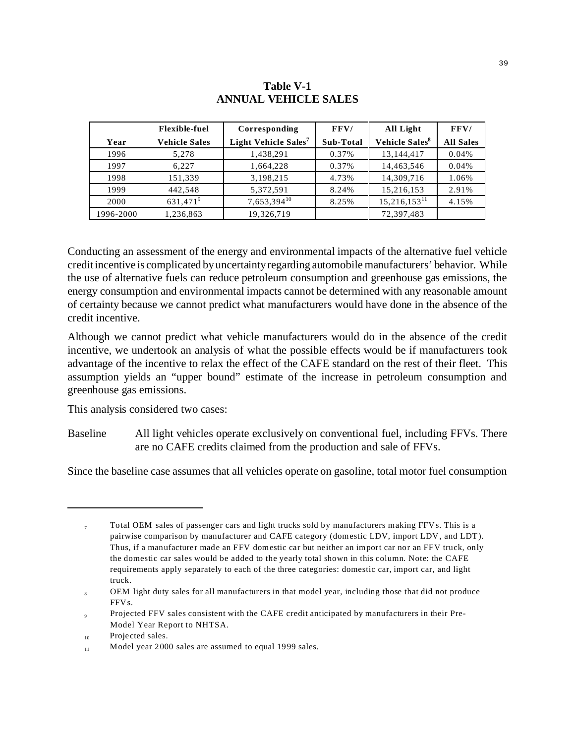## Table V-1
## ANNUAL VEHICLE SALES

| Year | Flexible-fuel Vehicle Sales | Corresponding Light Vehicle Sales[7] | FFV/ Sub-Total | All Light Vehicle Sales[8] | FFV/ All Sales |
|---|---|---|---|---|---|
| 1996 | 5,278 | 1,438,291 | 0.37% | 13,144,417 | 0.04% |
| 1997 | 6,227 | 1,664,228 | 0.37% | 14,463,546 | 0.04% |
| 1998 | 151,339 | 3,198,215 | 4.73% | 14,309,716 | 1.06% |
| 1999 | 442,548 | 5,372,591 | 8.24% | 15,216,153 | 2.91% |
| 2000 | 631,471[9] | 7,653,394[10] | 8.25% | 15,216,153[11] | 4.15% |
| 1996-2000 | 1,236,863 | 19,326,719 | | 72,397,483 | |

Conducting an assessment of the energy and environmental impacts of the alternative fuel vehicle credit incentive is complicated by uncertainty regarding automobile manufacturers' behavior. While the use of alternative fuels can reduce petroleum consumption and greenhouse gas emissions, the energy consumption and environmental impacts cannot be determined with any reasonable amount of certainty because we cannot predict what manufacturers would have done in the absence of the credit incentive.

Although we cannot predict what vehicle manufacturers would do in the absence of the credit incentive, we undertook an analysis of what the possible effects would be if manufacturers took advantage of the incentive to relax the effect of the CAFE standard on the rest of their fleet. This assumption yields an "upper bound" estimate of the increase in petroleum consumption and greenhouse gas emissions.

This analysis considered two cases:

Baseline All light vehicles operate exclusively on conventional fuel, including FFVs. There are no CAFE credits claimed from the production and sale of FFVs.

Since the baseline case assumes that all vehicles operate on gasoline, total motor fuel consumption

---

[7] Total OEM sales of passenger cars and light trucks sold by manufacturers making FFVs. This is a pairwise comparison by manufacturer and CAFE category (domestic LDV, import LDV, and LDT). Thus, if a manufacturer made an FFV domestic car but neither an import car nor an FFV truck, only the domestic car sales would be added to the yearly total shown in this column. Note: the CAFE requirements apply separately to each of the three categories: domestic car, import car, and light truck.

[8] OEM light duty sales for all manufacturers in that model year, including those that did not produce FFVs.

[9] Projected FFV sales consistent with the CAFE credit anticipated by manufacturers in their Pre-Model Year Report to NHTSA.

[10] Projected sales.

[11] Model year 2000 sales are assumed to equal 1999 sales.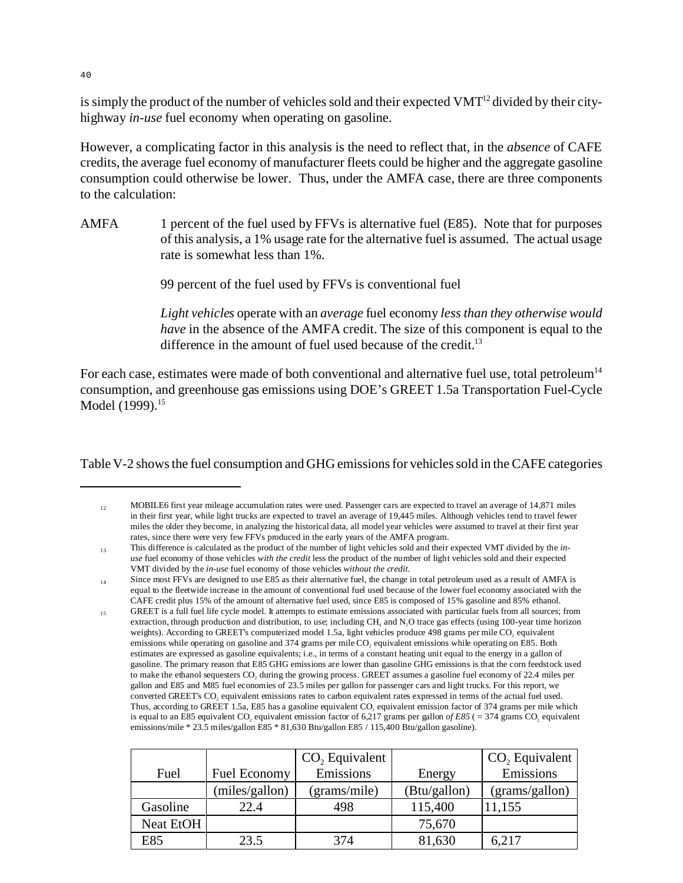is simply the product of the number of vehicles sold and their expected VMT[12] divided by their city-highway *in-use* fuel economy when operating on gasoline.

However, a complicating factor in this analysis is the need to reflect that, in the *absence* of CAFE credits, the average fuel economy of manufacturer fleets could be higher and the aggregate gasoline consumption could otherwise be lower. Thus, under the AMFA case, there are three components to the calculation:

AMFA — 1 percent of the fuel used by FFVs is alternative fuel (E85). Note that for purposes of this analysis, a 1% usage rate for the alternative fuel is assumed. The actual usage rate is somewhat less than 1%.

99 percent of the fuel used by FFVs is conventional fuel

*Light vehicles* operate with an *average* fuel economy *less than they otherwise would have* in the absence of the AMFA credit. The size of this component is equal to the difference in the amount of fuel used because of the credit.[13]

For each case, estimates were made of both conventional and alternative fuel use, total petroleum[14] consumption, and greenhouse gas emissions using DOE's GREET 1.5a Transportation Fuel-Cycle Model (1999).[15]

Table V-2 shows the fuel consumption and GHG emissions for vehicles sold in the CAFE categories

---

[12] MOBILE6 first year mileage accumulation rates were used. Passenger cars are expected to travel an average of 14,871 miles in their first year, while light trucks are expected to travel an average of 19,445 miles. Although vehicles tend to travel fewer miles the older they become, in analyzing the historical data, all model year vehicles were assumed to travel at their first year rates, since there were very few FFVs produced in the early years of the AMFA program.

[13] This difference is calculated as the product of the number of light vehicles sold and their expected VMT divided by the *in-use* fuel economy of those vehicles *with the credit* less the product of the number of light vehicles sold and their expected VMT divided by the *in-use* fuel economy of those vehicles *without the credit*.

[14] Since most FFVs are designed to use E85 as their alternative fuel, the change in total petroleum used as a result of AMFA is equal to the fleetwide increase in the amount of conventional fuel used because of the lower fuel economy associated with the CAFE credit plus 15% of the amount of alternative fuel used, since E85 is composed of 15% gasoline and 85% ethanol.

[15] GREET is a full fuel life cycle model. It attempts to estimate emissions associated with particular fuels from all sources; from extraction, through production and distribution, to use; including $CH_4$ and $N_2O$ trace gas effects (using 100-year time horizon weights). According to GREET's computerized model 1.5a, light vehicles produce 498 grams per mile $CO_2$ equivalent emissions while operating on gasoline and 374 grams per mile $CO_2$ equivalent emissions while operating on E85. Both estimates are expressed as gasoline equivalents; i.e., in terms of a constant heating unit equal to the energy in a gallon of gasoline. The primary reason that E85 GHG emissions are lower than gasoline GHG emissions is that the corn feedstock used to make the ethanol sequesters $CO_2$ during the growing process. GREET assumes a gasoline fuel economy of 22.4 miles per gallon and E85 and M85 fuel economies of 23.5 miles per gallon for passenger cars and light trucks. For this report, we converted GREET's $CO_2$ equivalent emissions rates to carbon equivalent rates expressed in terms of the actual fuel used. Thus, according to GREET 1.5a, E85 has a gasoline equivalent $CO_2$ equivalent emission factor of 374 grams per mile which is equal to an E85 equivalent $CO_2$ equivalent emission factor of 6,217 grams per gallon *of E85* ( = 374 grams $CO_2$ equivalent emissions/mile * 23.5 miles/gallon E85 * 81,630 Btu/gallon E85 / 115,400 Btu/gallon gasoline).

| Fuel | Fuel Economy | $CO_2$ Equivalent Emissions | Energy | $CO_2$ Equivalent Emissions |
|---|---|---|---|---|
| | (miles/gallon) | (grams/mile) | (Btu/gallon) | (grams/gallon) |
| Gasoline | 22.4 | 498 | 115,400 | 11,155 |
| Neat EtOH | | | 75,670 | |
| E85 | 23.5 | 374 | 81,630 | 6,217 |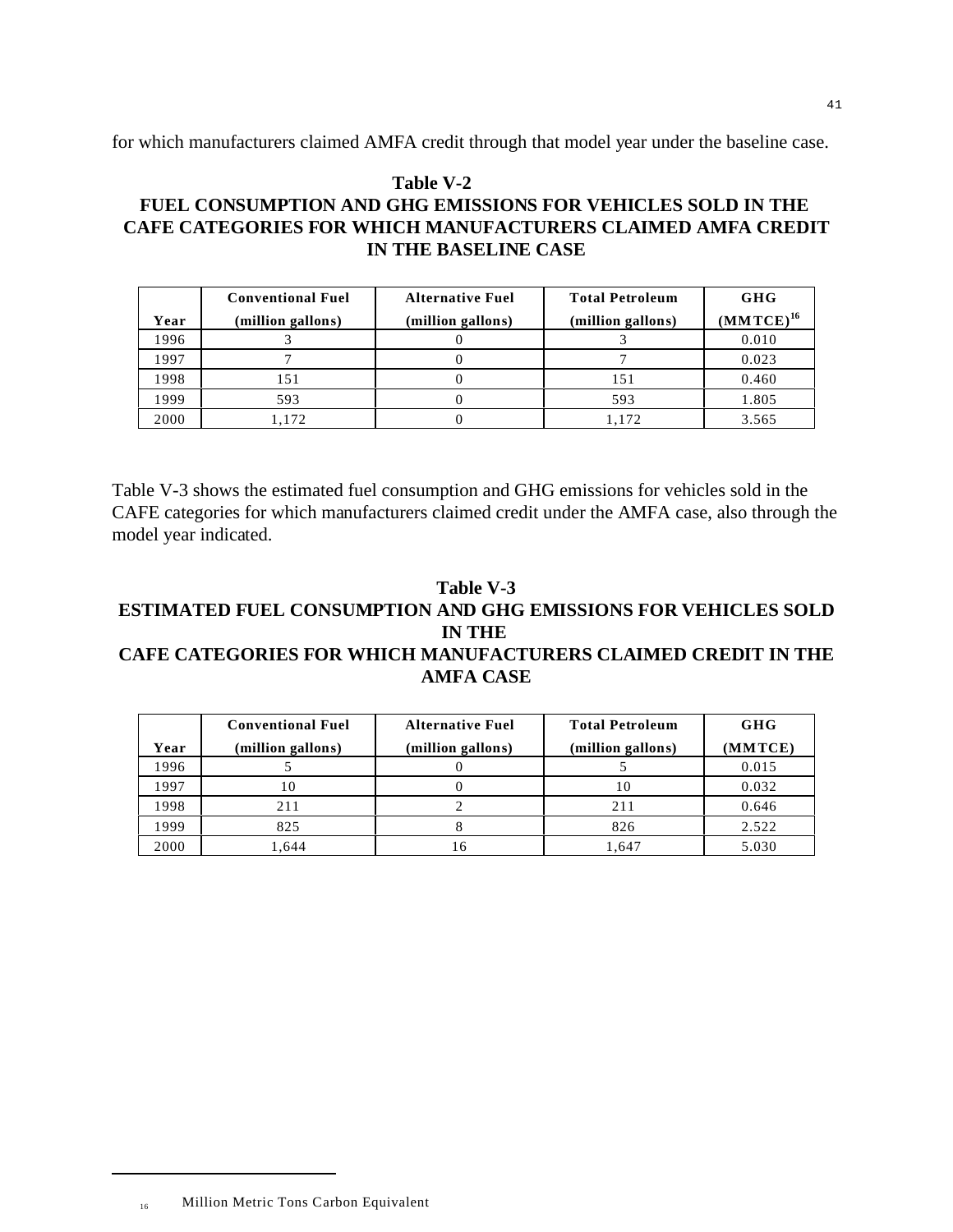for which manufacturers claimed AMFA credit through that model year under the baseline case.

**Table V-2**
**FUEL CONSUMPTION AND GHG EMISSIONS FOR VEHICLES SOLD IN THE CAFE CATEGORIES FOR WHICH MANUFACTURERS CLAIMED AMFA CREDIT IN THE BASELINE CASE**

| Year | Conventional Fuel (million gallons) | Alternative Fuel (million gallons) | Total Petroleum (million gallons) | GHG (MMTCE)[16] |
|---|---|---|---|---|
| 1996 | 3 | 0 | 3 | 0.010 |
| 1997 | 7 | 0 | 7 | 0.023 |
| 1998 | 151 | 0 | 151 | 0.460 |
| 1999 | 593 | 0 | 593 | 1.805 |
| 2000 | 1,172 | 0 | 1,172 | 3.565 |

Table V-3 shows the estimated fuel consumption and GHG emissions for vehicles sold in the CAFE categories for which manufacturers claimed credit under the AMFA case, also through the model year indicated.

**Table V-3**
**ESTIMATED FUEL CONSUMPTION AND GHG EMISSIONS FOR VEHICLES SOLD IN THE CAFE CATEGORIES FOR WHICH MANUFACTURERS CLAIMED CREDIT IN THE AMFA CASE**

| Year | Conventional Fuel (million gallons) | Alternative Fuel (million gallons) | Total Petroleum (million gallons) | GHG (MMTCE) |
|---|---|---|---|---|
| 1996 | 5 | 0 | 5 | 0.015 |
| 1997 | 10 | 0 | 10 | 0.032 |
| 1998 | 211 | 2 | 211 | 0.646 |
| 1999 | 825 | 8 | 826 | 2.522 |
| 2000 | 1,644 | 16 | 1,647 | 5.030 |

[16] Million Metric Tons Carbon Equivalent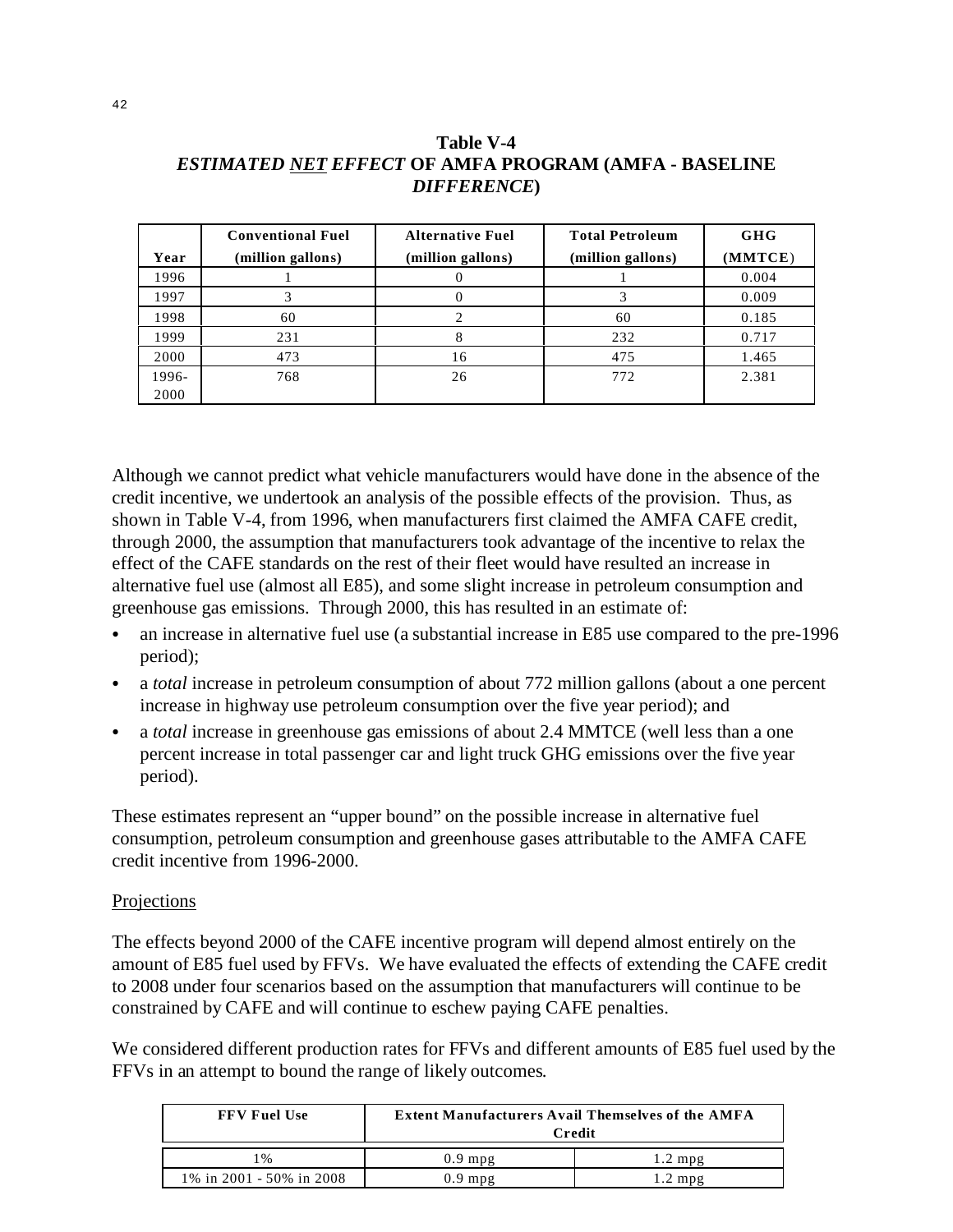**Table V-4**
***ESTIMATED <u>NET</u> EFFECT* OF AMFA PROGRAM (AMFA - BASELINE *DIFFERENCE*)**

| Year | Conventional Fuel (million gallons) | Alternative Fuel (million gallons) | Total Petroleum (million gallons) | GHG (MMTCE) |
|---|---|---|---|---|
| 1996 | 1 | 0 | 1 | 0.004 |
| 1997 | 3 | 0 | 3 | 0.009 |
| 1998 | 60 | 2 | 60 | 0.185 |
| 1999 | 231 | 8 | 232 | 0.717 |
| 2000 | 473 | 16 | 475 | 1.465 |
| 1996-2000 | 768 | 26 | 772 | 2.381 |

Although we cannot predict what vehicle manufacturers would have done in the absence of the credit incentive, we undertook an analysis of the possible effects of the provision. Thus, as shown in Table V-4, from 1996, when manufacturers first claimed the AMFA CAFE credit, through 2000, the assumption that manufacturers took advantage of the incentive to relax the effect of the CAFE standards on the rest of their fleet would have resulted an increase in alternative fuel use (almost all E85), and some slight increase in petroleum consumption and greenhouse gas emissions. Through 2000, this has resulted in an estimate of:

- an increase in alternative fuel use (a substantial increase in E85 use compared to the pre-1996 period);
- a *total* increase in petroleum consumption of about 772 million gallons (about a one percent increase in highway use petroleum consumption over the five year period); and
- a *total* increase in greenhouse gas emissions of about 2.4 MMTCE (well less than a one percent increase in total passenger car and light truck GHG emissions over the five year period).

These estimates represent an "upper bound" on the possible increase in alternative fuel consumption, petroleum consumption and greenhouse gases attributable to the AMFA CAFE credit incentive from 1996-2000.

<u>Projections</u>

The effects beyond 2000 of the CAFE incentive program will depend almost entirely on the amount of E85 fuel used by FFVs. We have evaluated the effects of extending the CAFE credit to 2008 under four scenarios based on the assumption that manufacturers will continue to be constrained by CAFE and will continue to eschew paying CAFE penalties.

We considered different production rates for FFVs and different amounts of E85 fuel used by the FFVs in an attempt to bound the range of likely outcomes.

| FFV Fuel Use | Extent Manufacturers Avail Themselves of the AMFA Credit | |
|---|---|---|
| 1% | 0.9 mpg | 1.2 mpg |
| 1% in 2001 - 50% in 2008 | 0.9 mpg | 1.2 mpg |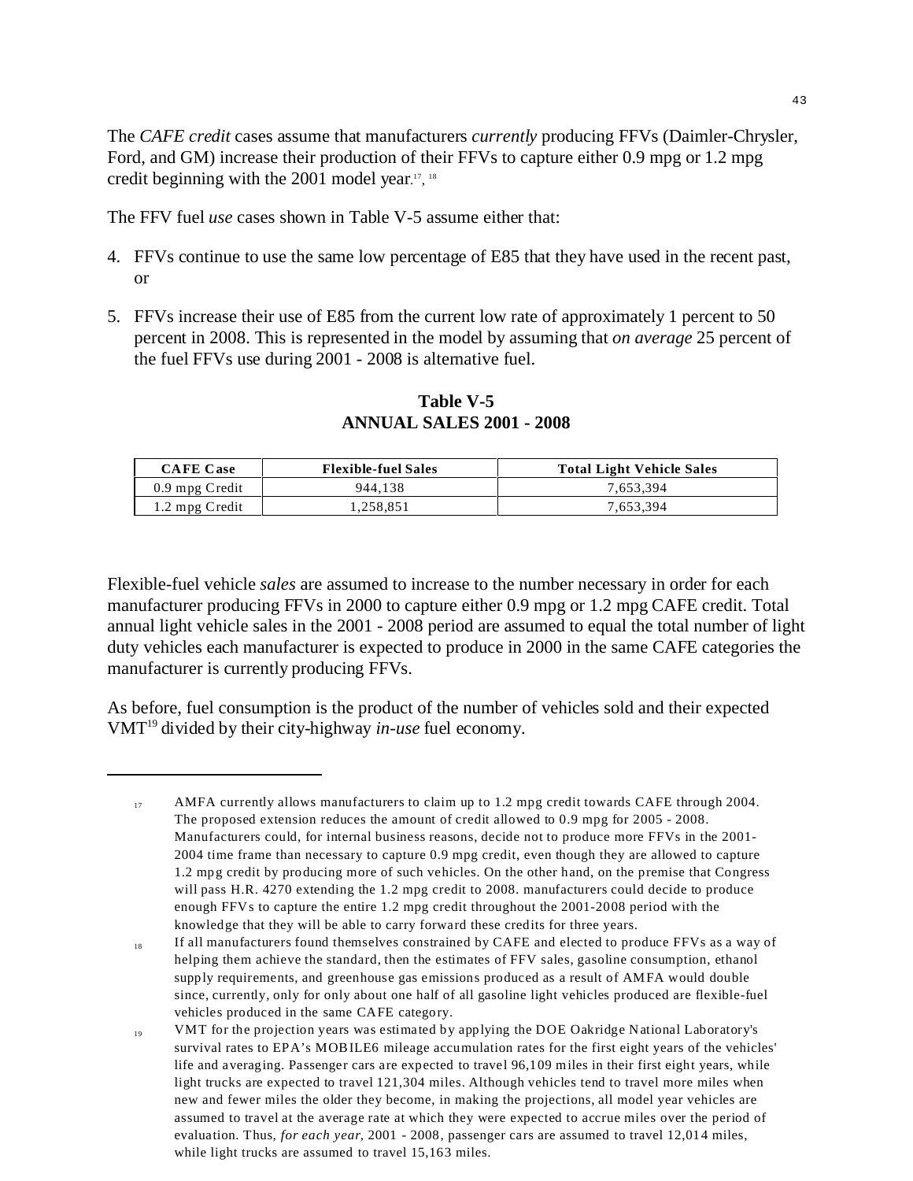The *CAFE credit* cases assume that manufacturers *currently* producing FFVs (Daimler-Chrysler, Ford, and GM) increase their production of their FFVs to capture either 0.9 mpg or 1.2 mpg credit beginning with the 2001 model year.[17, 18]

The FFV fuel *use* cases shown in Table V-5 assume either that:

4. FFVs continue to use the same low percentage of E85 that they have used in the recent past, or

5. FFVs increase their use of E85 from the current low rate of approximately 1 percent to 50 percent in 2008. This is represented in the model by assuming that *on average* 25 percent of the fuel FFVs use during 2001 - 2008 is alternative fuel.

**Table V-5**
**ANNUAL SALES 2001 - 2008**

| CAFE Case | Flexible-fuel Sales | Total Light Vehicle Sales |
|---|---|---|
| 0.9 mpg Credit | 944,138 | 7,653,394 |
| 1.2 mpg Credit | 1,258,851 | 7,653,394 |

Flexible-fuel vehicle *sales* are assumed to increase to the number necessary in order for each manufacturer producing FFVs in 2000 to capture either 0.9 mpg or 1.2 mpg CAFE credit. Total annual light vehicle sales in the 2001 - 2008 period are assumed to equal the total number of light duty vehicles each manufacturer is expected to produce in 2000 in the same CAFE categories the manufacturer is currently producing FFVs.

As before, fuel consumption is the product of the number of vehicles sold and their expected VMT[19] divided by their city-highway *in-use* fuel economy.

---

[17] AMFA currently allows manufacturers to claim up to 1.2 mpg credit towards CAFE through 2004. The proposed extension reduces the amount of credit allowed to 0.9 mpg for 2005 - 2008. Manufacturers could, for internal business reasons, decide not to produce more FFVs in the 2001-2004 time frame than necessary to capture 0.9 mpg credit, even though they are allowed to capture 1.2 mpg credit by producing more of such vehicles. On the other hand, on the premise that Congress will pass H.R. 4270 extending the 1.2 mpg credit to 2008. manufacturers could decide to produce enough FFVs to capture the entire 1.2 mpg credit throughout the 2001-2008 period with the knowledge that they will be able to carry forward these credits for three years.

[18] If all manufacturers found themselves constrained by CAFE and elected to produce FFVs as a way of helping them achieve the standard, then the estimates of FFV sales, gasoline consumption, ethanol supply requirements, and greenhouse gas emissions produced as a result of AMFA would double since, currently, only for only about one half of all gasoline light vehicles produced are flexible-fuel vehicles produced in the same CAFE category.

[19] VMT for the projection years was estimated by applying the DOE Oakridge National Laboratory's survival rates to EPA's MOBILE6 mileage accumulation rates for the first eight years of the vehicles' life and averaging. Passenger cars are expected to travel 96,109 miles in their first eight years, while light trucks are expected to travel 121,304 miles. Although vehicles tend to travel more miles when new and fewer miles the older they become, in making the projections, all model year vehicles are assumed to travel at the average rate at which they were expected to accrue miles over the period of evaluation. Thus, *for each year*, 2001 - 2008, passenger cars are assumed to travel 12,014 miles, while light trucks are assumed to travel 15,163 miles.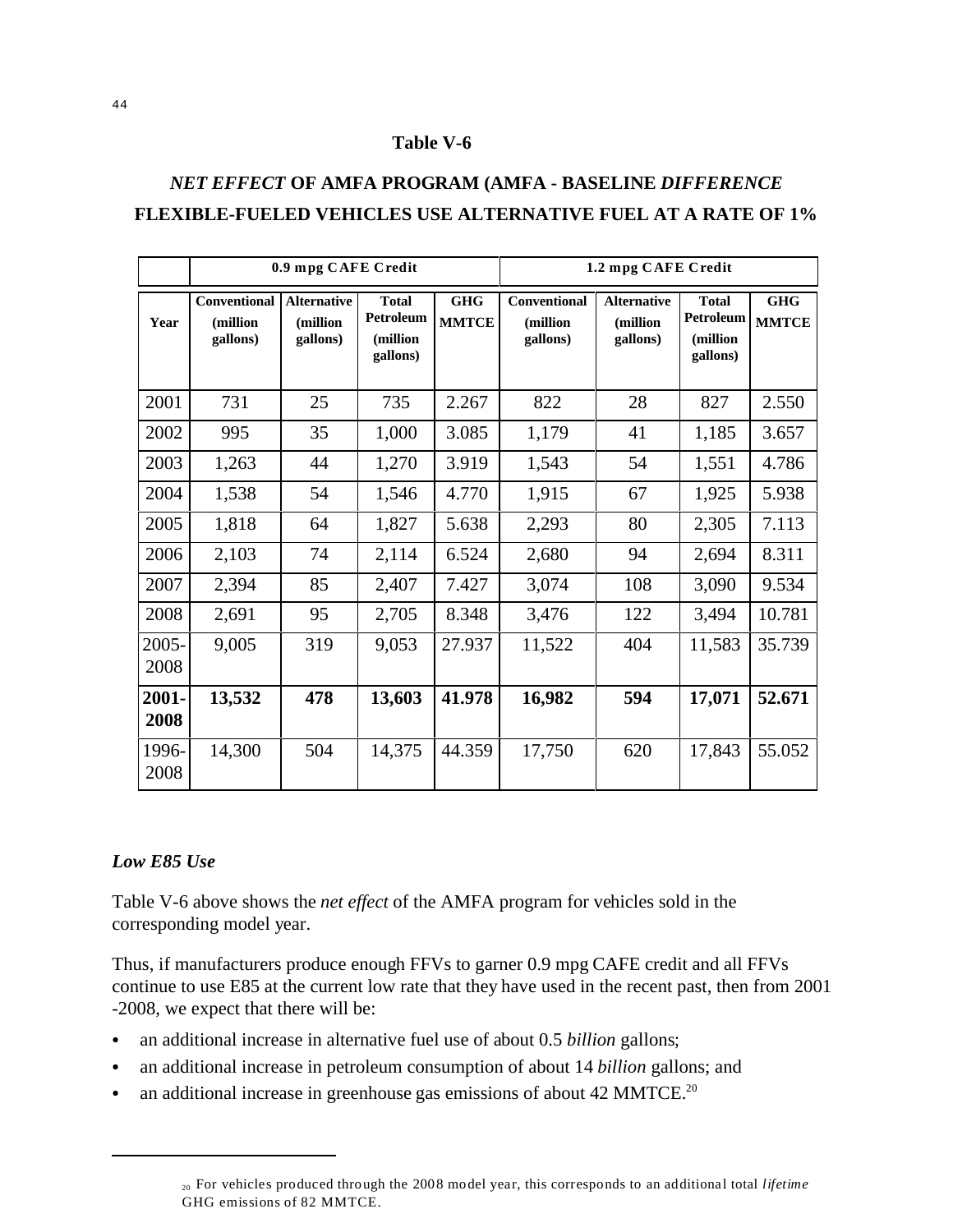**Table V-6**

***NET EFFECT* OF AMFA PROGRAM (AMFA - BASELINE *DIFFERENCE***
**FLEXIBLE-FUELED VEHICLES USE ALTERNATIVE FUEL AT A RATE OF 1%**

| | 0.9 mpg CAFE Credit | | | | 1.2 mpg CAFE Credit | | | |
|---|---|---|---|---|---|---|---|---|
| **Year** | **Conventional (million gallons)** | **Alternative (million gallons)** | **Total Petroleum (million gallons)** | **GHG MMTCE** | **Conventional (million gallons)** | **Alternative (million gallons)** | **Total Petroleum (million gallons)** | **GHG MMTCE** |
| 2001 | 731 | 25 | 735 | 2.267 | 822 | 28 | 827 | 2.550 |
| 2002 | 995 | 35 | 1,000 | 3.085 | 1,179 | 41 | 1,185 | 3.657 |
| 2003 | 1,263 | 44 | 1,270 | 3.919 | 1,543 | 54 | 1,551 | 4.786 |
| 2004 | 1,538 | 54 | 1,546 | 4.770 | 1,915 | 67 | 1,925 | 5.938 |
| 2005 | 1,818 | 64 | 1,827 | 5.638 | 2,293 | 80 | 2,305 | 7.113 |
| 2006 | 2,103 | 74 | 2,114 | 6.524 | 2,680 | 94 | 2,694 | 8.311 |
| 2007 | 2,394 | 85 | 2,407 | 7.427 | 3,074 | 108 | 3,090 | 9.534 |
| 2008 | 2,691 | 95 | 2,705 | 8.348 | 3,476 | 122 | 3,494 | 10.781 |
| 2005-2008 | 9,005 | 319 | 9,053 | 27.937 | 11,522 | 404 | 11,583 | 35.739 |
| **2001-2008** | **13,532** | **478** | **13,603** | **41.978** | **16,982** | **594** | **17,071** | **52.671** |
| 1996-2008 | 14,300 | 504 | 14,375 | 44.359 | 17,750 | 620 | 17,843 | 55.052 |

### *Low E85 Use*

Table V-6 above shows the *net effect* of the AMFA program for vehicles sold in the corresponding model year.

Thus, if manufacturers produce enough FFVs to garner 0.9 mpg CAFE credit and all FFVs continue to use E85 at the current low rate that they have used in the recent past, then from 2001 -2008, we expect that there will be:

- an additional increase in alternative fuel use of about 0.5 *billion* gallons;
- an additional increase in petroleum consumption of about 14 *billion* gallons; and
- an additional increase in greenhouse gas emissions of about 42 MMTCE.[20]

[20] For vehicles produced through the 2008 model year, this corresponds to an additional total *lifetime* GHG emissions of 82 MMTCE.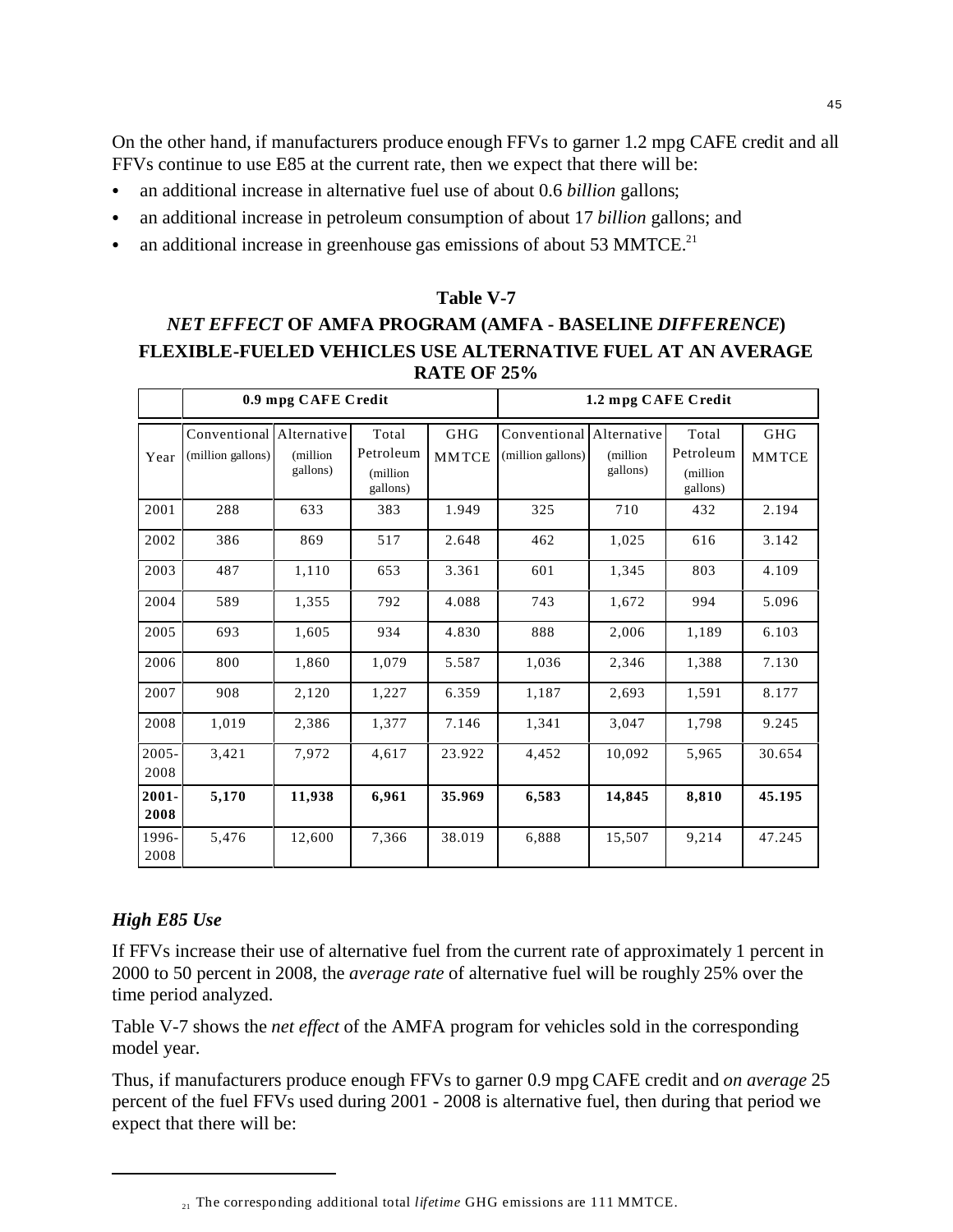On the other hand, if manufacturers produce enough FFVs to garner 1.2 mpg CAFE credit and all FFVs continue to use E85 at the current rate, then we expect that there will be:

- an additional increase in alternative fuel use of about 0.6 *billion* gallons;
- an additional increase in petroleum consumption of about 17 *billion* gallons; and
- an additional increase in greenhouse gas emissions of about 53 MMTCE.[21]

**Table V-7**

***NET EFFECT* OF AMFA PROGRAM (AMFA - BASELINE *DIFFERENCE*)**
**FLEXIBLE-FUELED VEHICLES USE ALTERNATIVE FUEL AT AN AVERAGE RATE OF 25%**

| | 0.9 mpg CAFE Credit | | | | 1.2 mpg CAFE Credit | | | |
|---|---|---|---|---|---|---|---|---|
| Year | Conventional (million gallons) | Alternative (million gallons) | Total Petroleum (million gallons) | GHG MMTCE | Conventional (million gallons) | Alternative (million gallons) | Total Petroleum (million gallons) | GHG MMTCE |
| 2001 | 288 | 633 | 383 | 1.949 | 325 | 710 | 432 | 2.194 |
| 2002 | 386 | 869 | 517 | 2.648 | 462 | 1,025 | 616 | 3.142 |
| 2003 | 487 | 1,110 | 653 | 3.361 | 601 | 1,345 | 803 | 4.109 |
| 2004 | 589 | 1,355 | 792 | 4.088 | 743 | 1,672 | 994 | 5.096 |
| 2005 | 693 | 1,605 | 934 | 4.830 | 888 | 2,006 | 1,189 | 6.103 |
| 2006 | 800 | 1,860 | 1,079 | 5.587 | 1,036 | 2,346 | 1,388 | 7.130 |
| 2007 | 908 | 2,120 | 1,227 | 6.359 | 1,187 | 2,693 | 1,591 | 8.177 |
| 2008 | 1,019 | 2,386 | 1,377 | 7.146 | 1,341 | 3,047 | 1,798 | 9.245 |
| 2005-2008 | 3,421 | 7,972 | 4,617 | 23.922 | 4,452 | 10,092 | 5,965 | 30.654 |
| **2001-2008** | **5,170** | **11,938** | **6,961** | **35.969** | **6,583** | **14,845** | **8,810** | **45.195** |
| 1996-2008 | 5,476 | 12,600 | 7,366 | 38.019 | 6,888 | 15,507 | 9,214 | 47.245 |

### *High E85 Use*

If FFVs increase their use of alternative fuel from the current rate of approximately 1 percent in 2000 to 50 percent in 2008, the *average rate* of alternative fuel will be roughly 25% over the time period analyzed.

Table V-7 shows the *net effect* of the AMFA program for vehicles sold in the corresponding model year.

Thus, if manufacturers produce enough FFVs to garner 0.9 mpg CAFE credit and *on average* 25 percent of the fuel FFVs used during 2001 - 2008 is alternative fuel, then during that period we expect that there will be:

---

[21] The corresponding additional total *lifetime* GHG emissions are 111 MMTCE.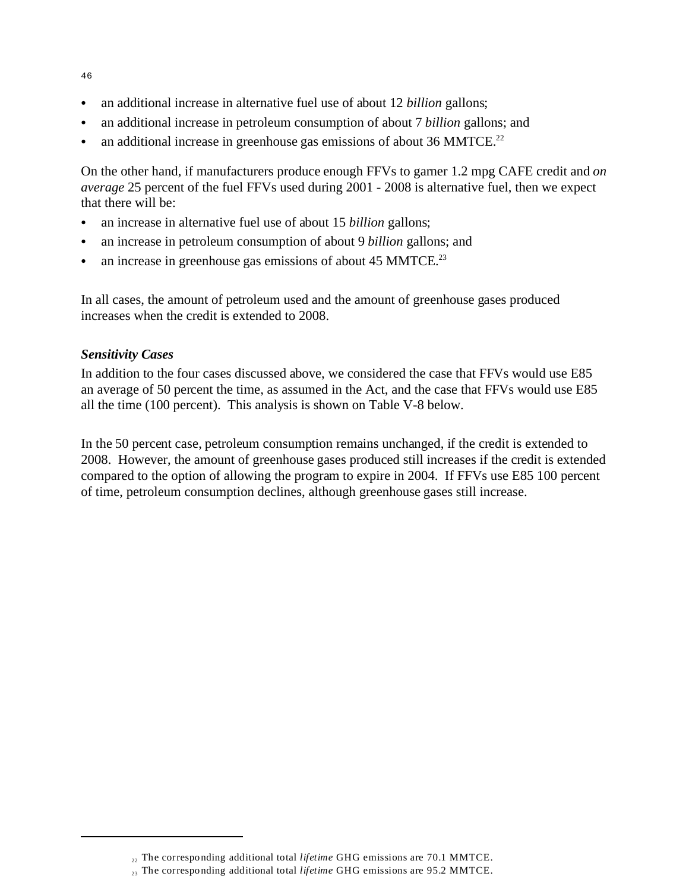- an additional increase in alternative fuel use of about 12 *billion* gallons;
- an additional increase in petroleum consumption of about 7 *billion* gallons; and
- an additional increase in greenhouse gas emissions of about 36 MMTCE.[22]

On the other hand, if manufacturers produce enough FFVs to garner 1.2 mpg CAFE credit and *on average* 25 percent of the fuel FFVs used during 2001 - 2008 is alternative fuel, then we expect that there will be:

- an increase in alternative fuel use of about 15 *billion* gallons;
- an increase in petroleum consumption of about 9 *billion* gallons; and
- an increase in greenhouse gas emissions of about 45 MMTCE.[23]

In all cases, the amount of petroleum used and the amount of greenhouse gases produced increases when the credit is extended to 2008.

***Sensitivity Cases***

In addition to the four cases discussed above, we considered the case that FFVs would use E85 an average of 50 percent the time, as assumed in the Act, and the case that FFVs would use E85 all the time (100 percent). This analysis is shown on Table V-8 below.

In the 50 percent case, petroleum consumption remains unchanged, if the credit is extended to 2008. However, the amount of greenhouse gases produced still increases if the credit is extended compared to the option of allowing the program to expire in 2004. If FFVs use E85 100 percent of time, petroleum consumption declines, although greenhouse gases still increase.

---

[22] The corresponding additional total *lifetime* GHG emissions are 70.1 MMTCE.

[23] The corresponding additional total *lifetime* GHG emissions are 95.2 MMTCE.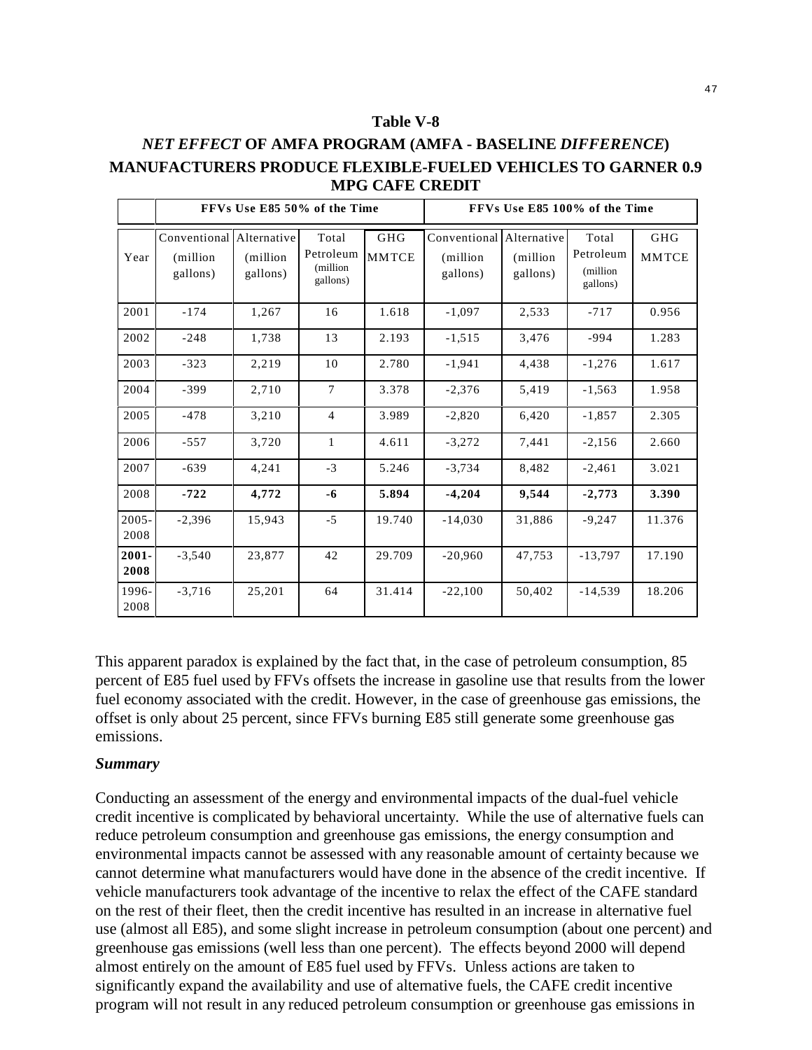**Table V-8**

***NET EFFECT* OF AMFA PROGRAM (AMFA - BASELINE *DIFFERENCE*)**

**MANUFACTURERS PRODUCE FLEXIBLE-FUELED VEHICLES TO GARNER 0.9 MPG CAFE CREDIT**

| | FFVs Use E85 50% of the Time | | | | FFVs Use E85 100% of the Time | | | |
|---|---|---|---|---|---|---|---|---|
| Year | Conventional (million gallons) | Alternative (million gallons) | Total Petroleum (million gallons) | GHG MMTCE | Conventional (million gallons) | Alternative (million gallons) | Total Petroleum (million gallons) | GHG MMTCE |
| 2001 | -174 | 1,267 | 16 | 1.618 | -1,097 | 2,533 | -717 | 0.956 |
| 2002 | -248 | 1,738 | 13 | 2.193 | -1,515 | 3,476 | -994 | 1.283 |
| 2003 | -323 | 2,219 | 10 | 2.780 | -1,941 | 4,438 | -1,276 | 1.617 |
| 2004 | -399 | 2,710 | 7 | 3.378 | -2,376 | 5,419 | -1,563 | 1.958 |
| 2005 | -478 | 3,210 | 4 | 3.989 | -2,820 | 6,420 | -1,857 | 2.305 |
| 2006 | -557 | 3,720 | 1 | 4.611 | -3,272 | 7,441 | -2,156 | 2.660 |
| 2007 | -639 | 4,241 | -3 | 5.246 | -3,734 | 8,482 | -2,461 | 3.021 |
| 2008 | **-722** | **4,772** | **-6** | **5.894** | **-4,204** | **9,544** | **-2,773** | **3.390** |
| 2005-2008 | -2,396 | 15,943 | -5 | 19.740 | -14,030 | 31,886 | -9,247 | 11.376 |
| **2001-2008** | -3,540 | 23,877 | 42 | 29.709 | -20,960 | 47,753 | -13,797 | 17.190 |
| 1996-2008 | -3,716 | 25,201 | 64 | 31.414 | -22,100 | 50,402 | -14,539 | 18.206 |

This apparent paradox is explained by the fact that, in the case of petroleum consumption, 85 percent of E85 fuel used by FFVs offsets the increase in gasoline use that results from the lower fuel economy associated with the credit. However, in the case of greenhouse gas emissions, the offset is only about 25 percent, since FFVs burning E85 still generate some greenhouse gas emissions.

***Summary***

Conducting an assessment of the energy and environmental impacts of the dual-fuel vehicle credit incentive is complicated by behavioral uncertainty. While the use of alternative fuels can reduce petroleum consumption and greenhouse gas emissions, the energy consumption and environmental impacts cannot be assessed with any reasonable amount of certainty because we cannot determine what manufacturers would have done in the absence of the credit incentive. If vehicle manufacturers took advantage of the incentive to relax the effect of the CAFE standard on the rest of their fleet, then the credit incentive has resulted in an increase in alternative fuel use (almost all E85), and some slight increase in petroleum consumption (about one percent) and greenhouse gas emissions (well less than one percent). The effects beyond 2000 will depend almost entirely on the amount of E85 fuel used by FFVs. Unless actions are taken to significantly expand the availability and use of alternative fuels, the CAFE credit incentive program will not result in any reduced petroleum consumption or greenhouse gas emissions in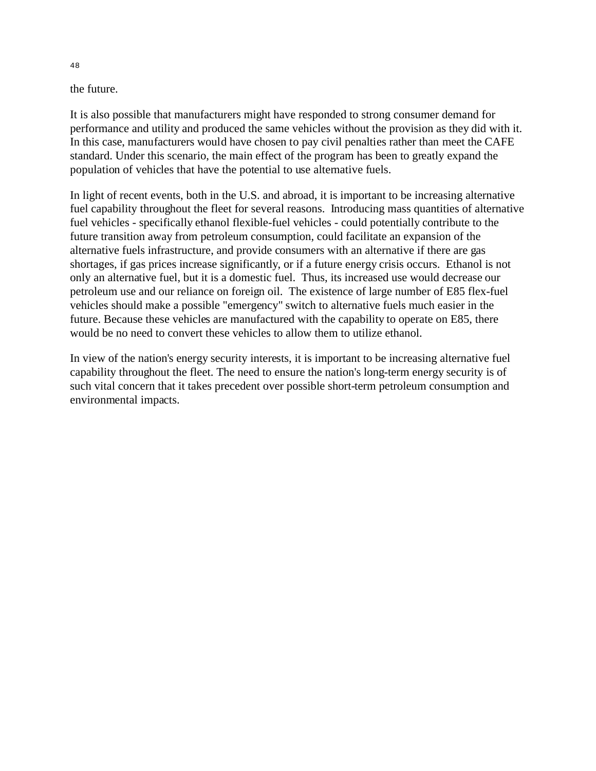the future.

It is also possible that manufacturers might have responded to strong consumer demand for performance and utility and produced the same vehicles without the provision as they did with it. In this case, manufacturers would have chosen to pay civil penalties rather than meet the CAFE standard. Under this scenario, the main effect of the program has been to greatly expand the population of vehicles that have the potential to use alternative fuels.

In light of recent events, both in the U.S. and abroad, it is important to be increasing alternative fuel capability throughout the fleet for several reasons. Introducing mass quantities of alternative fuel vehicles - specifically ethanol flexible-fuel vehicles - could potentially contribute to the future transition away from petroleum consumption, could facilitate an expansion of the alternative fuels infrastructure, and provide consumers with an alternative if there are gas shortages, if gas prices increase significantly, or if a future energy crisis occurs. Ethanol is not only an alternative fuel, but it is a domestic fuel. Thus, its increased use would decrease our petroleum use and our reliance on foreign oil. The existence of large number of E85 flex-fuel vehicles should make a possible "emergency" switch to alternative fuels much easier in the future. Because these vehicles are manufactured with the capability to operate on E85, there would be no need to convert these vehicles to allow them to utilize ethanol.

In view of the nation's energy security interests, it is important to be increasing alternative fuel capability throughout the fleet. The need to ensure the nation's long-term energy security is of such vital concern that it takes precedent over possible short-term petroleum consumption and environmental impacts.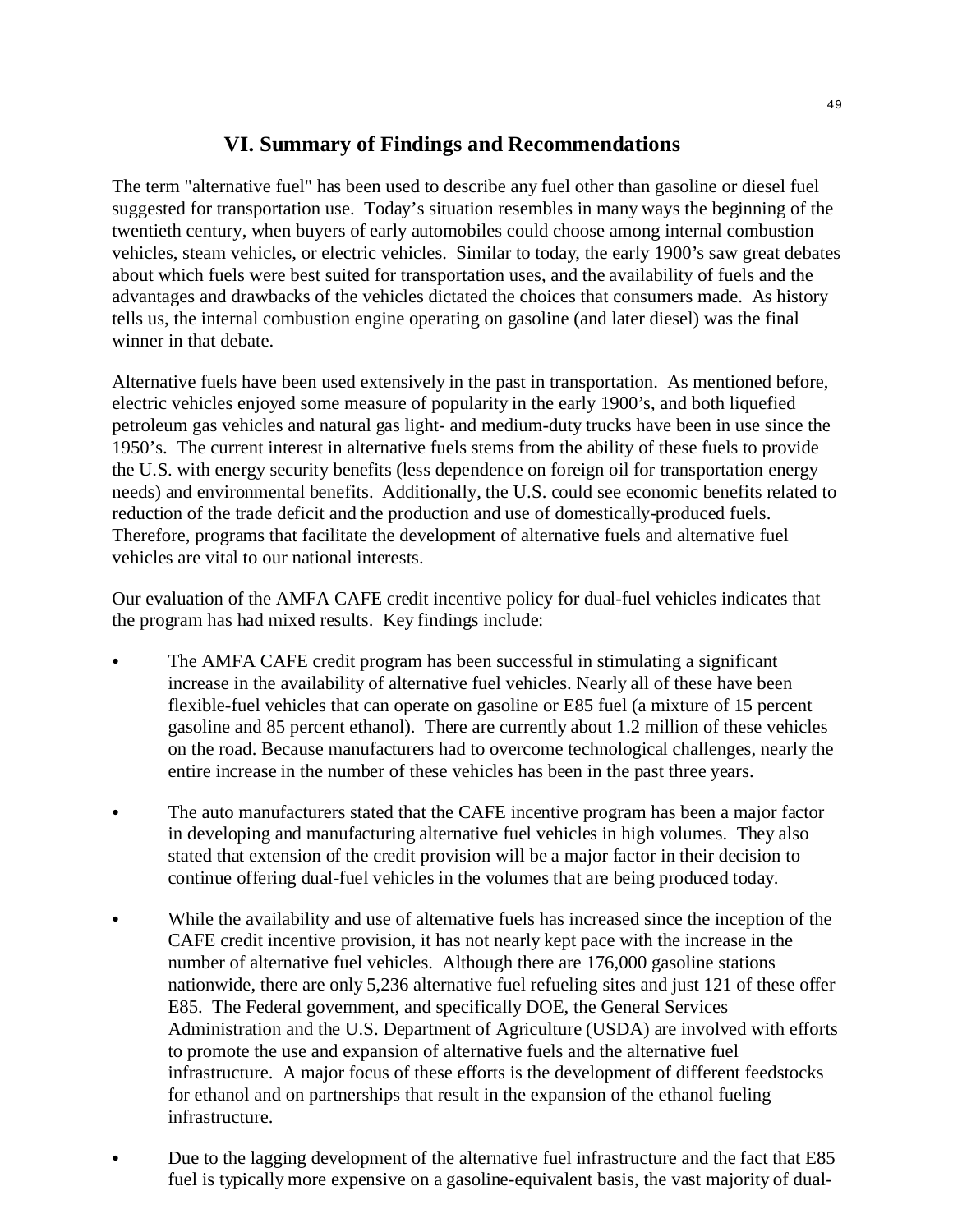# VI. Summary of Findings and Recommendations

The term "alternative fuel" has been used to describe any fuel other than gasoline or diesel fuel suggested for transportation use. Today's situation resembles in many ways the beginning of the twentieth century, when buyers of early automobiles could choose among internal combustion vehicles, steam vehicles, or electric vehicles. Similar to today, the early 1900's saw great debates about which fuels were best suited for transportation uses, and the availability of fuels and the advantages and drawbacks of the vehicles dictated the choices that consumers made. As history tells us, the internal combustion engine operating on gasoline (and later diesel) was the final winner in that debate.

Alternative fuels have been used extensively in the past in transportation. As mentioned before, electric vehicles enjoyed some measure of popularity in the early 1900's, and both liquefied petroleum gas vehicles and natural gas light- and medium-duty trucks have been in use since the 1950's. The current interest in alternative fuels stems from the ability of these fuels to provide the U.S. with energy security benefits (less dependence on foreign oil for transportation energy needs) and environmental benefits. Additionally, the U.S. could see economic benefits related to reduction of the trade deficit and the production and use of domestically-produced fuels. Therefore, programs that facilitate the development of alternative fuels and alternative fuel vehicles are vital to our national interests.

Our evaluation of the AMFA CAFE credit incentive policy for dual-fuel vehicles indicates that the program has had mixed results. Key findings include:

- The AMFA CAFE credit program has been successful in stimulating a significant increase in the availability of alternative fuel vehicles. Nearly all of these have been flexible-fuel vehicles that can operate on gasoline or E85 fuel (a mixture of 15 percent gasoline and 85 percent ethanol). There are currently about 1.2 million of these vehicles on the road. Because manufacturers had to overcome technological challenges, nearly the entire increase in the number of these vehicles has been in the past three years.

- The auto manufacturers stated that the CAFE incentive program has been a major factor in developing and manufacturing alternative fuel vehicles in high volumes. They also stated that extension of the credit provision will be a major factor in their decision to continue offering dual-fuel vehicles in the volumes that are being produced today.

- While the availability and use of alternative fuels has increased since the inception of the CAFE credit incentive provision, it has not nearly kept pace with the increase in the number of alternative fuel vehicles. Although there are 176,000 gasoline stations nationwide, there are only 5,236 alternative fuel refueling sites and just 121 of these offer E85. The Federal government, and specifically DOE, the General Services Administration and the U.S. Department of Agriculture (USDA) are involved with efforts to promote the use and expansion of alternative fuels and the alternative fuel infrastructure. A major focus of these efforts is the development of different feedstocks for ethanol and on partnerships that result in the expansion of the ethanol fueling infrastructure.

- Due to the lagging development of the alternative fuel infrastructure and the fact that E85 fuel is typically more expensive on a gasoline-equivalent basis, the vast majority of dual-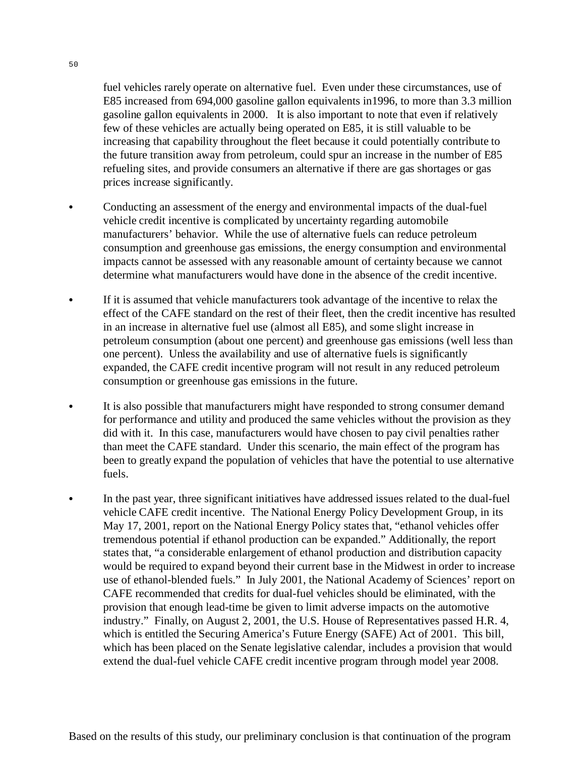fuel vehicles rarely operate on alternative fuel. Even under these circumstances, use of E85 increased from 694,000 gasoline gallon equivalents in1996, to more than 3.3 million gasoline gallon equivalents in 2000. It is also important to note that even if relatively few of these vehicles are actually being operated on E85, it is still valuable to be increasing that capability throughout the fleet because it could potentially contribute to the future transition away from petroleum, could spur an increase in the number of E85 refueling sites, and provide consumers an alternative if there are gas shortages or gas prices increase significantly.

- Conducting an assessment of the energy and environmental impacts of the dual-fuel vehicle credit incentive is complicated by uncertainty regarding automobile manufacturers' behavior. While the use of alternative fuels can reduce petroleum consumption and greenhouse gas emissions, the energy consumption and environmental impacts cannot be assessed with any reasonable amount of certainty because we cannot determine what manufacturers would have done in the absence of the credit incentive.

- If it is assumed that vehicle manufacturers took advantage of the incentive to relax the effect of the CAFE standard on the rest of their fleet, then the credit incentive has resulted in an increase in alternative fuel use (almost all E85), and some slight increase in petroleum consumption (about one percent) and greenhouse gas emissions (well less than one percent). Unless the availability and use of alternative fuels is significantly expanded, the CAFE credit incentive program will not result in any reduced petroleum consumption or greenhouse gas emissions in the future.

- It is also possible that manufacturers might have responded to strong consumer demand for performance and utility and produced the same vehicles without the provision as they did with it. In this case, manufacturers would have chosen to pay civil penalties rather than meet the CAFE standard. Under this scenario, the main effect of the program has been to greatly expand the population of vehicles that have the potential to use alternative fuels.

- In the past year, three significant initiatives have addressed issues related to the dual-fuel vehicle CAFE credit incentive. The National Energy Policy Development Group, in its May 17, 2001, report on the National Energy Policy states that, "ethanol vehicles offer tremendous potential if ethanol production can be expanded." Additionally, the report states that, "a considerable enlargement of ethanol production and distribution capacity would be required to expand beyond their current base in the Midwest in order to increase use of ethanol-blended fuels." In July 2001, the National Academy of Sciences' report on CAFE recommended that credits for dual-fuel vehicles should be eliminated, with the provision that enough lead-time be given to limit adverse impacts on the automotive industry." Finally, on August 2, 2001, the U.S. House of Representatives passed H.R. 4, which is entitled the Securing America's Future Energy (SAFE) Act of 2001. This bill, which has been placed on the Senate legislative calendar, includes a provision that would extend the dual-fuel vehicle CAFE credit incentive program through model year 2008.

Based on the results of this study, our preliminary conclusion is that continuation of the program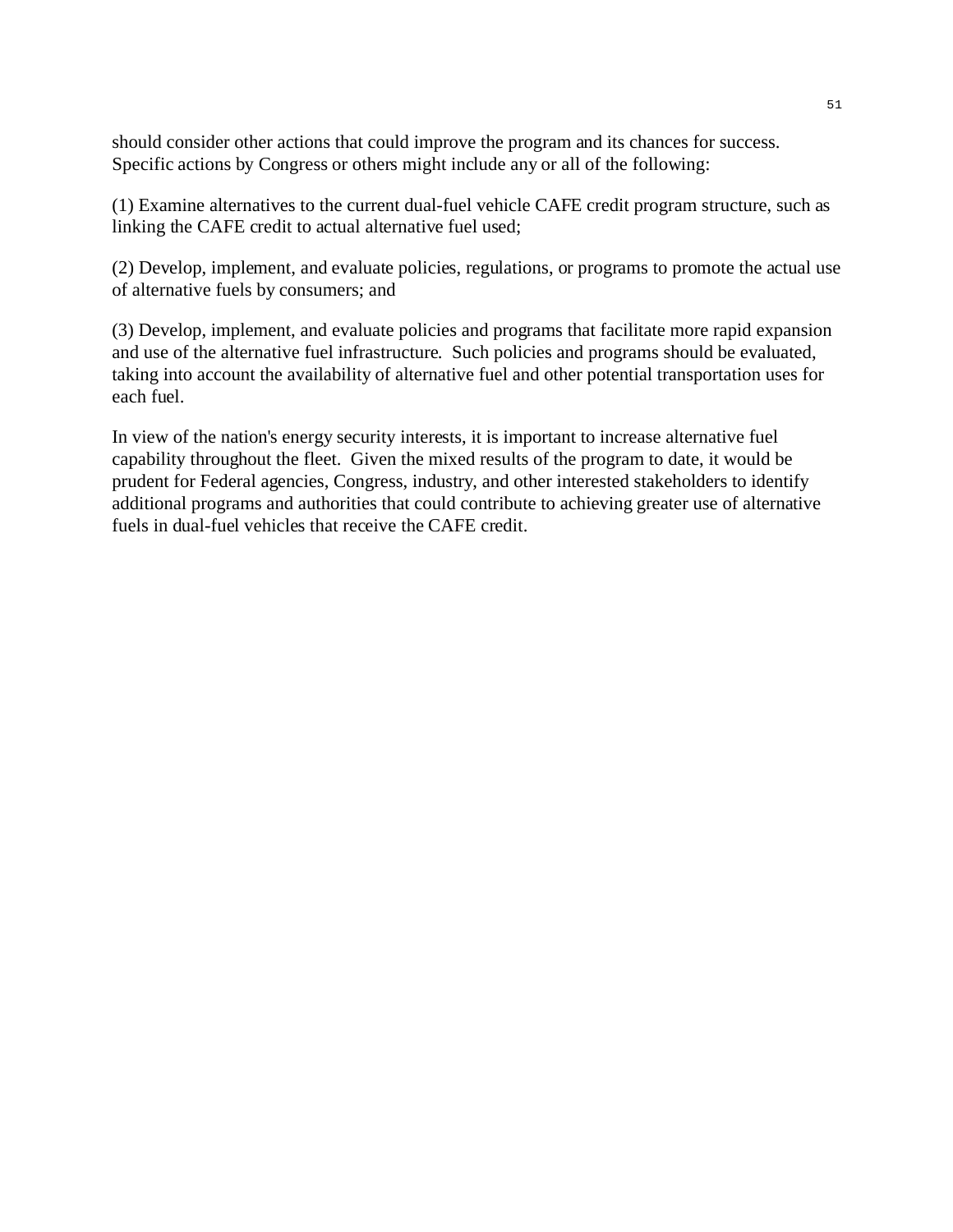should consider other actions that could improve the program and its chances for success. Specific actions by Congress or others might include any or all of the following:

(1) Examine alternatives to the current dual-fuel vehicle CAFE credit program structure, such as linking the CAFE credit to actual alternative fuel used;

(2) Develop, implement, and evaluate policies, regulations, or programs to promote the actual use of alternative fuels by consumers; and

(3) Develop, implement, and evaluate policies and programs that facilitate more rapid expansion and use of the alternative fuel infrastructure. Such policies and programs should be evaluated, taking into account the availability of alternative fuel and other potential transportation uses for each fuel.

In view of the nation's energy security interests, it is important to increase alternative fuel capability throughout the fleet. Given the mixed results of the program to date, it would be prudent for Federal agencies, Congress, industry, and other interested stakeholders to identify additional programs and authorities that could contribute to achieving greater use of alternative fuels in dual-fuel vehicles that receive the CAFE credit.